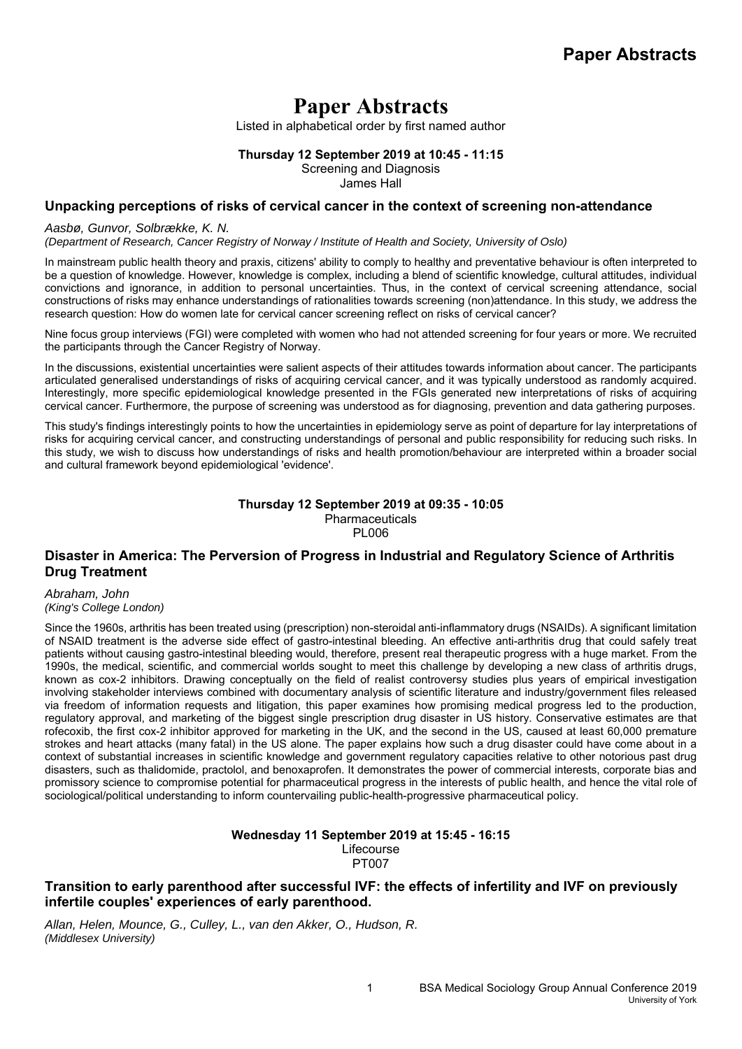# Paper Abstracts

Listed in alphabetical order by first named author

**Thursday 12 September 2019 at 10:45 - 11:15**
Screening and Diagnosis
James Hall

### Unpacking perceptions of risks of cervical cancer in the context of screening non-attendance

*Aasbø, Gunvor, Solbrække, K. N.*
*(Department of Research, Cancer Registry of Norway / Institute of Health and Society, University of Oslo)*

In mainstream public health theory and praxis, citizens' ability to comply to healthy and preventative behaviour is often interpreted to be a question of knowledge. However, knowledge is complex, including a blend of scientific knowledge, cultural attitudes, individual convictions and ignorance, in addition to personal uncertainties. Thus, in the context of cervical screening attendance, social constructions of risks may enhance understandings of rationalities towards screening (non)attendance. In this study, we address the research question: How do women late for cervical cancer screening reflect on risks of cervical cancer?

Nine focus group interviews (FGI) were completed with women who had not attended screening for four years or more. We recruited the participants through the Cancer Registry of Norway.

In the discussions, existential uncertainties were salient aspects of their attitudes towards information about cancer. The participants articulated generalised understandings of risks of acquiring cervical cancer, and it was typically understood as randomly acquired. Interestingly, more specific epidemiological knowledge presented in the FGIs generated new interpretations of risks of acquiring cervical cancer. Furthermore, the purpose of screening was understood as for diagnosing, prevention and data gathering purposes.

This study's findings interestingly points to how the uncertainties in epidemiology serve as point of departure for lay interpretations of risks for acquiring cervical cancer, and constructing understandings of personal and public responsibility for reducing such risks. In this study, we wish to discuss how understandings of risks and health promotion/behaviour are interpreted within a broader social and cultural framework beyond epidemiological 'evidence'.

**Thursday 12 September 2019 at 09:35 - 10:05**
Pharmaceuticals
PL006

### Disaster in America: The Perversion of Progress in Industrial and Regulatory Science of Arthritis Drug Treatment

*Abraham, John*
*(King's College London)*

Since the 1960s, arthritis has been treated using (prescription) non-steroidal anti-inflammatory drugs (NSAIDs). A significant limitation of NSAID treatment is the adverse side effect of gastro-intestinal bleeding. An effective anti-arthritis drug that could safely treat patients without causing gastro-intestinal bleeding would, therefore, present real therapeutic progress with a huge market. From the 1990s, the medical, scientific, and commercial worlds sought to meet this challenge by developing a new class of arthritis drugs, known as cox-2 inhibitors. Drawing conceptually on the field of realist controversy studies plus years of empirical investigation involving stakeholder interviews combined with documentary analysis of scientific literature and industry/government files released via freedom of information requests and litigation, this paper examines how promising medical progress led to the production, regulatory approval, and marketing of the biggest single prescription drug disaster in US history. Conservative estimates are that rofecoxib, the first cox-2 inhibitor approved for marketing in the UK, and the second in the US, caused at least 60,000 premature strokes and heart attacks (many fatal) in the US alone. The paper explains how such a drug disaster could have come about in a context of substantial increases in scientific knowledge and government regulatory capacities relative to other notorious past drug disasters, such as thalidomide, practolol, and benoxaprofen. It demonstrates the power of commercial interests, corporate bias and promissory science to compromise potential for pharmaceutical progress in the interests of public health, and hence the vital role of sociological/political understanding to inform countervailing public-health-progressive pharmaceutical policy.

**Wednesday 11 September 2019 at 15:45 - 16:15**
Lifecourse
PT007

### Transition to early parenthood after successful IVF: the effects of infertility and IVF on previously infertile couples' experiences of early parenthood.

*Allan, Helen, Mounce, G., Culley, L., van den Akker, O., Hudson, R.*
*(Middlesex University)*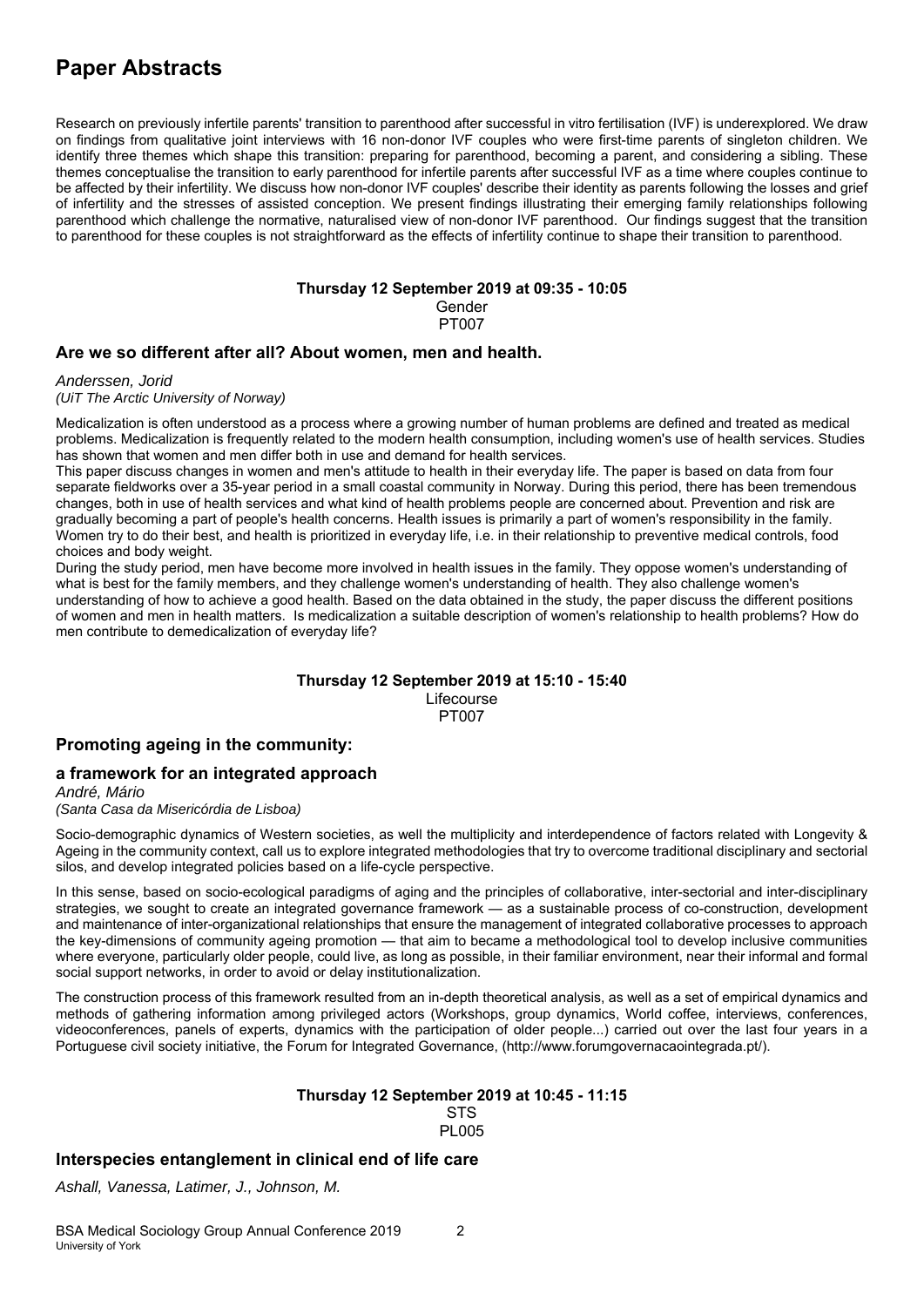# Paper Abstracts

Research on previously infertile parents' transition to parenthood after successful in vitro fertilisation (IVF) is underexplored. We draw on findings from qualitative joint interviews with 16 non-donor IVF couples who were first-time parents of singleton children. We identify three themes which shape this transition: preparing for parenthood, becoming a parent, and considering a sibling. These themes conceptualise the transition to early parenthood for infertile parents after successful IVF as a time where couples continue to be affected by their infertility. We discuss how non-donor IVF couples' describe their identity as parents following the losses and grief of infertility and the stresses of assisted conception. We present findings illustrating their emerging family relationships following parenthood which challenge the normative, naturalised view of non-donor IVF parenthood. Our findings suggest that the transition to parenthood for these couples is not straightforward as the effects of infertility continue to shape their transition to parenthood.

**Thursday 12 September 2019 at 09:35 - 10:05**
Gender
PT007

### Are we so different after all? About women, men and health.

*Anderssen, Jorid*
*(UiT The Arctic University of Norway)*

Medicalization is often understood as a process where a growing number of human problems are defined and treated as medical problems. Medicalization is frequently related to the modern health consumption, including women's use of health services. Studies has shown that women and men differ both in use and demand for health services.

This paper discuss changes in women and men's attitude to health in their everyday life. The paper is based on data from four separate fieldworks over a 35-year period in a small coastal community in Norway. During this period, there has been tremendous changes, both in use of health services and what kind of health problems people are concerned about. Prevention and risk are gradually becoming a part of people's health concerns. Health issues is primarily a part of women's responsibility in the family. Women try to do their best, and health is prioritized in everyday life, i.e. in their relationship to preventive medical controls, food choices and body weight.

During the study period, men have become more involved in health issues in the family. They oppose women's understanding of what is best for the family members, and they challenge women's understanding of health. They also challenge women's understanding of how to achieve a good health. Based on the data obtained in the study, the paper discuss the different positions of women and men in health matters. Is medicalization a suitable description of women's relationship to health problems? How do men contribute to demedicalization of everyday life?

**Thursday 12 September 2019 at 15:10 - 15:40**
Lifecourse
PT007

### Promoting ageing in the community:

### a framework for an integrated approach

*André, Mário*
*(Santa Casa da Misericórdia de Lisboa)*

Socio-demographic dynamics of Western societies, as well the multiplicity and interdependence of factors related with Longevity & Ageing in the community context, call us to explore integrated methodologies that try to overcome traditional disciplinary and sectorial silos, and develop integrated policies based on a life-cycle perspective.

In this sense, based on socio-ecological paradigms of aging and the principles of collaborative, inter-sectorial and inter-disciplinary strategies, we sought to create an integrated governance framework — as a sustainable process of co-construction, development and maintenance of inter-organizational relationships that ensure the management of integrated collaborative processes to approach the key-dimensions of community ageing promotion — that aim to became a methodological tool to develop inclusive communities where everyone, particularly older people, could live, as long as possible, in their familiar environment, near their informal and formal social support networks, in order to avoid or delay institutionalization.

The construction process of this framework resulted from an in-depth theoretical analysis, as well as a set of empirical dynamics and methods of gathering information among privileged actors (Workshops, group dynamics, World coffee, interviews, conferences, videoconferences, panels of experts, dynamics with the participation of older people...) carried out over the last four years in a Portuguese civil society initiative, the Forum for Integrated Governance, (http://www.forumgovernacaointegrada.pt/).

**Thursday 12 September 2019 at 10:45 - 11:15**
STS
PL005

### Interspecies entanglement in clinical end of life care

*Ashall, Vanessa, Latimer, J., Johnson, M.*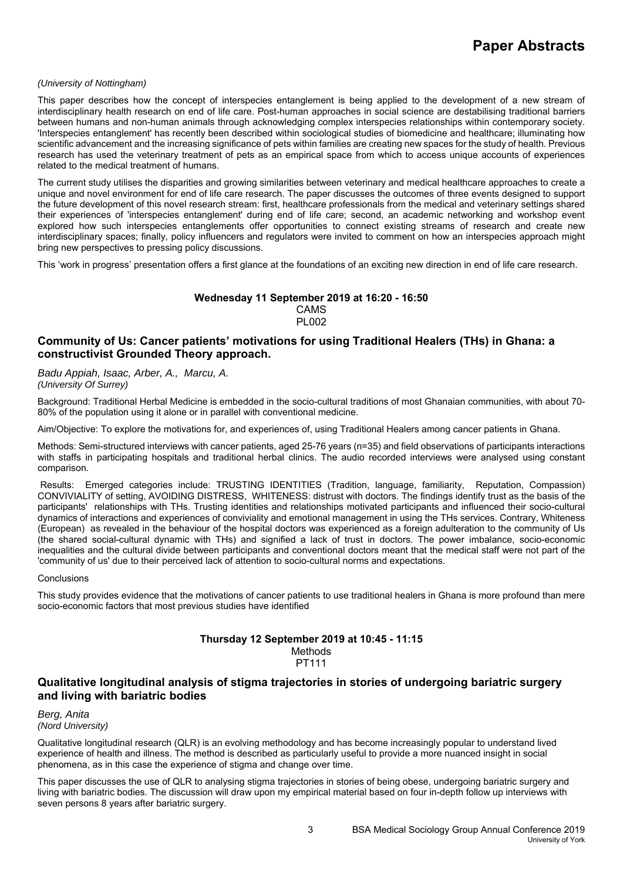*(University of Nottingham)*

This paper describes how the concept of interspecies entanglement is being applied to the development of a new stream of interdisciplinary health research on end of life care. Post-human approaches in social science are destabilising traditional barriers between humans and non-human animals through acknowledging complex interspecies relationships within contemporary society. 'Interspecies entanglement' has recently been described within sociological studies of biomedicine and healthcare; illuminating how scientific advancement and the increasing significance of pets within families are creating new spaces for the study of health. Previous research has used the veterinary treatment of pets as an empirical space from which to access unique accounts of experiences related to the medical treatment of humans.

The current study utilises the disparities and growing similarities between veterinary and medical healthcare approaches to create a unique and novel environment for end of life care research. The paper discusses the outcomes of three events designed to support the future development of this novel research stream: first, healthcare professionals from the medical and veterinary settings shared their experiences of 'interspecies entanglement' during end of life care; second, an academic networking and workshop event explored how such interspecies entanglements offer opportunities to connect existing streams of research and create new interdisciplinary spaces; finally, policy influencers and regulators were invited to comment on how an interspecies approach might bring new perspectives to pressing policy discussions.

This 'work in progress' presentation offers a first glance at the foundations of an exciting new direction in end of life care research.

**Wednesday 11 September 2019 at 16:20 - 16:50**
CAMS
PL002

### Community of Us: Cancer patients' motivations for using Traditional Healers (THs) in Ghana: a constructivist Grounded Theory approach.

*Badu Appiah, Isaac, Arber, A., Marcu, A.*
*(University Of Surrey)*

Background: Traditional Herbal Medicine is embedded in the socio-cultural traditions of most Ghanaian communities, with about 70-80% of the population using it alone or in parallel with conventional medicine.

Aim/Objective: To explore the motivations for, and experiences of, using Traditional Healers among cancer patients in Ghana.

Methods: Semi-structured interviews with cancer patients, aged 25-76 years (n=35) and field observations of participants interactions with staffs in participating hospitals and traditional herbal clinics. The audio recorded interviews were analysed using constant comparison.

Results: Emerged categories include: TRUSTING IDENTITIES (Tradition, language, familiarity, Reputation, Compassion) CONVIVIALITY of setting, AVOIDING DISTRESS, WHITENESS: distrust with doctors. The findings identify trust as the basis of the participants' relationships with THs. Trusting identities and relationships motivated participants and influenced their socio-cultural dynamics of interactions and experiences of conviviality and emotional management in using the THs services. Contrary, Whiteness (European) as revealed in the behaviour of the hospital doctors was experienced as a foreign adulteration to the community of Us (the shared social-cultural dynamic with THs) and signified a lack of trust in doctors. The power imbalance, socio-economic inequalities and the cultural divide between participants and conventional doctors meant that the medical staff were not part of the 'community of us' due to their perceived lack of attention to socio-cultural norms and expectations.

Conclusions

This study provides evidence that the motivations of cancer patients to use traditional healers in Ghana is more profound than mere socio-economic factors that most previous studies have identified

**Thursday 12 September 2019 at 10:45 - 11:15**
Methods
PT111

### Qualitative longitudinal analysis of stigma trajectories in stories of undergoing bariatric surgery and living with bariatric bodies

*Berg, Anita*
*(Nord University)*

Qualitative longitudinal research (QLR) is an evolving methodology and has become increasingly popular to understand lived experience of health and illness. The method is described as particularly useful to provide a more nuanced insight in social phenomena, as in this case the experience of stigma and change over time.

This paper discusses the use of QLR to analysing stigma trajectories in stories of being obese, undergoing bariatric surgery and living with bariatric bodies. The discussion will draw upon my empirical material based on four in-depth follow up interviews with seven persons 8 years after bariatric surgery.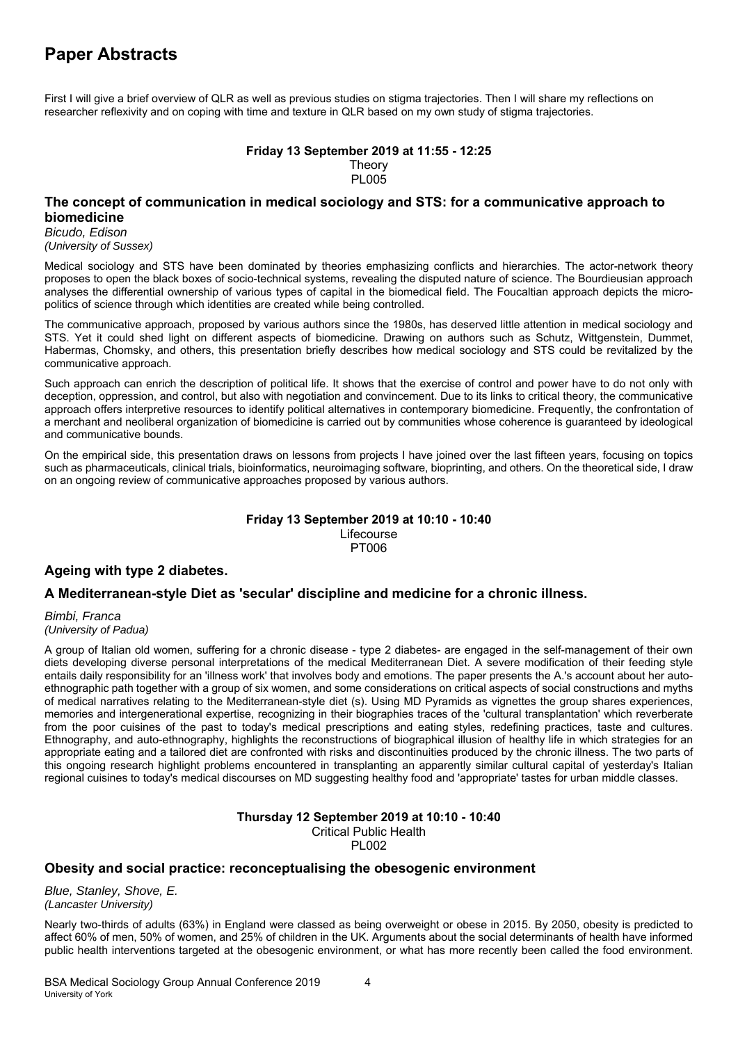# Paper Abstracts

First I will give a brief overview of QLR as well as previous studies on stigma trajectories. Then I will share my reflections on researcher reflexivity and on coping with time and texture in QLR based on my own study of stigma trajectories.

**Friday 13 September 2019 at 11:55 - 12:25**
Theory
PL005

### The concept of communication in medical sociology and STS: for a communicative approach to biomedicine

*Bicudo, Edison*
*(University of Sussex)*

Medical sociology and STS have been dominated by theories emphasizing conflicts and hierarchies. The actor-network theory proposes to open the black boxes of socio-technical systems, revealing the disputed nature of science. The Bourdieusian approach analyses the differential ownership of various types of capital in the biomedical field. The Foucaltian approach depicts the micro-politics of science through which identities are created while being controlled.

The communicative approach, proposed by various authors since the 1980s, has deserved little attention in medical sociology and STS. Yet it could shed light on different aspects of biomedicine. Drawing on authors such as Schutz, Wittgenstein, Dummet, Habermas, Chomsky, and others, this presentation briefly describes how medical sociology and STS could be revitalized by the communicative approach.

Such approach can enrich the description of political life. It shows that the exercise of control and power have to do not only with deception, oppression, and control, but also with negotiation and convincement. Due to its links to critical theory, the communicative approach offers interpretive resources to identify political alternatives in contemporary biomedicine. Frequently, the confrontation of a merchant and neoliberal organization of biomedicine is carried out by communities whose coherence is guaranteed by ideological and communicative bounds.

On the empirical side, this presentation draws on lessons from projects I have joined over the last fifteen years, focusing on topics such as pharmaceuticals, clinical trials, bioinformatics, neuroimaging software, bioprinting, and others. On the theoretical side, I draw on an ongoing review of communicative approaches proposed by various authors.

**Friday 13 September 2019 at 10:10 - 10:40**
Lifecourse
PT006

### Ageing with type 2 diabetes.

### A Mediterranean-style Diet as 'secular' discipline and medicine for a chronic illness.

*Bimbi, Franca*
*(University of Padua)*

A group of Italian old women, suffering for a chronic disease - type 2 diabetes- are engaged in the self-management of their own diets developing diverse personal interpretations of the medical Mediterranean Diet. A severe modification of their feeding style entails daily responsibility for an 'illness work' that involves body and emotions. The paper presents the A.'s account about her auto-ethnographic path together with a group of six women, and some considerations on critical aspects of social constructions and myths of medical narratives relating to the Mediterranean-style diet (s). Using MD Pyramids as vignettes the group shares experiences, memories and intergenerational expertise, recognizing in their biographies traces of the 'cultural transplantation' which reverberate from the poor cuisines of the past to today's medical prescriptions and eating styles, redefining practices, taste and cultures. Ethnography, and auto-ethnography, highlights the reconstructions of biographical illusion of healthy life in which strategies for an appropriate eating and a tailored diet are confronted with risks and discontinuities produced by the chronic illness. The two parts of this ongoing research highlight problems encountered in transplanting an apparently similar cultural capital of yesterday's Italian regional cuisines to today's medical discourses on MD suggesting healthy food and 'appropriate' tastes for urban middle classes.

**Thursday 12 September 2019 at 10:10 - 10:40**
Critical Public Health
PL002

### Obesity and social practice: reconceptualising the obesogenic environment

*Blue, Stanley, Shove, E.*
*(Lancaster University)*

Nearly two-thirds of adults (63%) in England were classed as being overweight or obese in 2015. By 2050, obesity is predicted to affect 60% of men, 50% of women, and 25% of children in the UK. Arguments about the social determinants of health have informed public health interventions targeted at the obesogenic environment, or what has more recently been called the food environment.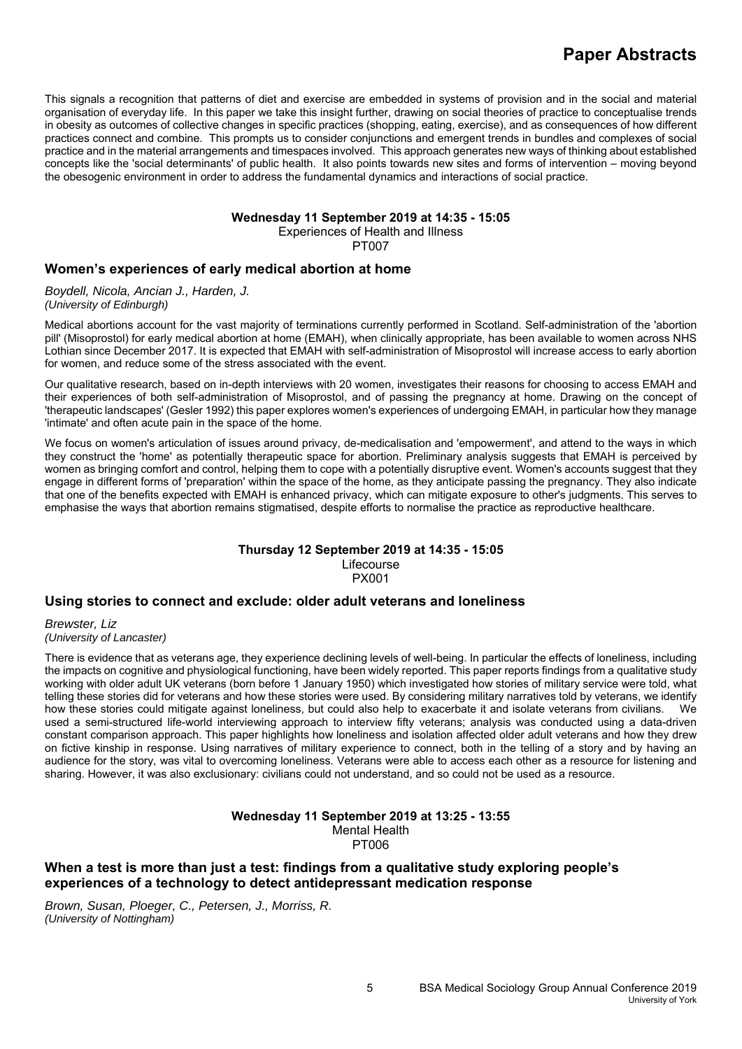This signals a recognition that patterns of diet and exercise are embedded in systems of provision and in the social and material organisation of everyday life. In this paper we take this insight further, drawing on social theories of practice to conceptualise trends in obesity as outcomes of collective changes in specific practices (shopping, eating, exercise), and as consequences of how different practices connect and combine. This prompts us to consider conjunctions and emergent trends in bundles and complexes of social practice and in the material arrangements and timespaces involved. This approach generates new ways of thinking about established concepts like the 'social determinants' of public health. It also points towards new sites and forms of intervention – moving beyond the obesogenic environment in order to address the fundamental dynamics and interactions of social practice.

**Wednesday 11 September 2019 at 14:35 - 15:05**
Experiences of Health and Illness
PT007

### Women's experiences of early medical abortion at home

*Boydell, Nicola, Ancian J., Harden, J.*
*(University of Edinburgh)*

Medical abortions account for the vast majority of terminations currently performed in Scotland. Self-administration of the 'abortion pill' (Misoprostol) for early medical abortion at home (EMAH), when clinically appropriate, has been available to women across NHS Lothian since December 2017. It is expected that EMAH with self-administration of Misoprostol will increase access to early abortion for women, and reduce some of the stress associated with the event.

Our qualitative research, based on in-depth interviews with 20 women, investigates their reasons for choosing to access EMAH and their experiences of both self-administration of Misoprostol, and of passing the pregnancy at home. Drawing on the concept of 'therapeutic landscapes' (Gesler 1992) this paper explores women's experiences of undergoing EMAH, in particular how they manage 'intimate' and often acute pain in the space of the home.

We focus on women's articulation of issues around privacy, de-medicalisation and 'empowerment', and attend to the ways in which they construct the 'home' as potentially therapeutic space for abortion. Preliminary analysis suggests that EMAH is perceived by women as bringing comfort and control, helping them to cope with a potentially disruptive event. Women's accounts suggest that they engage in different forms of 'preparation' within the space of the home, as they anticipate passing the pregnancy. They also indicate that one of the benefits expected with EMAH is enhanced privacy, which can mitigate exposure to other's judgments. This serves to emphasise the ways that abortion remains stigmatised, despite efforts to normalise the practice as reproductive healthcare.

**Thursday 12 September 2019 at 14:35 - 15:05**
Lifecourse
PX001

### Using stories to connect and exclude: older adult veterans and loneliness

*Brewster, Liz*
*(University of Lancaster)*

There is evidence that as veterans age, they experience declining levels of well-being. In particular the effects of loneliness, including the impacts on cognitive and physiological functioning, have been widely reported. This paper reports findings from a qualitative study working with older adult UK veterans (born before 1 January 1950) which investigated how stories of military service were told, what telling these stories did for veterans and how these stories were used. By considering military narratives told by veterans, we identify how these stories could mitigate against loneliness, but could also help to exacerbate it and isolate veterans from civilians. We used a semi-structured life-world interviewing approach to interview fifty veterans; analysis was conducted using a data-driven constant comparison approach. This paper highlights how loneliness and isolation affected older adult veterans and how they drew on fictive kinship in response. Using narratives of military experience to connect, both in the telling of a story and by having an audience for the story, was vital to overcoming loneliness. Veterans were able to access each other as a resource for listening and sharing. However, it was also exclusionary: civilians could not understand, and so could not be used as a resource.

**Wednesday 11 September 2019 at 13:25 - 13:55**
Mental Health
PT006

### When a test is more than just a test: findings from a qualitative study exploring people's experiences of a technology to detect antidepressant medication response

*Brown, Susan, Ploeger, C., Petersen, J., Morriss, R.*
*(University of Nottingham)*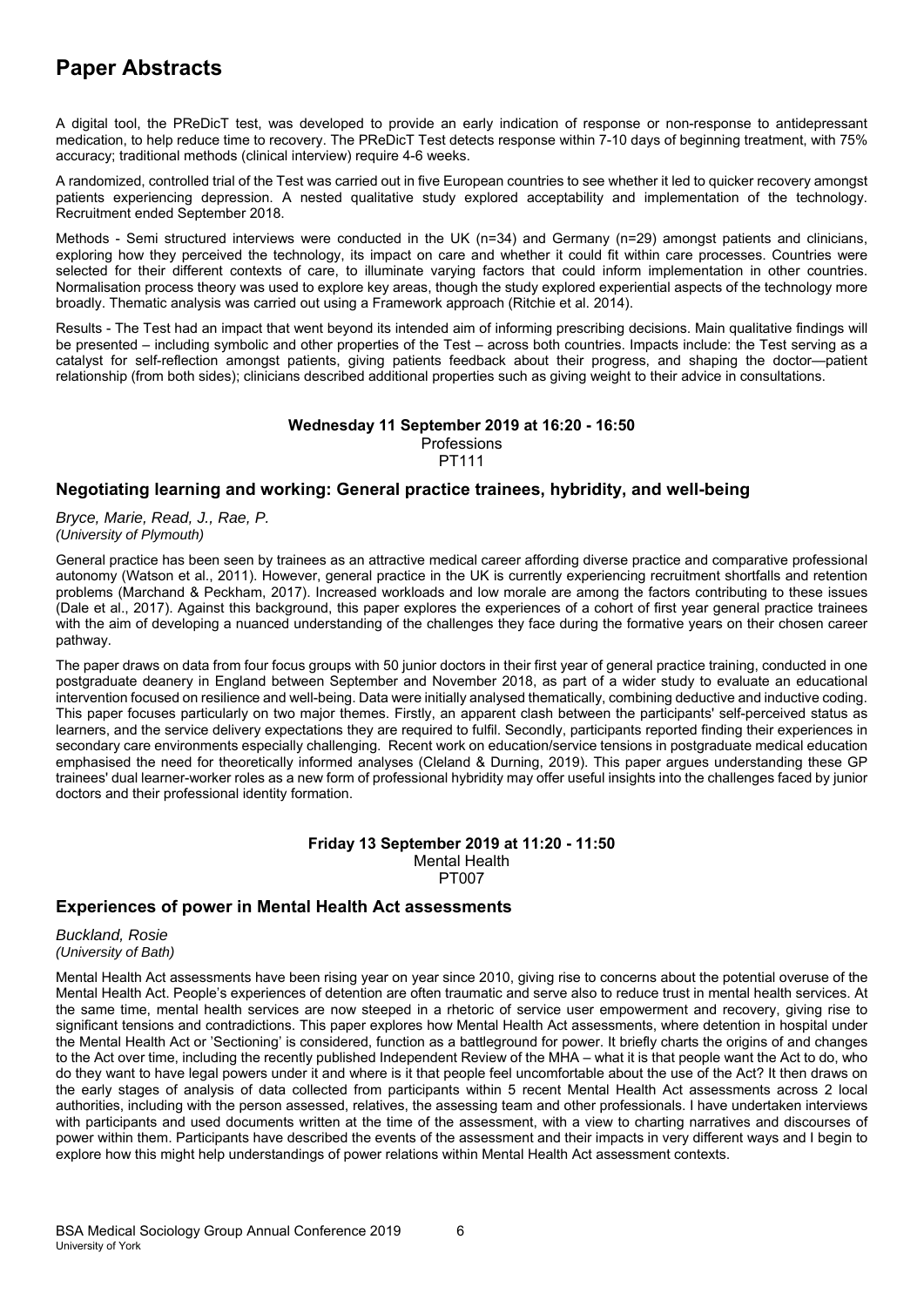# Paper Abstracts

A digital tool, the PReDicT test, was developed to provide an early indication of response or non-response to antidepressant medication, to help reduce time to recovery. The PReDicT Test detects response within 7-10 days of beginning treatment, with 75% accuracy; traditional methods (clinical interview) require 4-6 weeks.

A randomized, controlled trial of the Test was carried out in five European countries to see whether it led to quicker recovery amongst patients experiencing depression. A nested qualitative study explored acceptability and implementation of the technology. Recruitment ended September 2018.

Methods - Semi structured interviews were conducted in the UK (n=34) and Germany (n=29) amongst patients and clinicians, exploring how they perceived the technology, its impact on care and whether it could fit within care processes. Countries were selected for their different contexts of care, to illuminate varying factors that could inform implementation in other countries. Normalisation process theory was used to explore key areas, though the study explored experiential aspects of the technology more broadly. Thematic analysis was carried out using a Framework approach (Ritchie et al. 2014).

Results - The Test had an impact that went beyond its intended aim of informing prescribing decisions. Main qualitative findings will be presented – including symbolic and other properties of the Test – across both countries. Impacts include: the Test serving as a catalyst for self-reflection amongst patients, giving patients feedback about their progress, and shaping the doctor—patient relationship (from both sides); clinicians described additional properties such as giving weight to their advice in consultations.

**Wednesday 11 September 2019 at 16:20 - 16:50**
Professions
PT111

## Negotiating learning and working: General practice trainees, hybridity, and well-being

*Bryce, Marie, Read, J., Rae, P.*
*(University of Plymouth)*

General practice has been seen by trainees as an attractive medical career affording diverse practice and comparative professional autonomy (Watson et al., 2011). However, general practice in the UK is currently experiencing recruitment shortfalls and retention problems (Marchand & Peckham, 2017). Increased workloads and low morale are among the factors contributing to these issues (Dale et al., 2017). Against this background, this paper explores the experiences of a cohort of first year general practice trainees with the aim of developing a nuanced understanding of the challenges they face during the formative years on their chosen career pathway.

The paper draws on data from four focus groups with 50 junior doctors in their first year of general practice training, conducted in one postgraduate deanery in England between September and November 2018, as part of a wider study to evaluate an educational intervention focused on resilience and well-being. Data were initially analysed thematically, combining deductive and inductive coding. This paper focuses particularly on two major themes. Firstly, an apparent clash between the participants' self-perceived status as learners, and the service delivery expectations they are required to fulfil. Secondly, participants reported finding their experiences in secondary care environments especially challenging. Recent work on education/service tensions in postgraduate medical education emphasised the need for theoretically informed analyses (Cleland & Durning, 2019). This paper argues understanding these GP trainees' dual learner-worker roles as a new form of professional hybridity may offer useful insights into the challenges faced by junior doctors and their professional identity formation.

**Friday 13 September 2019 at 11:20 - 11:50**
Mental Health
PT007

## Experiences of power in Mental Health Act assessments

*Buckland, Rosie*
*(University of Bath)*

Mental Health Act assessments have been rising year on year since 2010, giving rise to concerns about the potential overuse of the Mental Health Act. People's experiences of detention are often traumatic and serve also to reduce trust in mental health services. At the same time, mental health services are now steeped in a rhetoric of service user empowerment and recovery, giving rise to significant tensions and contradictions. This paper explores how Mental Health Act assessments, where detention in hospital under the Mental Health Act or 'Sectioning' is considered, function as a battleground for power. It briefly charts the origins of and changes to the Act over time, including the recently published Independent Review of the MHA – what it is that people want the Act to do, who do they want to have legal powers under it and where is it that people feel uncomfortable about the use of the Act? It then draws on the early stages of analysis of data collected from participants within 5 recent Mental Health Act assessments across 2 local authorities, including with the person assessed, relatives, the assessing team and other professionals. I have undertaken interviews with participants and used documents written at the time of the assessment, with a view to charting narratives and discourses of power within them. Participants have described the events of the assessment and their impacts in very different ways and I begin to explore how this might help understandings of power relations within Mental Health Act assessment contexts.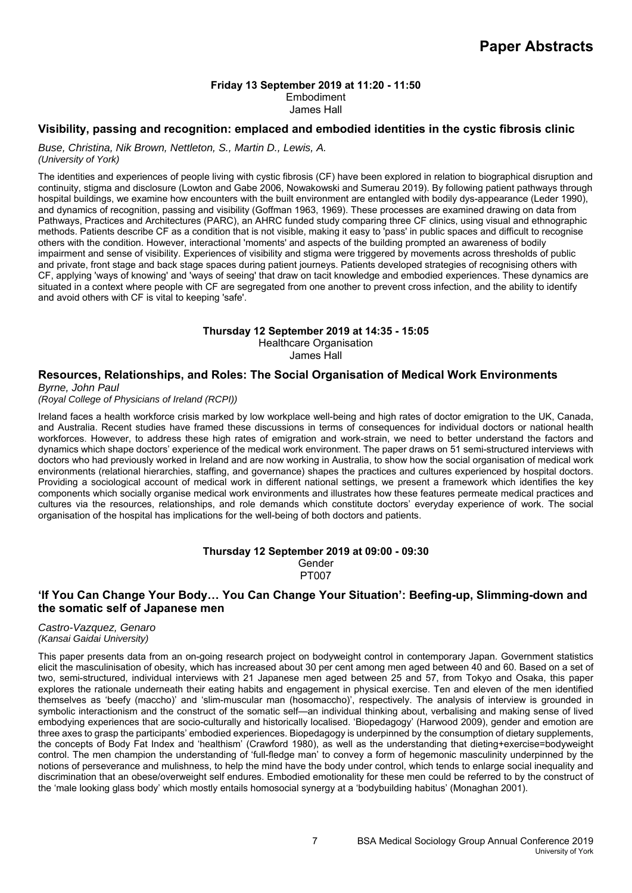## Paper Abstracts

**Friday 13 September 2019 at 11:20 - 11:50**
Embodiment
James Hall

### Visibility, passing and recognition: emplaced and embodied identities in the cystic fibrosis clinic

*Buse, Christina, Nik Brown, Nettleton, S., Martin D., Lewis, A.*
*(University of York)*

The identities and experiences of people living with cystic fibrosis (CF) have been explored in relation to biographical disruption and continuity, stigma and disclosure (Lowton and Gabe 2006, Nowakowski and Sumerau 2019). By following patient pathways through hospital buildings, we examine how encounters with the built environment are entangled with bodily dys-appearance (Leder 1990), and dynamics of recognition, passing and visibility (Goffman 1963, 1969). These processes are examined drawing on data from Pathways, Practices and Architectures (PARC), an AHRC funded study comparing three CF clinics, using visual and ethnographic methods. Patients describe CF as a condition that is not visible, making it easy to 'pass' in public spaces and difficult to recognise others with the condition. However, interactional 'moments' and aspects of the building prompted an awareness of bodily impairment and sense of visibility. Experiences of visibility and stigma were triggered by movements across thresholds of public and private, front stage and back stage spaces during patient journeys. Patients developed strategies of recognising others with CF, applying 'ways of knowing' and 'ways of seeing' that draw on tacit knowledge and embodied experiences. These dynamics are situated in a context where people with CF are segregated from one another to prevent cross infection, and the ability to identify and avoid others with CF is vital to keeping 'safe'.

**Thursday 12 September 2019 at 14:35 - 15:05**
Healthcare Organisation
James Hall

### Resources, Relationships, and Roles: The Social Organisation of Medical Work Environments

*Byrne, John Paul*
*(Royal College of Physicians of Ireland (RCPI))*

Ireland faces a health workforce crisis marked by low workplace well-being and high rates of doctor emigration to the UK, Canada, and Australia. Recent studies have framed these discussions in terms of consequences for individual doctors or national health workforces. However, to address these high rates of emigration and work-strain, we need to better understand the factors and dynamics which shape doctors' experience of the medical work environment. The paper draws on 51 semi-structured interviews with doctors who had previously worked in Ireland and are now working in Australia, to show how the social organisation of medical work environments (relational hierarchies, staffing, and governance) shapes the practices and cultures experienced by hospital doctors. Providing a sociological account of medical work in different national settings, we present a framework which identifies the key components which socially organise medical work environments and illustrates how these features permeate medical practices and cultures via the resources, relationships, and role demands which constitute doctors' everyday experience of work. The social organisation of the hospital has implications for the well-being of both doctors and patients.

**Thursday 12 September 2019 at 09:00 - 09:30**
Gender
PT007

### 'If You Can Change Your Body… You Can Change Your Situation': Beefing-up, Slimming-down and the somatic self of Japanese men

*Castro-Vazquez, Genaro*
*(Kansai Gaidai University)*

This paper presents data from an on-going research project on bodyweight control in contemporary Japan. Government statistics elicit the masculinisation of obesity, which has increased about 30 per cent among men aged between 40 and 60. Based on a set of two, semi-structured, individual interviews with 21 Japanese men aged between 25 and 57, from Tokyo and Osaka, this paper explores the rationale underneath their eating habits and engagement in physical exercise. Ten and eleven of the men identified themselves as 'beefy (maccho)' and 'slim-muscular man (hosomaccho)', respectively. The analysis of interview is grounded in symbolic interactionism and the construct of the somatic self—an individual thinking about, verbalising and making sense of lived embodying experiences that are socio-culturally and historically localised. 'Biopedagogy' (Harwood 2009), gender and emotion are three axes to grasp the participants' embodied experiences. Biopedagogy is underpinned by the consumption of dietary supplements, the concepts of Body Fat Index and 'healthism' (Crawford 1980), as well as the understanding that dieting+exercise=bodyweight control. The men champion the understanding of 'full-fledge man' to convey a form of hegemonic masculinity underpinned by the notions of perseverance and mulishness, to help the mind have the body under control, which tends to enlarge social inequality and discrimination that an obese/overweight self endures. Embodied emotionality for these men could be referred to by the construct of the 'male looking glass body' which mostly entails homosocial synergy at a 'bodybuilding habitus' (Monaghan 2001).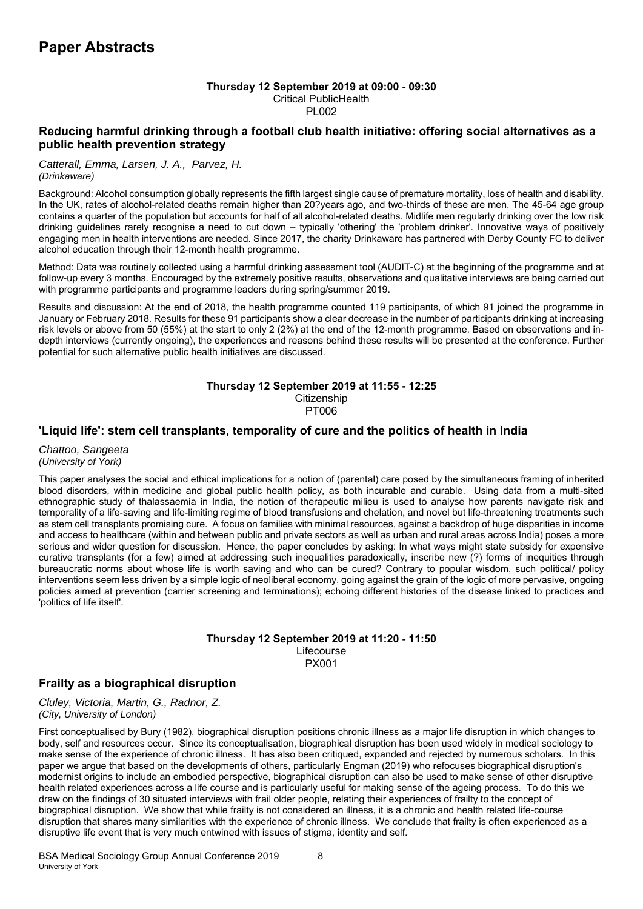# Paper Abstracts

**Thursday 12 September 2019 at 09:00 - 09:30**
Critical PublicHealth
PL002

### Reducing harmful drinking through a football club health initiative: offering social alternatives as a public health prevention strategy

*Catterall, Emma, Larsen, J. A., Parvez, H.*
*(Drinkaware)*

Background: Alcohol consumption globally represents the fifth largest single cause of premature mortality, loss of health and disability. In the UK, rates of alcohol-related deaths remain higher than 20?years ago, and two-thirds of these are men. The 45-64 age group contains a quarter of the population but accounts for half of all alcohol-related deaths. Midlife men regularly drinking over the low risk drinking guidelines rarely recognise a need to cut down – typically 'othering' the 'problem drinker'. Innovative ways of positively engaging men in health interventions are needed. Since 2017, the charity Drinkaware has partnered with Derby County FC to deliver alcohol education through their 12-month health programme.

Method: Data was routinely collected using a harmful drinking assessment tool (AUDIT-C) at the beginning of the programme and at follow-up every 3 months. Encouraged by the extremely positive results, observations and qualitative interviews are being carried out with programme participants and programme leaders during spring/summer 2019.

Results and discussion: At the end of 2018, the health programme counted 119 participants, of which 91 joined the programme in January or February 2018. Results for these 91 participants show a clear decrease in the number of participants drinking at increasing risk levels or above from 50 (55%) at the start to only 2 (2%) at the end of the 12-month programme. Based on observations and in-depth interviews (currently ongoing), the experiences and reasons behind these results will be presented at the conference. Further potential for such alternative public health initiatives are discussed.

**Thursday 12 September 2019 at 11:55 - 12:25**
Citizenship
PT006

### 'Liquid life': stem cell transplants, temporality of cure and the politics of health in India

*Chattoo, Sangeeta*
*(University of York)*

This paper analyses the social and ethical implications for a notion of (parental) care posed by the simultaneous framing of inherited blood disorders, within medicine and global public health policy, as both incurable and curable. Using data from a multi-sited ethnographic study of thalassaemia in India, the notion of therapeutic milieu is used to analyse how parents navigate risk and temporality of a life-saving and life-limiting regime of blood transfusions and chelation, and novel but life-threatening treatments such as stem cell transplants promising cure. A focus on families with minimal resources, against a backdrop of huge disparities in income and access to healthcare (within and between public and private sectors as well as urban and rural areas across India) poses a more serious and wider question for discussion. Hence, the paper concludes by asking: In what ways might state subsidy for expensive curative transplants (for a few) aimed at addressing such inequalities paradoxically, inscribe new (?) forms of inequities through bureaucratic norms about whose life is worth saving and who can be cured? Contrary to popular wisdom, such political/ policy interventions seem less driven by a simple logic of neoliberal economy, going against the grain of the logic of more pervasive, ongoing policies aimed at prevention (carrier screening and terminations); echoing different histories of the disease linked to practices and 'politics of life itself'.

**Thursday 12 September 2019 at 11:20 - 11:50**
Lifecourse
PX001

### Frailty as a biographical disruption

*Cluley, Victoria, Martin, G., Radnor, Z.*
*(City, University of London)*

First conceptualised by Bury (1982), biographical disruption positions chronic illness as a major life disruption in which changes to body, self and resources occur. Since its conceptualisation, biographical disruption has been used widely in medical sociology to make sense of the experience of chronic illness. It has also been critiqued, expanded and rejected by numerous scholars. In this paper we argue that based on the developments of others, particularly Engman (2019) who refocuses biographical disruption's modernist origins to include an embodied perspective, biographical disruption can also be used to make sense of other disruptive health related experiences across a life course and is particularly useful for making sense of the ageing process. To do this we draw on the findings of 30 situated interviews with frail older people, relating their experiences of frailty to the concept of biographical disruption. We show that while frailty is not considered an illness, it is a chronic and health related life-course disruption that shares many similarities with the experience of chronic illness. We conclude that frailty is often experienced as a disruptive life event that is very much entwined with issues of stigma, identity and self.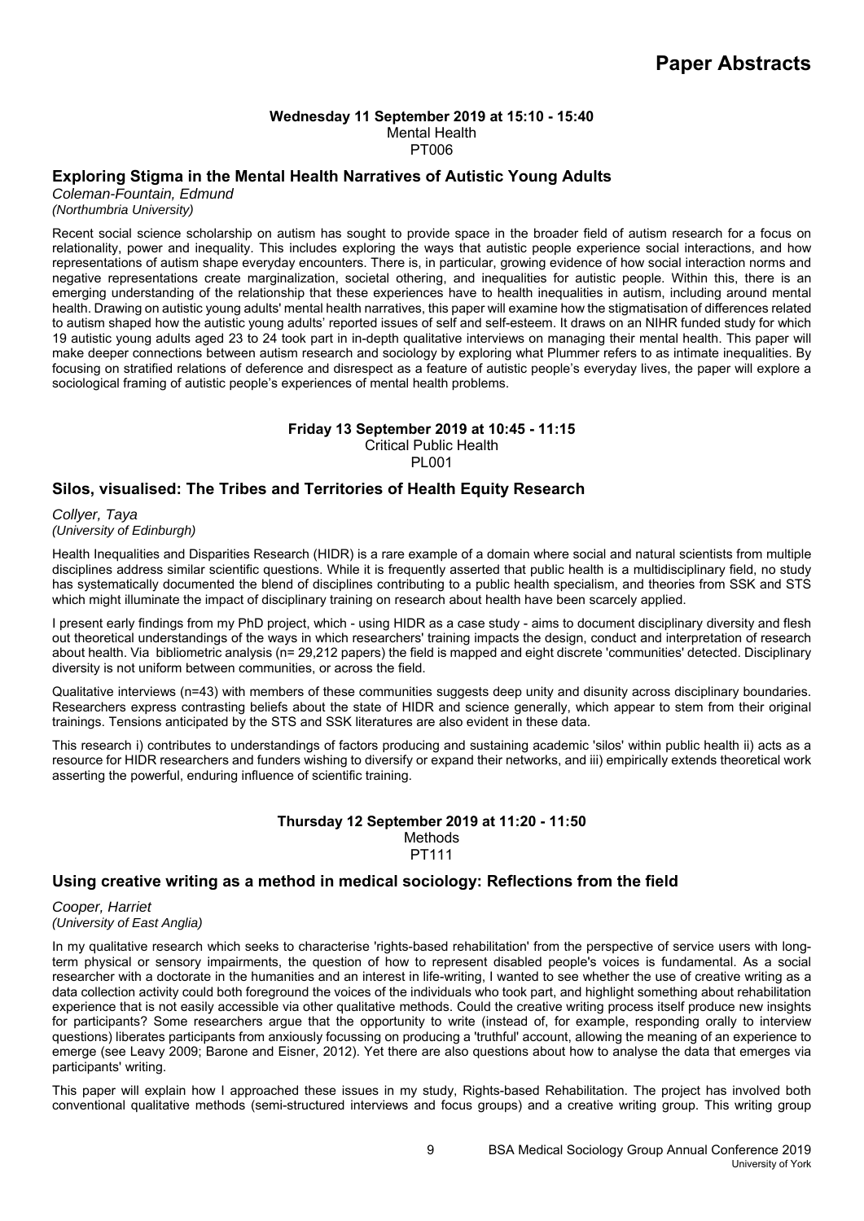**Wednesday 11 September 2019 at 15:10 - 15:40**
Mental Health
PT006

## Exploring Stigma in the Mental Health Narratives of Autistic Young Adults

*Coleman-Fountain, Edmund*
*(Northumbria University)*

Recent social science scholarship on autism has sought to provide space in the broader field of autism research for a focus on relationality, power and inequality. This includes exploring the ways that autistic people experience social interactions, and how representations of autism shape everyday encounters. There is, in particular, growing evidence of how social interaction norms and negative representations create marginalization, societal othering, and inequalities for autistic people. Within this, there is an emerging understanding of the relationship that these experiences have to health inequalities in autism, including around mental health. Drawing on autistic young adults' mental health narratives, this paper will examine how the stigmatisation of differences related to autism shaped how the autistic young adults' reported issues of self and self-esteem. It draws on an NIHR funded study for which 19 autistic young adults aged 23 to 24 took part in in-depth qualitative interviews on managing their mental health. This paper will make deeper connections between autism research and sociology by exploring what Plummer refers to as intimate inequalities. By focusing on stratified relations of deference and disrespect as a feature of autistic people's everyday lives, the paper will explore a sociological framing of autistic people's experiences of mental health problems.

**Friday 13 September 2019 at 10:45 - 11:15**
Critical Public Health
PL001

## Silos, visualised: The Tribes and Territories of Health Equity Research

*Collyer, Taya*
*(University of Edinburgh)*

Health Inequalities and Disparities Research (HIDR) is a rare example of a domain where social and natural scientists from multiple disciplines address similar scientific questions. While it is frequently asserted that public health is a multidisciplinary field, no study has systematically documented the blend of disciplines contributing to a public health specialism, and theories from SSK and STS which might illuminate the impact of disciplinary training on research about health have been scarcely applied.

I present early findings from my PhD project, which - using HIDR as a case study - aims to document disciplinary diversity and flesh out theoretical understandings of the ways in which researchers' training impacts the design, conduct and interpretation of research about health. Via bibliometric analysis (n= 29,212 papers) the field is mapped and eight discrete 'communities' detected. Disciplinary diversity is not uniform between communities, or across the field.

Qualitative interviews (n=43) with members of these communities suggests deep unity and disunity across disciplinary boundaries. Researchers express contrasting beliefs about the state of HIDR and science generally, which appear to stem from their original trainings. Tensions anticipated by the STS and SSK literatures are also evident in these data.

This research i) contributes to understandings of factors producing and sustaining academic 'silos' within public health ii) acts as a resource for HIDR researchers and funders wishing to diversify or expand their networks, and iii) empirically extends theoretical work asserting the powerful, enduring influence of scientific training.

**Thursday 12 September 2019 at 11:20 - 11:50**
Methods
PT111

## Using creative writing as a method in medical sociology: Reflections from the field

*Cooper, Harriet*
*(University of East Anglia)*

In my qualitative research which seeks to characterise 'rights-based rehabilitation' from the perspective of service users with long-term physical or sensory impairments, the question of how to represent disabled people's voices is fundamental. As a social researcher with a doctorate in the humanities and an interest in life-writing, I wanted to see whether the use of creative writing as a data collection activity could both foreground the voices of the individuals who took part, and highlight something about rehabilitation experience that is not easily accessible via other qualitative methods. Could the creative writing process itself produce new insights for participants? Some researchers argue that the opportunity to write (instead of, for example, responding orally to interview questions) liberates participants from anxiously focussing on producing a 'truthful' account, allowing the meaning of an experience to emerge (see Leavy 2009; Barone and Eisner, 2012). Yet there are also questions about how to analyse the data that emerges via participants' writing.

This paper will explain how I approached these issues in my study, Rights-based Rehabilitation. The project has involved both conventional qualitative methods (semi-structured interviews and focus groups) and a creative writing group. This writing group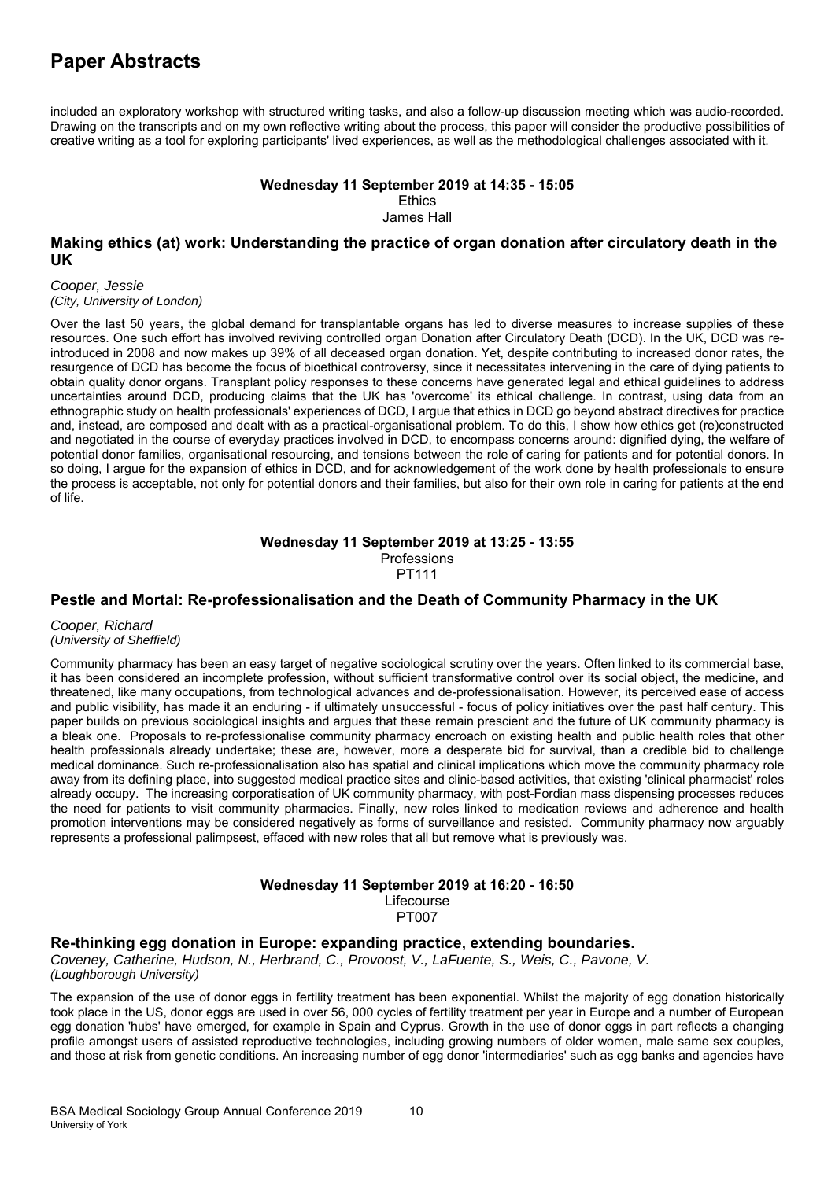included an exploratory workshop with structured writing tasks, and also a follow-up discussion meeting which was audio-recorded. Drawing on the transcripts and on my own reflective writing about the process, this paper will consider the productive possibilities of creative writing as a tool for exploring participants' lived experiences, as well as the methodological challenges associated with it.

**Wednesday 11 September 2019 at 14:35 - 15:05**
Ethics
James Hall

### Making ethics (at) work: Understanding the practice of organ donation after circulatory death in the UK

*Cooper, Jessie*
*(City, University of London)*

Over the last 50 years, the global demand for transplantable organs has led to diverse measures to increase supplies of these resources. One such effort has involved reviving controlled organ Donation after Circulatory Death (DCD). In the UK, DCD was re-introduced in 2008 and now makes up 39% of all deceased organ donation. Yet, despite contributing to increased donor rates, the resurgence of DCD has become the focus of bioethical controversy, since it necessitates intervening in the care of dying patients to obtain quality donor organs. Transplant policy responses to these concerns have generated legal and ethical guidelines to address uncertainties around DCD, producing claims that the UK has 'overcome' its ethical challenge. In contrast, using data from an ethnographic study on health professionals' experiences of DCD, I argue that ethics in DCD go beyond abstract directives for practice and, instead, are composed and dealt with as a practical-organisational problem. To do this, I show how ethics get (re)constructed and negotiated in the course of everyday practices involved in DCD, to encompass concerns around: dignified dying, the welfare of potential donor families, organisational resourcing, and tensions between the role of caring for patients and for potential donors. In so doing, I argue for the expansion of ethics in DCD, and for acknowledgement of the work done by health professionals to ensure the process is acceptable, not only for potential donors and their families, but also for their own role in caring for patients at the end of life.

**Wednesday 11 September 2019 at 13:25 - 13:55**
Professions
PT111

### Pestle and Mortal: Re-professionalisation and the Death of Community Pharmacy in the UK

*Cooper, Richard*
*(University of Sheffield)*

Community pharmacy has been an easy target of negative sociological scrutiny over the years. Often linked to its commercial base, it has been considered an incomplete profession, without sufficient transformative control over its social object, the medicine, and threatened, like many occupations, from technological advances and de-professionalisation. However, its perceived ease of access and public visibility, has made it an enduring - if ultimately unsuccessful - focus of policy initiatives over the past half century. This paper builds on previous sociological insights and argues that these remain prescient and the future of UK community pharmacy is a bleak one. Proposals to re-professionalise community pharmacy encroach on existing health and public health roles that other health professionals already undertake; these are, however, more a desperate bid for survival, than a credible bid to challenge medical dominance. Such re-professionalisation also has spatial and clinical implications which move the community pharmacy role away from its defining place, into suggested medical practice sites and clinic-based activities, that existing 'clinical pharmacist' roles already occupy. The increasing corporatisation of UK community pharmacy, with post-Fordian mass dispensing processes reduces the need for patients to visit community pharmacies. Finally, new roles linked to medication reviews and adherence and health promotion interventions may be considered negatively as forms of surveillance and resisted. Community pharmacy now arguably represents a professional palimpsest, effaced with new roles that all but remove what is previously was.

**Wednesday 11 September 2019 at 16:20 - 16:50**
Lifecourse
PT007

### Re-thinking egg donation in Europe: expanding practice, extending boundaries.

*Coveney, Catherine, Hudson, N., Herbrand, C., Provoost, V., LaFuente, S., Weis, C., Pavone, V.*
*(Loughborough University)*

The expansion of the use of donor eggs in fertility treatment has been exponential. Whilst the majority of egg donation historically took place in the US, donor eggs are used in over 56, 000 cycles of fertility treatment per year in Europe and a number of European egg donation 'hubs' have emerged, for example in Spain and Cyprus. Growth in the use of donor eggs in part reflects a changing profile amongst users of assisted reproductive technologies, including growing numbers of older women, male same sex couples, and those at risk from genetic conditions. An increasing number of egg donor 'intermediaries' such as egg banks and agencies have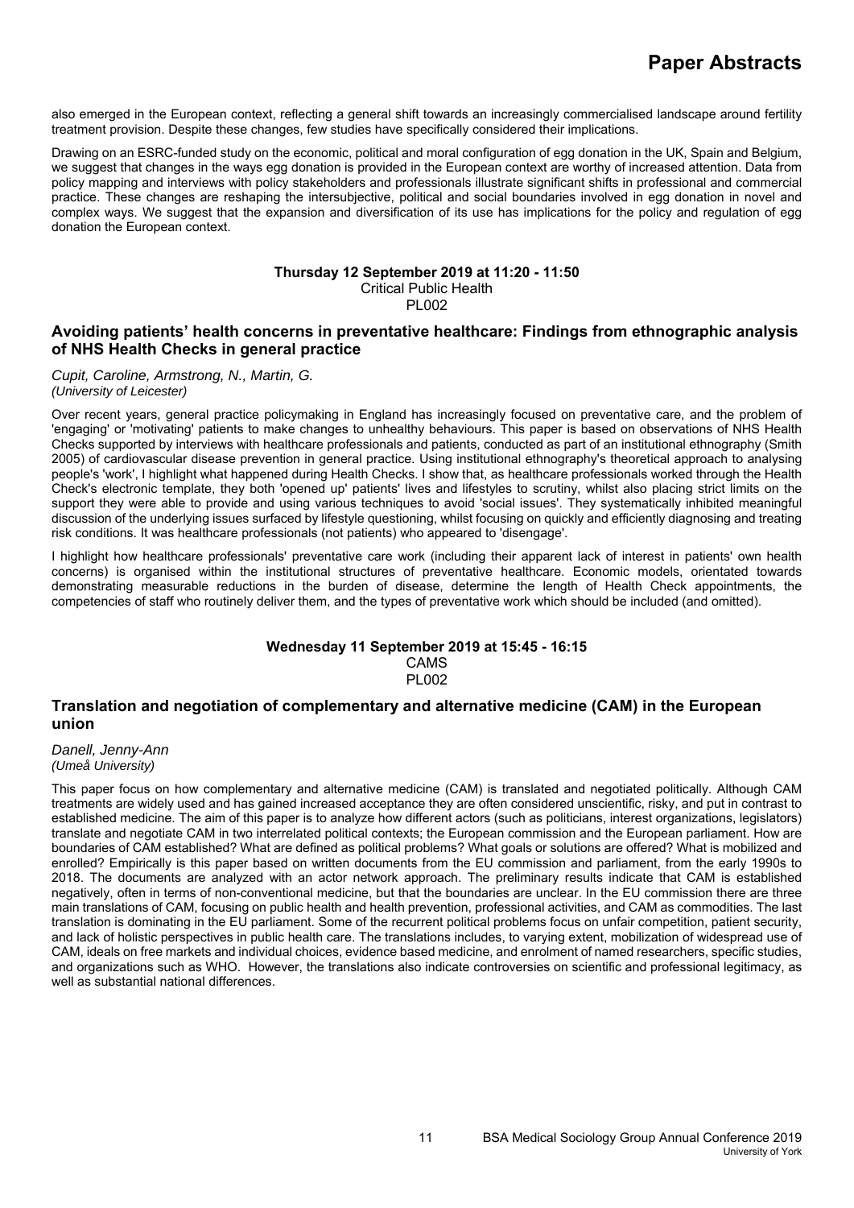also emerged in the European context, reflecting a general shift towards an increasingly commercialised landscape around fertility treatment provision. Despite these changes, few studies have specifically considered their implications.

Drawing on an ESRC-funded study on the economic, political and moral configuration of egg donation in the UK, Spain and Belgium, we suggest that changes in the ways egg donation is provided in the European context are worthy of increased attention. Data from policy mapping and interviews with policy stakeholders and professionals illustrate significant shifts in professional and commercial practice. These changes are reshaping the intersubjective, political and social boundaries involved in egg donation in novel and complex ways. We suggest that the expansion and diversification of its use has implications for the policy and regulation of egg donation the European context.

**Thursday 12 September 2019 at 11:20 - 11:50**
Critical Public Health
PL002

### Avoiding patients' health concerns in preventative healthcare: Findings from ethnographic analysis of NHS Health Checks in general practice

*Cupit, Caroline, Armstrong, N., Martin, G.*
*(University of Leicester)*

Over recent years, general practice policymaking in England has increasingly focused on preventative care, and the problem of 'engaging' or 'motivating' patients to make changes to unhealthy behaviours. This paper is based on observations of NHS Health Checks supported by interviews with healthcare professionals and patients, conducted as part of an institutional ethnography (Smith 2005) of cardiovascular disease prevention in general practice. Using institutional ethnography's theoretical approach to analysing people's 'work', I highlight what happened during Health Checks. I show that, as healthcare professionals worked through the Health Check's electronic template, they both 'opened up' patients' lives and lifestyles to scrutiny, whilst also placing strict limits on the support they were able to provide and using various techniques to avoid 'social issues'. They systematically inhibited meaningful discussion of the underlying issues surfaced by lifestyle questioning, whilst focusing on quickly and efficiently diagnosing and treating risk conditions. It was healthcare professionals (not patients) who appeared to 'disengage'.

I highlight how healthcare professionals' preventative care work (including their apparent lack of interest in patients' own health concerns) is organised within the institutional structures of preventative healthcare. Economic models, orientated towards demonstrating measurable reductions in the burden of disease, determine the length of Health Check appointments, the competencies of staff who routinely deliver them, and the types of preventative work which should be included (and omitted).

**Wednesday 11 September 2019 at 15:45 - 16:15**
CAMS
PL002

### Translation and negotiation of complementary and alternative medicine (CAM) in the European union

*Danell, Jenny-Ann*
*(Umeå University)*

This paper focus on how complementary and alternative medicine (CAM) is translated and negotiated politically. Although CAM treatments are widely used and has gained increased acceptance they are often considered unscientific, risky, and put in contrast to established medicine. The aim of this paper is to analyze how different actors (such as politicians, interest organizations, legislators) translate and negotiate CAM in two interrelated political contexts; the European commission and the European parliament. How are boundaries of CAM established? What are defined as political problems? What goals or solutions are offered? What is mobilized and enrolled? Empirically is this paper based on written documents from the EU commission and parliament, from the early 1990s to 2018. The documents are analyzed with an actor network approach. The preliminary results indicate that CAM is established negatively, often in terms of non-conventional medicine, but that the boundaries are unclear. In the EU commission there are three main translations of CAM, focusing on public health and health prevention, professional activities, and CAM as commodities. The last translation is dominating in the EU parliament. Some of the recurrent political problems focus on unfair competition, patient security, and lack of holistic perspectives in public health care. The translations includes, to varying extent, mobilization of widespread use of CAM, ideals on free markets and individual choices, evidence based medicine, and enrolment of named researchers, specific studies, and organizations such as WHO. However, the translations also indicate controversies on scientific and professional legitimacy, as well as substantial national differences.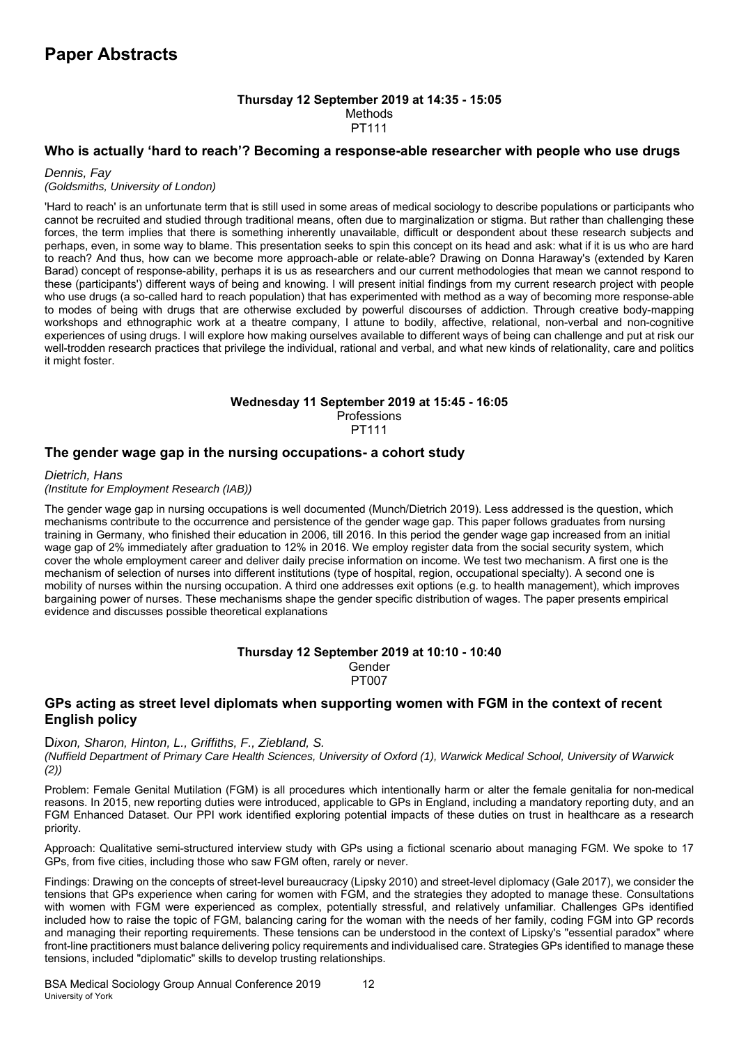# Paper Abstracts

**Thursday 12 September 2019 at 14:35 - 15:05**
Methods
PT111

### Who is actually 'hard to reach'? Becoming a response-able researcher with people who use drugs

*Dennis, Fay*
*(Goldsmiths, University of London)*

'Hard to reach' is an unfortunate term that is still used in some areas of medical sociology to describe populations or participants who cannot be recruited and studied through traditional means, often due to marginalization or stigma. But rather than challenging these forces, the term implies that there is something inherently unavailable, difficult or despondent about these research subjects and perhaps, even, in some way to blame. This presentation seeks to spin this concept on its head and ask: what if it is us who are hard to reach? And thus, how can we become more approach-able or relate-able? Drawing on Donna Haraway's (extended by Karen Barad) concept of response-ability, perhaps it is us as researchers and our current methodologies that mean we cannot respond to these (participants') different ways of being and knowing. I will present initial findings from my current research project with people who use drugs (a so-called hard to reach population) that has experimented with method as a way of becoming more response-able to modes of being with drugs that are otherwise excluded by powerful discourses of addiction. Through creative body-mapping workshops and ethnographic work at a theatre company, I attune to bodily, affective, relational, non-verbal and non-cognitive experiences of using drugs. I will explore how making ourselves available to different ways of being can challenge and put at risk our well-trodden research practices that privilege the individual, rational and verbal, and what new kinds of relationality, care and politics it might foster.

**Wednesday 11 September 2019 at 15:45 - 16:05**
Professions
PT111

### The gender wage gap in the nursing occupations- a cohort study

*Dietrich, Hans*
*(Institute for Employment Research (IAB))*

The gender wage gap in nursing occupations is well documented (Munch/Dietrich 2019). Less addressed is the question, which mechanisms contribute to the occurrence and persistence of the gender wage gap. This paper follows graduates from nursing training in Germany, who finished their education in 2006, till 2016. In this period the gender wage gap increased from an initial wage gap of 2% immediately after graduation to 12% in 2016. We employ register data from the social security system, which cover the whole employment career and deliver daily precise information on income. We test two mechanism. A first one is the mechanism of selection of nurses into different institutions (type of hospital, region, occupational specialty). A second one is mobility of nurses within the nursing occupation. A third one addresses exit options (e.g. to health management), which improves bargaining power of nurses. These mechanisms shape the gender specific distribution of wages. The paper presents empirical evidence and discusses possible theoretical explanations

**Thursday 12 September 2019 at 10:10 - 10:40**
Gender
PT007

### GPs acting as street level diplomats when supporting women with FGM in the context of recent English policy

*Dixon, Sharon, Hinton, L., Griffiths, F., Ziebland, S.*
*(Nuffield Department of Primary Care Health Sciences, University of Oxford (1), Warwick Medical School, University of Warwick (2))*

Problem: Female Genital Mutilation (FGM) is all procedures which intentionally harm or alter the female genitalia for non-medical reasons. In 2015, new reporting duties were introduced, applicable to GPs in England, including a mandatory reporting duty, and an FGM Enhanced Dataset. Our PPI work identified exploring potential impacts of these duties on trust in healthcare as a research priority.

Approach: Qualitative semi-structured interview study with GPs using a fictional scenario about managing FGM. We spoke to 17 GPs, from five cities, including those who saw FGM often, rarely or never.

Findings: Drawing on the concepts of street-level bureaucracy (Lipsky 2010) and street-level diplomacy (Gale 2017), we consider the tensions that GPs experience when caring for women with FGM, and the strategies they adopted to manage these. Consultations with women with FGM were experienced as complex, potentially stressful, and relatively unfamiliar. Challenges GPs identified included how to raise the topic of FGM, balancing caring for the woman with the needs of her family, coding FGM into GP records and managing their reporting requirements. These tensions can be understood in the context of Lipsky's "essential paradox" where front-line practitioners must balance delivering policy requirements and individualised care. Strategies GPs identified to manage these tensions, included "diplomatic" skills to develop trusting relationships.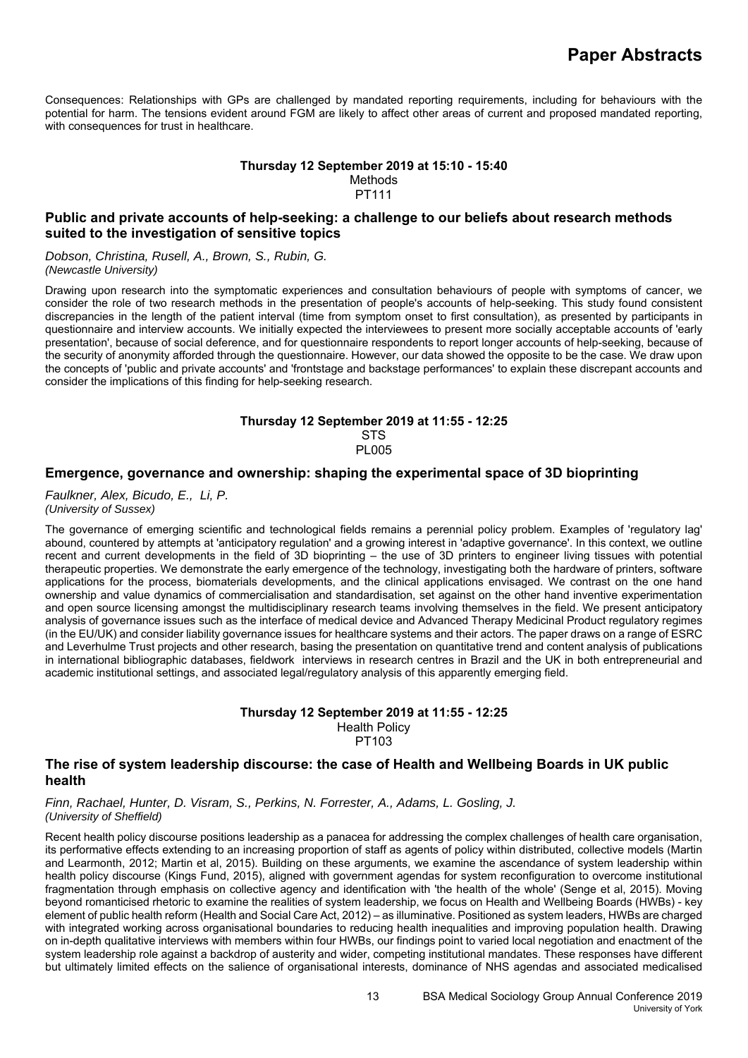Consequences: Relationships with GPs are challenged by mandated reporting requirements, including for behaviours with the potential for harm. The tensions evident around FGM are likely to affect other areas of current and proposed mandated reporting, with consequences for trust in healthcare.

**Thursday 12 September 2019 at 15:10 - 15:40**
Methods
PT111

### Public and private accounts of help-seeking: a challenge to our beliefs about research methods suited to the investigation of sensitive topics

*Dobson, Christina, Rusell, A., Brown, S., Rubin, G.*
*(Newcastle University)*

Drawing upon research into the symptomatic experiences and consultation behaviours of people with symptoms of cancer, we consider the role of two research methods in the presentation of people's accounts of help-seeking. This study found consistent discrepancies in the length of the patient interval (time from symptom onset to first consultation), as presented by participants in questionnaire and interview accounts. We initially expected the interviewees to present more socially acceptable accounts of 'early presentation', because of social deference, and for questionnaire respondents to report longer accounts of help-seeking, because of the security of anonymity afforded through the questionnaire. However, our data showed the opposite to be the case. We draw upon the concepts of 'public and private accounts' and 'frontstage and backstage performances' to explain these discrepant accounts and consider the implications of this finding for help-seeking research.

**Thursday 12 September 2019 at 11:55 - 12:25**
STS
PL005

### Emergence, governance and ownership: shaping the experimental space of 3D bioprinting

*Faulkner, Alex, Bicudo, E., Li, P.*
*(University of Sussex)*

The governance of emerging scientific and technological fields remains a perennial policy problem. Examples of 'regulatory lag' abound, countered by attempts at 'anticipatory regulation' and a growing interest in 'adaptive governance'. In this context, we outline recent and current developments in the field of 3D bioprinting – the use of 3D printers to engineer living tissues with potential therapeutic properties. We demonstrate the early emergence of the technology, investigating both the hardware of printers, software applications for the process, biomaterials developments, and the clinical applications envisaged. We contrast on the one hand ownership and value dynamics of commercialisation and standardisation, set against on the other hand inventive experimentation and open source licensing amongst the multidisciplinary research teams involving themselves in the field. We present anticipatory analysis of governance issues such as the interface of medical device and Advanced Therapy Medicinal Product regulatory regimes (in the EU/UK) and consider liability governance issues for healthcare systems and their actors. The paper draws on a range of ESRC and Leverhulme Trust projects and other research, basing the presentation on quantitative trend and content analysis of publications in international bibliographic databases, fieldwork interviews in research centres in Brazil and the UK in both entrepreneurial and academic institutional settings, and associated legal/regulatory analysis of this apparently emerging field.

**Thursday 12 September 2019 at 11:55 - 12:25**
Health Policy
PT103

### The rise of system leadership discourse: the case of Health and Wellbeing Boards in UK public health

*Finn, Rachael, Hunter, D. Visram, S., Perkins, N. Forrester, A., Adams, L. Gosling, J.*
*(University of Sheffield)*

Recent health policy discourse positions leadership as a panacea for addressing the complex challenges of health care organisation, its performative effects extending to an increasing proportion of staff as agents of policy within distributed, collective models (Martin and Learmonth, 2012; Martin et al, 2015). Building on these arguments, we examine the ascendance of system leadership within health policy discourse (Kings Fund, 2015), aligned with government agendas for system reconfiguration to overcome institutional fragmentation through emphasis on collective agency and identification with 'the health of the whole' (Senge et al, 2015). Moving beyond romanticised rhetoric to examine the realities of system leadership, we focus on Health and Wellbeing Boards (HWBs) - key element of public health reform (Health and Social Care Act, 2012) – as illuminative. Positioned as system leaders, HWBs are charged with integrated working across organisational boundaries to reducing health inequalities and improving population health. Drawing on in-depth qualitative interviews with members within four HWBs, our findings point to varied local negotiation and enactment of the system leadership role against a backdrop of austerity and wider, competing institutional mandates. These responses have different but ultimately limited effects on the salience of organisational interests, dominance of NHS agendas and associated medicalised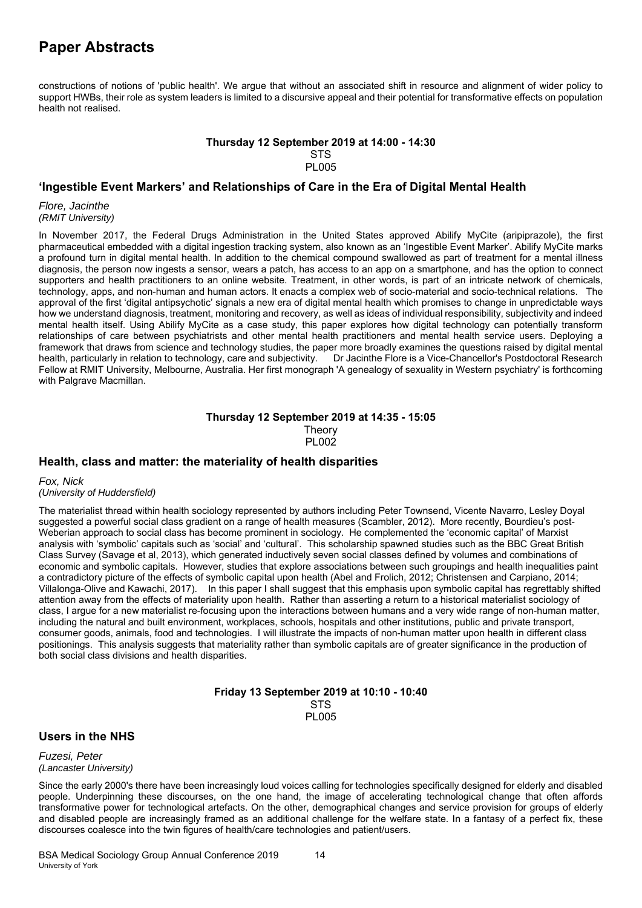constructions of notions of 'public health'. We argue that without an associated shift in resource and alignment of wider policy to support HWBs, their role as system leaders is limited to a discursive appeal and their potential for transformative effects on population health not realised.

**Thursday 12 September 2019 at 14:00 - 14:30**
STS
PL005

### 'Ingestible Event Markers' and Relationships of Care in the Era of Digital Mental Health

*Flore, Jacinthe*
*(RMIT University)*

In November 2017, the Federal Drugs Administration in the United States approved Abilify MyCite (aripiprazole), the first pharmaceutical embedded with a digital ingestion tracking system, also known as an 'Ingestible Event Marker'. Abilify MyCite marks a profound turn in digital mental health. In addition to the chemical compound swallowed as part of treatment for a mental illness diagnosis, the person now ingests a sensor, wears a patch, has access to an app on a smartphone, and has the option to connect supporters and health practitioners to an online website. Treatment, in other words, is part of an intricate network of chemicals, technology, apps, and non-human and human actors. It enacts a complex web of socio-material and socio-technical relations. The approval of the first 'digital antipsychotic' signals a new era of digital mental health which promises to change in unpredictable ways how we understand diagnosis, treatment, monitoring and recovery, as well as ideas of individual responsibility, subjectivity and indeed mental health itself. Using Abilify MyCite as a case study, this paper explores how digital technology can potentially transform relationships of care between psychiatrists and other mental health practitioners and mental health service users. Deploying a framework that draws from science and technology studies, the paper more broadly examines the questions raised by digital mental health, particularly in relation to technology, care and subjectivity. Dr Jacinthe Flore is a Vice-Chancellor's Postdoctoral Research Fellow at RMIT University, Melbourne, Australia. Her first monograph 'A genealogy of sexuality in Western psychiatry' is forthcoming with Palgrave Macmillan.

**Thursday 12 September 2019 at 14:35 - 15:05**
Theory
PL002

### Health, class and matter: the materiality of health disparities

*Fox, Nick*
*(University of Huddersfield)*

The materialist thread within health sociology represented by authors including Peter Townsend, Vicente Navarro, Lesley Doyal suggested a powerful social class gradient on a range of health measures (Scambler, 2012). More recently, Bourdieu's post-Weberian approach to social class has become prominent in sociology. He complemented the 'economic capital' of Marxist analysis with 'symbolic' capitals such as 'social' and 'cultural'. This scholarship spawned studies such as the BBC Great British Class Survey (Savage et al, 2013), which generated inductively seven social classes defined by volumes and combinations of economic and symbolic capitals. However, studies that explore associations between such groupings and health inequalities paint a contradictory picture of the effects of symbolic capital upon health (Abel and Frolich, 2012; Christensen and Carpiano, 2014; Villalonga-Olive and Kawachi, 2017). In this paper I shall suggest that this emphasis upon symbolic capital has regrettably shifted attention away from the effects of materiality upon health. Rather than asserting a return to a historical materialist sociology of class, I argue for a new materialist re-focusing upon the interactions between humans and a very wide range of non-human matter, including the natural and built environment, workplaces, schools, hospitals and other institutions, public and private transport, consumer goods, animals, food and technologies. I will illustrate the impacts of non-human matter upon health in different class positionings. This analysis suggests that materiality rather than symbolic capitals are of greater significance in the production of both social class divisions and health disparities.

**Friday 13 September 2019 at 10:10 - 10:40**
STS
PL005

### Users in the NHS

*Fuzesi, Peter*
*(Lancaster University)*

Since the early 2000's there have been increasingly loud voices calling for technologies specifically designed for elderly and disabled people. Underpinning these discourses, on the one hand, the image of accelerating technological change that often affords transformative power for technological artefacts. On the other, demographical changes and service provision for groups of elderly and disabled people are increasingly framed as an additional challenge for the welfare state. In a fantasy of a perfect fix, these discourses coalesce into the twin figures of health/care technologies and patient/users.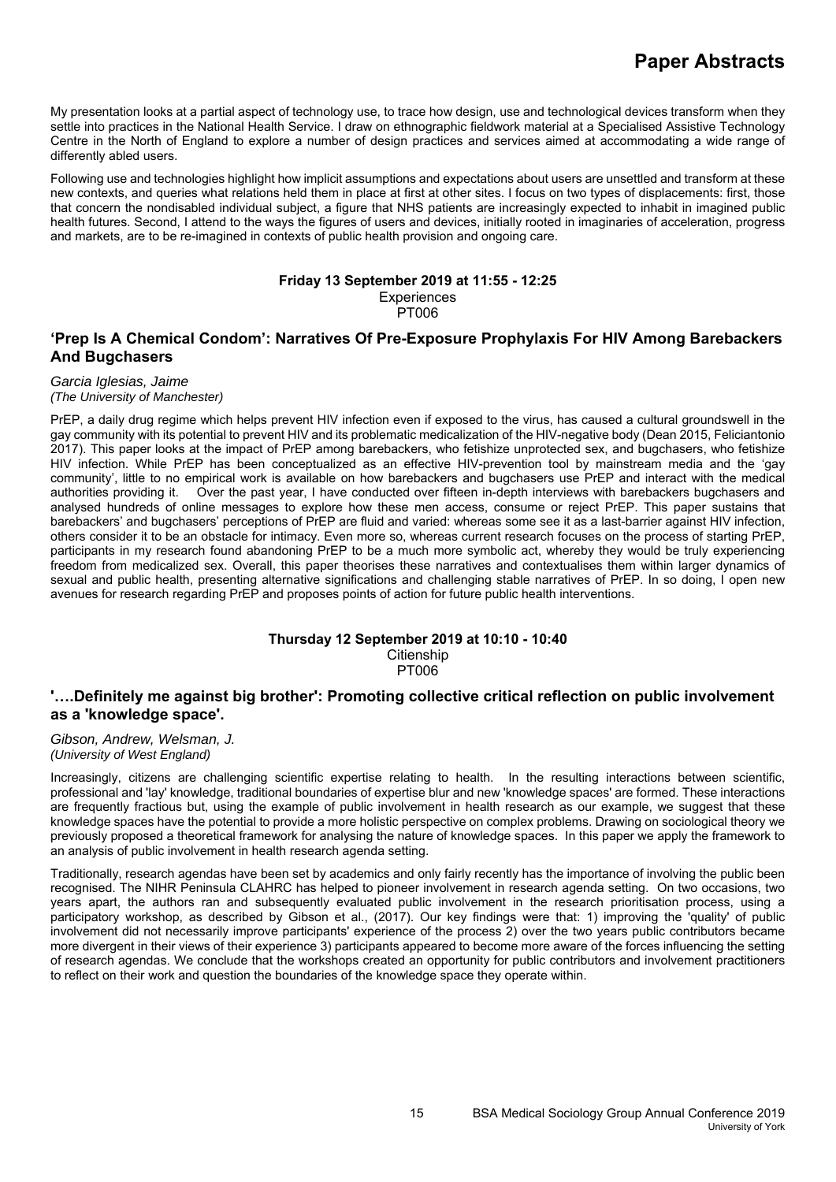My presentation looks at a partial aspect of technology use, to trace how design, use and technological devices transform when they settle into practices in the National Health Service. I draw on ethnographic fieldwork material at a Specialised Assistive Technology Centre in the North of England to explore a number of design practices and services aimed at accommodating a wide range of differently abled users.

Following use and technologies highlight how implicit assumptions and expectations about users are unsettled and transform at these new contexts, and queries what relations held them in place at first at other sites. I focus on two types of displacements: first, those that concern the nondisabled individual subject, a figure that NHS patients are increasingly expected to inhabit in imagined public health futures. Second, I attend to the ways the figures of users and devices, initially rooted in imaginaries of acceleration, progress and markets, are to be re-imagined in contexts of public health provision and ongoing care.

**Friday 13 September 2019 at 11:55 - 12:25**
Experiences
PT006

## 'Prep Is A Chemical Condom': Narratives Of Pre-Exposure Prophylaxis For HIV Among Barebackers And Bugchasers

*Garcia Iglesias, Jaime*
*(The University of Manchester)*

PrEP, a daily drug regime which helps prevent HIV infection even if exposed to the virus, has caused a cultural groundswell in the gay community with its potential to prevent HIV and its problematic medicalization of the HIV-negative body (Dean 2015, Feliciantonio 2017). This paper looks at the impact of PrEP among barebackers, who fetishize unprotected sex, and bugchasers, who fetishize HIV infection. While PrEP has been conceptualized as an effective HIV-prevention tool by mainstream media and the 'gay community', little to no empirical work is available on how barebackers and bugchasers use PrEP and interact with the medical authorities providing it. Over the past year, I have conducted over fifteen in-depth interviews with barebackers bugchasers and analysed hundreds of online messages to explore how these men access, consume or reject PrEP. This paper sustains that barebackers' and bugchasers' perceptions of PrEP are fluid and varied: whereas some see it as a last-barrier against HIV infection, others consider it to be an obstacle for intimacy. Even more so, whereas current research focuses on the process of starting PrEP, participants in my research found abandoning PrEP to be a much more symbolic act, whereby they would be truly experiencing freedom from medicalized sex. Overall, this paper theorises these narratives and contextualises them within larger dynamics of sexual and public health, presenting alternative significations and challenging stable narratives of PrEP. In so doing, I open new avenues for research regarding PrEP and proposes points of action for future public health interventions.

**Thursday 12 September 2019 at 10:10 - 10:40**
Citienship
PT006

## '….Definitely me against big brother': Promoting collective critical reflection on public involvement as a 'knowledge space'.

*Gibson, Andrew, Welsman, J.*
*(University of West England)*

Increasingly, citizens are challenging scientific expertise relating to health. In the resulting interactions between scientific, professional and 'lay' knowledge, traditional boundaries of expertise blur and new 'knowledge spaces' are formed. These interactions are frequently fractious but, using the example of public involvement in health research as our example, we suggest that these knowledge spaces have the potential to provide a more holistic perspective on complex problems. Drawing on sociological theory we previously proposed a theoretical framework for analysing the nature of knowledge spaces. In this paper we apply the framework to an analysis of public involvement in health research agenda setting.

Traditionally, research agendas have been set by academics and only fairly recently has the importance of involving the public been recognised. The NIHR Peninsula CLAHRC has helped to pioneer involvement in research agenda setting. On two occasions, two years apart, the authors ran and subsequently evaluated public involvement in the research prioritisation process, using a participatory workshop, as described by Gibson et al., (2017). Our key findings were that: 1) improving the 'quality' of public involvement did not necessarily improve participants' experience of the process 2) over the two years public contributors became more divergent in their views of their experience 3) participants appeared to become more aware of the forces influencing the setting of research agendas. We conclude that the workshops created an opportunity for public contributors and involvement practitioners to reflect on their work and question the boundaries of the knowledge space they operate within.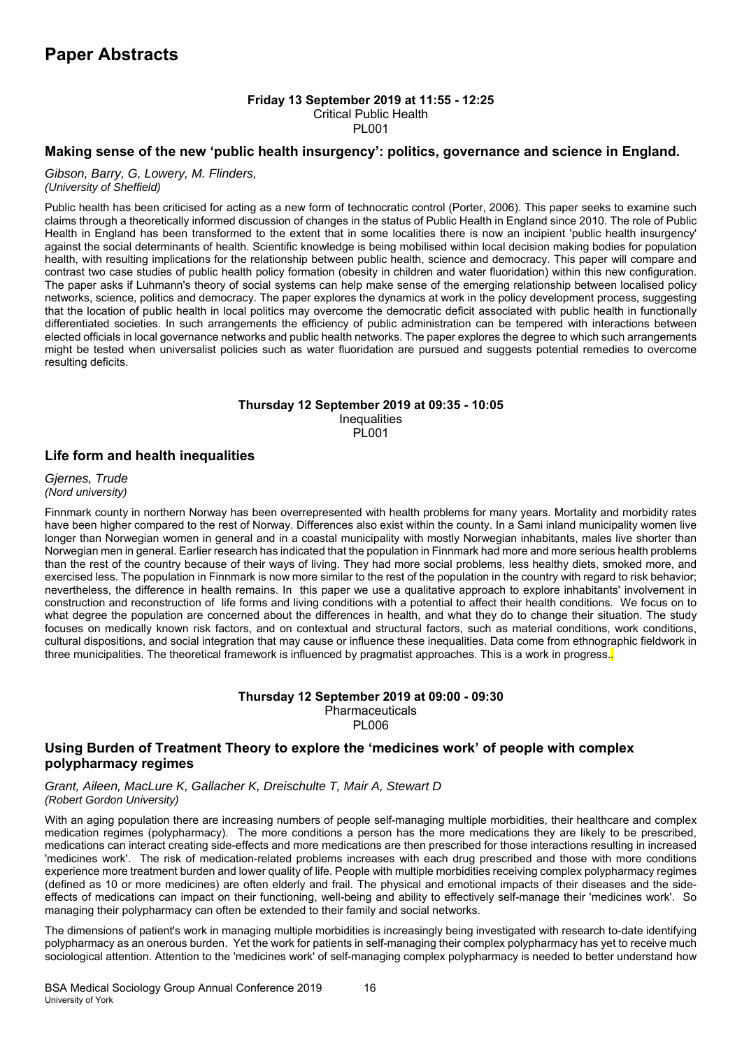# Paper Abstracts

**Friday 13 September 2019 at 11:55 - 12:25**
Critical Public Health
PL001

## Making sense of the new 'public health insurgency': politics, governance and science in England.

*Gibson, Barry, G, Lowery, M. Flinders,*
*(University of Sheffield)*

Public health has been criticised for acting as a new form of technocratic control (Porter, 2006). This paper seeks to examine such claims through a theoretically informed discussion of changes in the status of Public Health in England since 2010. The role of Public Health in England has been transformed to the extent that in some localities there is now an incipient 'public health insurgency' against the social determinants of health. Scientific knowledge is being mobilised within local decision making bodies for population health, with resulting implications for the relationship between public health, science and democracy. This paper will compare and contrast two case studies of public health policy formation (obesity in children and water fluoridation) within this new configuration. The paper asks if Luhmann's theory of social systems can help make sense of the emerging relationship between localised policy networks, science, politics and democracy. The paper explores the dynamics at work in the policy development process, suggesting that the location of public health in local politics may overcome the democratic deficit associated with public health in functionally differentiated societies. In such arrangements the efficiency of public administration can be tempered with interactions between elected officials in local governance networks and public health networks. The paper explores the degree to which such arrangements might be tested when universalist policies such as water fluoridation are pursued and suggests potential remedies to overcome resulting deficits.

**Thursday 12 September 2019 at 09:35 - 10:05**
Inequalities
PL001

## Life form and health inequalities

*Gjernes, Trude*
*(Nord university)*

Finnmark county in northern Norway has been overrepresented with health problems for many years. Mortality and morbidity rates have been higher compared to the rest of Norway. Differences also exist within the county. In a Sami inland municipality women live longer than Norwegian women in general and in a coastal municipality with mostly Norwegian inhabitants, males live shorter than Norwegian men in general. Earlier research has indicated that the population in Finnmark had more and more serious health problems than the rest of the country because of their ways of living. They had more social problems, less healthy diets, smoked more, and exercised less. The population in Finnmark is now more similar to the rest of the population in the country with regard to risk behavior; nevertheless, the difference in health remains. In this paper we use a qualitative approach to explore inhabitants' involvement in construction and reconstruction of life forms and living conditions with a potential to affect their health conditions. We focus on to what degree the population are concerned about the differences in health, and what they do to change their situation. The study focuses on medically known risk factors, and on contextual and structural factors, such as material conditions, work conditions, cultural dispositions, and social integration that may cause or influence these inequalities. Data come from ethnographic fieldwork in three municipalities. The theoretical framework is influenced by pragmatist approaches. This is a work in progress..

**Thursday 12 September 2019 at 09:00 - 09:30**
Pharmaceuticals
PL006

## Using Burden of Treatment Theory to explore the 'medicines work' of people with complex polypharmacy regimes

*Grant, Aileen, MacLure K, Gallacher K, Dreischulte T, Mair A, Stewart D*
*(Robert Gordon University)*

With an aging population there are increasing numbers of people self-managing multiple morbidities, their healthcare and complex medication regimes (polypharmacy). The more conditions a person has the more medications they are likely to be prescribed, medications can interact creating side-effects and more medications are then prescribed for those interactions resulting in increased 'medicines work'. The risk of medication-related problems increases with each drug prescribed and those with more conditions experience more treatment burden and lower quality of life. People with multiple morbidities receiving complex polypharmacy regimes (defined as 10 or more medicines) are often elderly and frail. The physical and emotional impacts of their diseases and the side-effects of medications can impact on their functioning, well-being and ability to effectively self-manage their 'medicines work'. So managing their polypharmacy can often be extended to their family and social networks.

The dimensions of patient's work in managing multiple morbidities is increasingly being investigated with research to-date identifying polypharmacy as an onerous burden. Yet the work for patients in self-managing their complex polypharmacy has yet to receive much sociological attention. Attention to the 'medicines work' of self-managing complex polypharmacy is needed to better understand how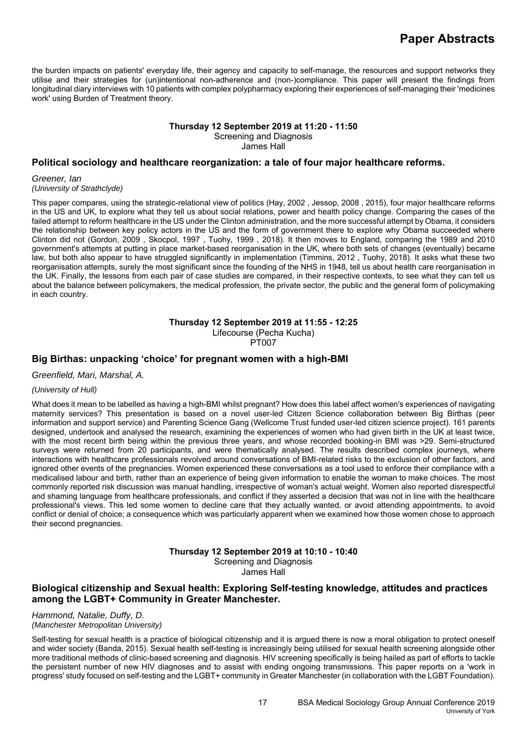the burden impacts on patients' everyday life, their agency and capacity to self-manage, the resources and support networks they utilise and their strategies for (un)intentional non-adherence and (non-)compliance. This paper will present the findings from longitudinal diary interviews with 10 patients with complex polypharmacy exploring their experiences of self-managing their 'medicines work' using Burden of Treatment theory.

**Thursday 12 September 2019 at 11:20 - 11:50**
Screening and Diagnosis
James Hall

### Political sociology and healthcare reorganization: a tale of four major healthcare reforms.

*Greener, Ian*
*(University of Strathclyde)*

This paper compares, using the strategic-relational view of politics (Hay, 2002 , Jessop, 2008 , 2015), four major healthcare reforms in the US and UK, to explore what they tell us about social relations, power and health policy change. Comparing the cases of the failed attempt to reform healthcare in the US under the Clinton administration, and the more successful attempt by Obama, it considers the relationship between key policy actors in the US and the form of government there to explore why Obama succeeded where Clinton did not (Gordon, 2009 , Skocpol, 1997 , Tuohy, 1999 , 2018). It then moves to England, comparing the 1989 and 2010 government's attempts at putting in place market-based reorganisation in the UK, where both sets of changes (eventually) became law, but both also appear to have struggled significantly in implementation (Timmins, 2012 , Tuohy, 2018). It asks what these two reorganisation attempts, surely the most significant since the founding of the NHS in 1948, tell us about health care reorganisation in the UK. Finally, the lessons from each pair of case studies are compared, in their respective contexts, to see what they can tell us about the balance between policymakers, the medical profession, the private sector, the public and the general form of policymaking in each country.

**Thursday 12 September 2019 at 11:55 - 12:25**
Lifecourse (Pecha Kucha)
PT007

### Big Birthas: unpacking 'choice' for pregnant women with a high-BMI

*Greenfield, Mari, Marshal, A.*

*(University of Hull)*

What does it mean to be labelled as having a high-BMI whilst pregnant? How does this label affect women's experiences of navigating maternity services? This presentation is based on a novel user-led Citizen Science collaboration between Big Birthas (peer information and support service) and Parenting Science Gang (Wellcome Trust funded user-led citizen science project). 161 parents designed, undertook and analysed the research, examining the experiences of women who had given birth in the UK at least twice, with the most recent birth being within the previous three years, and whose recorded booking-in BMI was >29. Semi-structured surveys were returned from 20 participants, and were thematically analysed. The results described complex journeys, where interactions with healthcare professionals revolved around conversations of BMI-related risks to the exclusion of other factors, and ignored other events of the pregnancies. Women experienced these conversations as a tool used to enforce their compliance with a medicalised labour and birth, rather than an experience of being given information to enable the woman to make choices. The most commonly reported risk discussion was manual handling, irrespective of woman's actual weight. Women also reported disrespectful and shaming language from healthcare professionals, and conflict if they asserted a decision that was not in line with the healthcare professional's views. This led some women to decline care that they actually wanted, or avoid attending appointments, to avoid conflict or denial of choice; a consequence which was particularly apparent when we examined how those women chose to approach their second pregnancies.

**Thursday 12 September 2019 at 10:10 - 10:40**
Screening and Diagnosis
James Hall

### Biological citizenship and Sexual health: Exploring Self-testing knowledge, attitudes and practices among the LGBT+ Community in Greater Manchester.

*Hammond, Natalie, Duffy, D.*
*(Manchester Metropolitan University)*

Self-testing for sexual health is a practice of biological citizenship and it is argued there is now a moral obligation to protect oneself and wider society (Banda, 2015). Sexual health self-testing is increasingly being utilised for sexual health screening alongside other more traditional methods of clinic-based screening and diagnosis. HIV screening specifically is being hailed as part of efforts to tackle the persistent number of new HIV diagnoses and to assist with ending ongoing transmissions. This paper reports on a 'work in progress' study focused on self-testing and the LGBT+ community in Greater Manchester (in collaboration with the LGBT Foundation).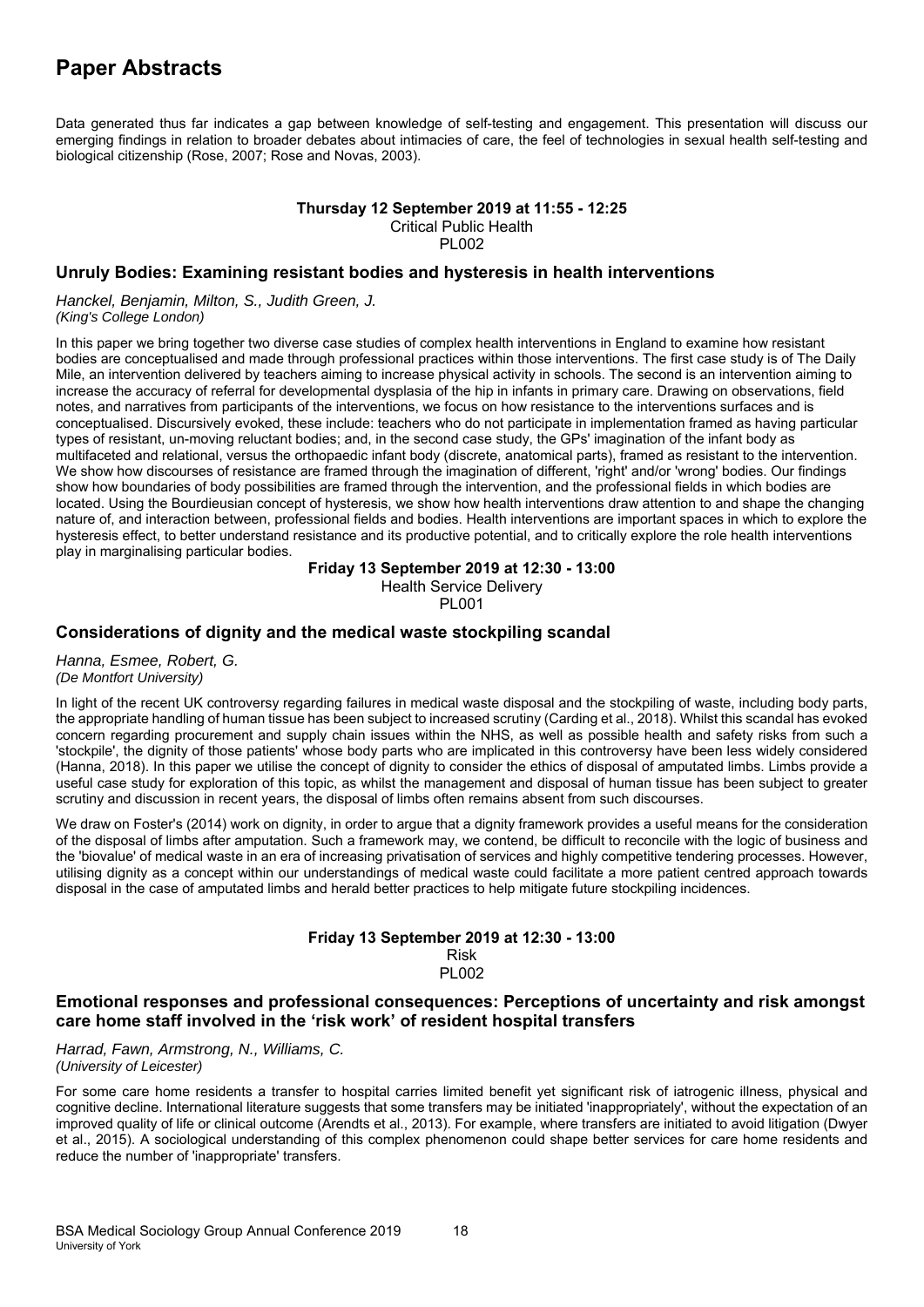# Paper Abstracts

Data generated thus far indicates a gap between knowledge of self-testing and engagement. This presentation will discuss our emerging findings in relation to broader debates about intimacies of care, the feel of technologies in sexual health self-testing and biological citizenship (Rose, 2007; Rose and Novas, 2003).

**Thursday 12 September 2019 at 11:55 - 12:25**
Critical Public Health
PL002

## Unruly Bodies: Examining resistant bodies and hysteresis in health interventions

*Hanckel, Benjamin, Milton, S., Judith Green, J.*
*(King's College London)*

In this paper we bring together two diverse case studies of complex health interventions in England to examine how resistant bodies are conceptualised and made through professional practices within those interventions. The first case study is of The Daily Mile, an intervention delivered by teachers aiming to increase physical activity in schools. The second is an intervention aiming to increase the accuracy of referral for developmental dysplasia of the hip in infants in primary care. Drawing on observations, field notes, and narratives from participants of the interventions, we focus on how resistance to the interventions surfaces and is conceptualised. Discursively evoked, these include: teachers who do not participate in implementation framed as having particular types of resistant, un-moving reluctant bodies; and, in the second case study, the GPs' imagination of the infant body as multifaceted and relational, versus the orthopaedic infant body (discrete, anatomical parts), framed as resistant to the intervention. We show how discourses of resistance are framed through the imagination of different, 'right' and/or 'wrong' bodies. Our findings show how boundaries of body possibilities are framed through the intervention, and the professional fields in which bodies are located. Using the Bourdieusian concept of hysteresis, we show how health interventions draw attention to and shape the changing nature of, and interaction between, professional fields and bodies. Health interventions are important spaces in which to explore the hysteresis effect, to better understand resistance and its productive potential, and to critically explore the role health interventions play in marginalising particular bodies.

**Friday 13 September 2019 at 12:30 - 13:00**
Health Service Delivery
PL001

## Considerations of dignity and the medical waste stockpiling scandal

*Hanna, Esmee, Robert, G.*
*(De Montfort University)*

In light of the recent UK controversy regarding failures in medical waste disposal and the stockpiling of waste, including body parts, the appropriate handling of human tissue has been subject to increased scrutiny (Carding et al., 2018). Whilst this scandal has evoked concern regarding procurement and supply chain issues within the NHS, as well as possible health and safety risks from such a 'stockpile', the dignity of those patients' whose body parts who are implicated in this controversy have been less widely considered (Hanna, 2018). In this paper we utilise the concept of dignity to consider the ethics of disposal of amputated limbs. Limbs provide a useful case study for exploration of this topic, as whilst the management and disposal of human tissue has been subject to greater scrutiny and discussion in recent years, the disposal of limbs often remains absent from such discourses.

We draw on Foster's (2014) work on dignity, in order to argue that a dignity framework provides a useful means for the consideration of the disposal of limbs after amputation. Such a framework may, we contend, be difficult to reconcile with the logic of business and the 'biovalue' of medical waste in an era of increasing privatisation of services and highly competitive tendering processes. However, utilising dignity as a concept within our understandings of medical waste could facilitate a more patient centred approach towards disposal in the case of amputated limbs and herald better practices to help mitigate future stockpiling incidences.

**Friday 13 September 2019 at 12:30 - 13:00**
Risk
PL002

## Emotional responses and professional consequences: Perceptions of uncertainty and risk amongst care home staff involved in the 'risk work' of resident hospital transfers

*Harrad, Fawn, Armstrong, N., Williams, C.*
*(University of Leicester)*

For some care home residents a transfer to hospital carries limited benefit yet significant risk of iatrogenic illness, physical and cognitive decline. International literature suggests that some transfers may be initiated 'inappropriately', without the expectation of an improved quality of life or clinical outcome (Arendts et al., 2013). For example, where transfers are initiated to avoid litigation (Dwyer et al., 2015). A sociological understanding of this complex phenomenon could shape better services for care home residents and reduce the number of 'inappropriate' transfers.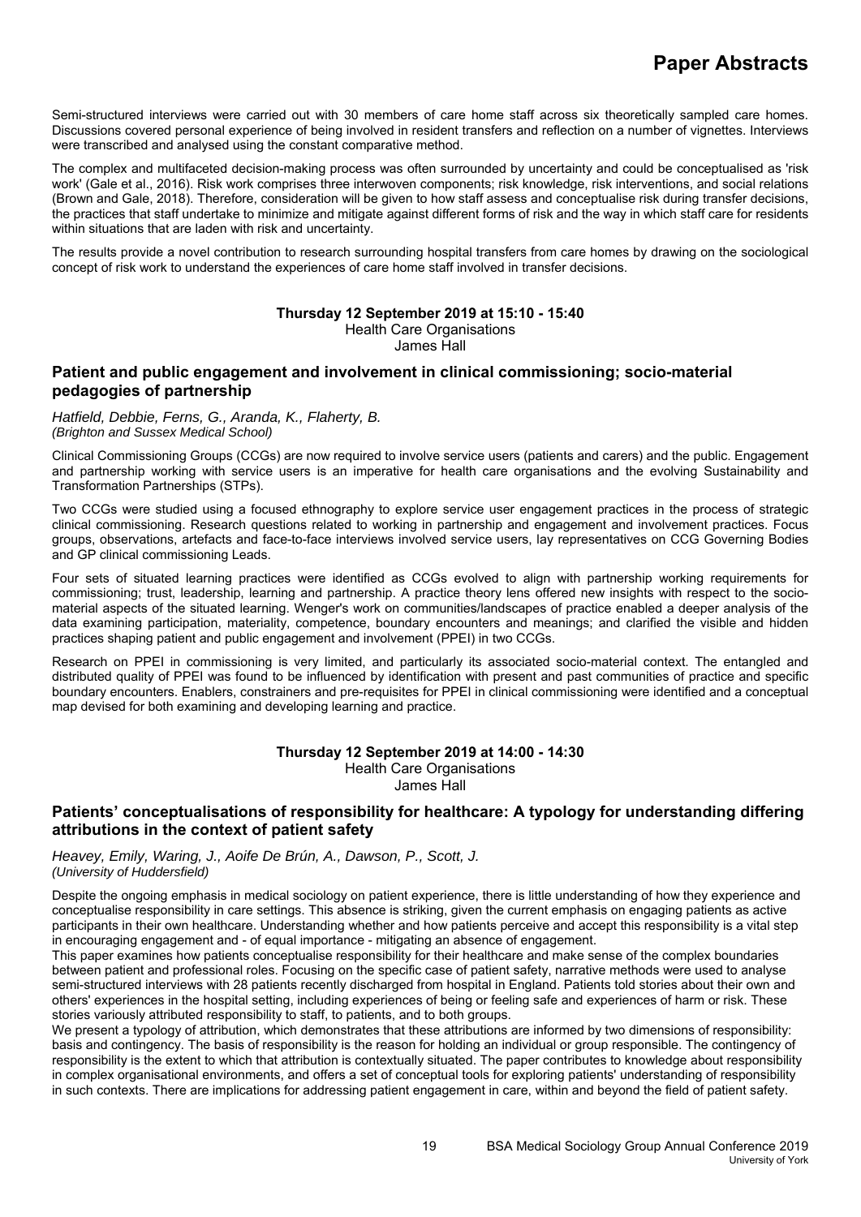Semi-structured interviews were carried out with 30 members of care home staff across six theoretically sampled care homes. Discussions covered personal experience of being involved in resident transfers and reflection on a number of vignettes. Interviews were transcribed and analysed using the constant comparative method.

The complex and multifaceted decision-making process was often surrounded by uncertainty and could be conceptualised as 'risk work' (Gale et al., 2016). Risk work comprises three interwoven components; risk knowledge, risk interventions, and social relations (Brown and Gale, 2018). Therefore, consideration will be given to how staff assess and conceptualise risk during transfer decisions, the practices that staff undertake to minimize and mitigate against different forms of risk and the way in which staff care for residents within situations that are laden with risk and uncertainty.

The results provide a novel contribution to research surrounding hospital transfers from care homes by drawing on the sociological concept of risk work to understand the experiences of care home staff involved in transfer decisions.

**Thursday 12 September 2019 at 15:10 - 15:40**
Health Care Organisations
James Hall

## Patient and public engagement and involvement in clinical commissioning; socio-material pedagogies of partnership

*Hatfield, Debbie, Ferns, G., Aranda, K., Flaherty, B.*
*(Brighton and Sussex Medical School)*

Clinical Commissioning Groups (CCGs) are now required to involve service users (patients and carers) and the public. Engagement and partnership working with service users is an imperative for health care organisations and the evolving Sustainability and Transformation Partnerships (STPs).

Two CCGs were studied using a focused ethnography to explore service user engagement practices in the process of strategic clinical commissioning. Research questions related to working in partnership and engagement and involvement practices. Focus groups, observations, artefacts and face-to-face interviews involved service users, lay representatives on CCG Governing Bodies and GP clinical commissioning Leads.

Four sets of situated learning practices were identified as CCGs evolved to align with partnership working requirements for commissioning; trust, leadership, learning and partnership. A practice theory lens offered new insights with respect to the socio-material aspects of the situated learning. Wenger's work on communities/landscapes of practice enabled a deeper analysis of the data examining participation, materiality, competence, boundary encounters and meanings; and clarified the visible and hidden practices shaping patient and public engagement and involvement (PPEI) in two CCGs.

Research on PPEI in commissioning is very limited, and particularly its associated socio-material context. The entangled and distributed quality of PPEI was found to be influenced by identification with present and past communities of practice and specific boundary encounters. Enablers, constrainers and pre-requisites for PPEI in clinical commissioning were identified and a conceptual map devised for both examining and developing learning and practice.

**Thursday 12 September 2019 at 14:00 - 14:30**
Health Care Organisations
James Hall

## Patients' conceptualisations of responsibility for healthcare: A typology for understanding differing attributions in the context of patient safety

*Heavey, Emily, Waring, J., Aoife De Brún, A., Dawson, P., Scott, J.*
*(University of Huddersfield)*

Despite the ongoing emphasis in medical sociology on patient experience, there is little understanding of how they experience and conceptualise responsibility in care settings. This absence is striking, given the current emphasis on engaging patients as active participants in their own healthcare. Understanding whether and how patients perceive and accept this responsibility is a vital step in encouraging engagement and - of equal importance - mitigating an absence of engagement.

This paper examines how patients conceptualise responsibility for their healthcare and make sense of the complex boundaries between patient and professional roles. Focusing on the specific case of patient safety, narrative methods were used to analyse semi-structured interviews with 28 patients recently discharged from hospital in England. Patients told stories about their own and others' experiences in the hospital setting, including experiences of being or feeling safe and experiences of harm or risk. These stories variously attributed responsibility to staff, to patients, and to both groups.

We present a typology of attribution, which demonstrates that these attributions are informed by two dimensions of responsibility: basis and contingency. The basis of responsibility is the reason for holding an individual or group responsible. The contingency of responsibility is the extent to which that attribution is contextually situated. The paper contributes to knowledge about responsibility in complex organisational environments, and offers a set of conceptual tools for exploring patients' understanding of responsibility in such contexts. There are implications for addressing patient engagement in care, within and beyond the field of patient safety.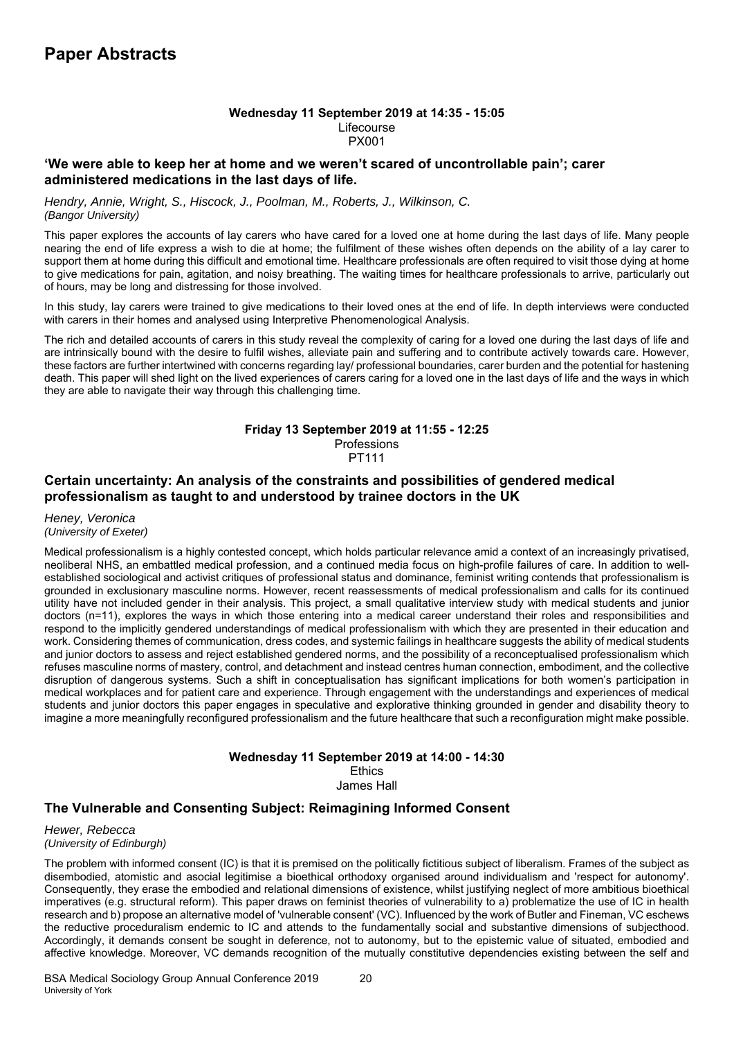# Paper Abstracts

**Wednesday 11 September 2019 at 14:35 - 15:05**
Lifecourse
PX001

### 'We were able to keep her at home and we weren't scared of uncontrollable pain'; carer administered medications in the last days of life.

*Hendry, Annie, Wright, S., Hiscock, J., Poolman, M., Roberts, J., Wilkinson, C.*
*(Bangor University)*

This paper explores the accounts of lay carers who have cared for a loved one at home during the last days of life. Many people nearing the end of life express a wish to die at home; the fulfilment of these wishes often depends on the ability of a lay carer to support them at home during this difficult and emotional time. Healthcare professionals are often required to visit those dying at home to give medications for pain, agitation, and noisy breathing. The waiting times for healthcare professionals to arrive, particularly out of hours, may be long and distressing for those involved.

In this study, lay carers were trained to give medications to their loved ones at the end of life. In depth interviews were conducted with carers in their homes and analysed using Interpretive Phenomenological Analysis.

The rich and detailed accounts of carers in this study reveal the complexity of caring for a loved one during the last days of life and are intrinsically bound with the desire to fulfil wishes, alleviate pain and suffering and to contribute actively towards care. However, these factors are further intertwined with concerns regarding lay/ professional boundaries, carer burden and the potential for hastening death. This paper will shed light on the lived experiences of carers caring for a loved one in the last days of life and the ways in which they are able to navigate their way through this challenging time.

**Friday 13 September 2019 at 11:55 - 12:25**
Professions
PT111

### Certain uncertainty: An analysis of the constraints and possibilities of gendered medical professionalism as taught to and understood by trainee doctors in the UK

*Heney, Veronica*
*(University of Exeter)*

Medical professionalism is a highly contested concept, which holds particular relevance amid a context of an increasingly privatised, neoliberal NHS, an embattled medical profession, and a continued media focus on high-profile failures of care. In addition to well-established sociological and activist critiques of professional status and dominance, feminist writing contends that professionalism is grounded in exclusionary masculine norms. However, recent reassessments of medical professionalism and calls for its continued utility have not included gender in their analysis. This project, a small qualitative interview study with medical students and junior doctors (n=11), explores the ways in which those entering into a medical career understand their roles and responsibilities and respond to the implicitly gendered understandings of medical professionalism with which they are presented in their education and work. Considering themes of communication, dress codes, and systemic failings in healthcare suggests the ability of medical students and junior doctors to assess and reject established gendered norms, and the possibility of a reconceptualised professionalism which refuses masculine norms of mastery, control, and detachment and instead centres human connection, embodiment, and the collective disruption of dangerous systems. Such a shift in conceptualisation has significant implications for both women's participation in medical workplaces and for patient care and experience. Through engagement with the understandings and experiences of medical students and junior doctors this paper engages in speculative and explorative thinking grounded in gender and disability theory to imagine a more meaningfully reconfigured professionalism and the future healthcare that such a reconfiguration might make possible.

**Wednesday 11 September 2019 at 14:00 - 14:30**
Ethics
James Hall

### The Vulnerable and Consenting Subject: Reimagining Informed Consent

*Hewer, Rebecca*
*(University of Edinburgh)*

The problem with informed consent (IC) is that it is premised on the politically fictitious subject of liberalism. Frames of the subject as disembodied, atomistic and asocial legitimise a bioethical orthodoxy organised around individualism and 'respect for autonomy'. Consequently, they erase the embodied and relational dimensions of existence, whilst justifying neglect of more ambitious bioethical imperatives (e.g. structural reform). This paper draws on feminist theories of vulnerability to a) problematize the use of IC in health research and b) propose an alternative model of 'vulnerable consent' (VC). Influenced by the work of Butler and Fineman, VC eschews the reductive proceduralism endemic to IC and attends to the fundamentally social and substantive dimensions of subjecthood. Accordingly, it demands consent be sought in deference, not to autonomy, but to the epistemic value of situated, embodied and affective knowledge. Moreover, VC demands recognition of the mutually constitutive dependencies existing between the self and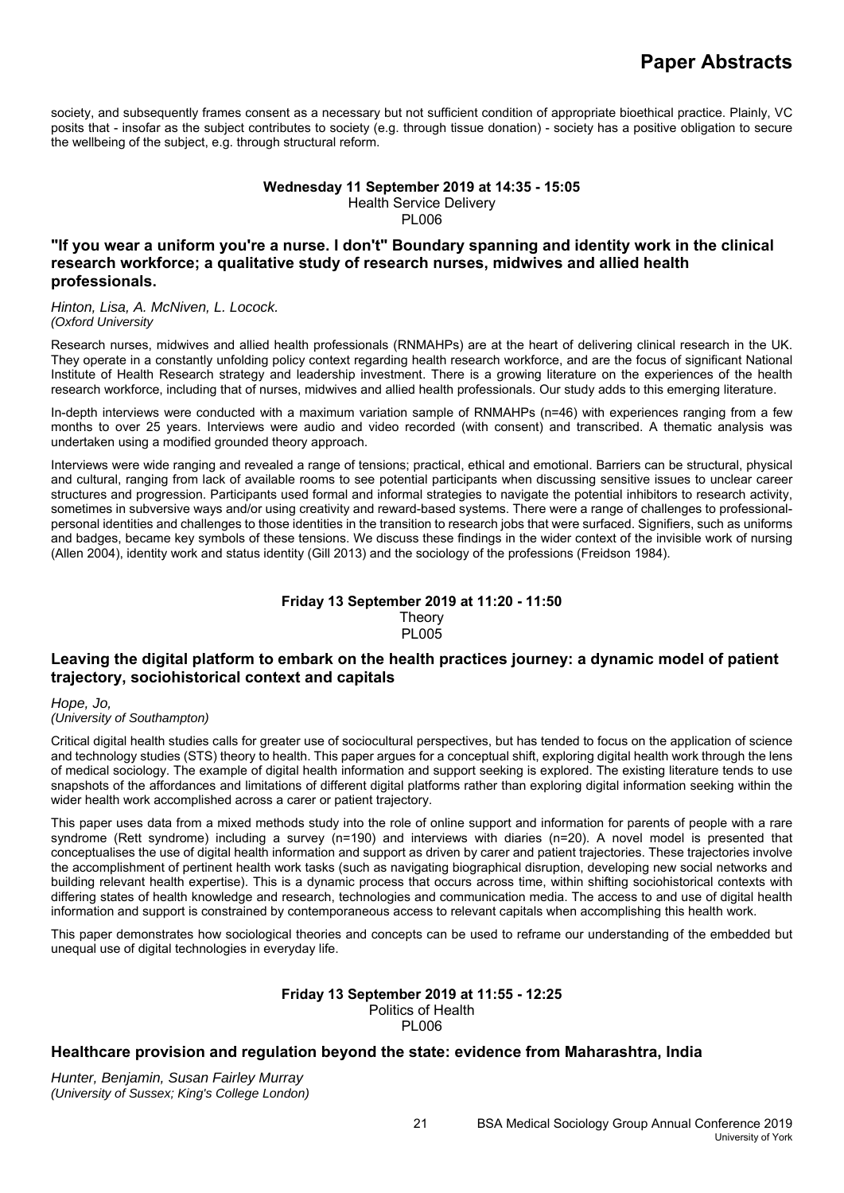society, and subsequently frames consent as a necessary but not sufficient condition of appropriate bioethical practice. Plainly, VC posits that - insofar as the subject contributes to society (e.g. through tissue donation) - society has a positive obligation to secure the wellbeing of the subject, e.g. through structural reform.

**Wednesday 11 September 2019 at 14:35 - 15:05**
Health Service Delivery
PL006

### "If you wear a uniform you're a nurse. I don't" Boundary spanning and identity work in the clinical research workforce; a qualitative study of research nurses, midwives and allied health professionals.

*Hinton, Lisa, A. McNiven, L. Locock.*
*(Oxford University*

Research nurses, midwives and allied health professionals (RNMAHPs) are at the heart of delivering clinical research in the UK. They operate in a constantly unfolding policy context regarding health research workforce, and are the focus of significant National Institute of Health Research strategy and leadership investment. There is a growing literature on the experiences of the health research workforce, including that of nurses, midwives and allied health professionals. Our study adds to this emerging literature.

In-depth interviews were conducted with a maximum variation sample of RNMAHPs (n=46) with experiences ranging from a few months to over 25 years. Interviews were audio and video recorded (with consent) and transcribed. A thematic analysis was undertaken using a modified grounded theory approach.

Interviews were wide ranging and revealed a range of tensions; practical, ethical and emotional. Barriers can be structural, physical and cultural, ranging from lack of available rooms to see potential participants when discussing sensitive issues to unclear career structures and progression. Participants used formal and informal strategies to navigate the potential inhibitors to research activity, sometimes in subversive ways and/or using creativity and reward-based systems. There were a range of challenges to professional-personal identities and challenges to those identities in the transition to research jobs that were surfaced. Signifiers, such as uniforms and badges, became key symbols of these tensions. We discuss these findings in the wider context of the invisible work of nursing (Allen 2004), identity work and status identity (Gill 2013) and the sociology of the professions (Freidson 1984).

**Friday 13 September 2019 at 11:20 - 11:50**
Theory
PL005

### Leaving the digital platform to embark on the health practices journey: a dynamic model of patient trajectory, sociohistorical context and capitals

*Hope, Jo,*
*(University of Southampton)*

Critical digital health studies calls for greater use of sociocultural perspectives, but has tended to focus on the application of science and technology studies (STS) theory to health. This paper argues for a conceptual shift, exploring digital health work through the lens of medical sociology. The example of digital health information and support seeking is explored. The existing literature tends to use snapshots of the affordances and limitations of different digital platforms rather than exploring digital information seeking within the wider health work accomplished across a carer or patient trajectory.

This paper uses data from a mixed methods study into the role of online support and information for parents of people with a rare syndrome (Rett syndrome) including a survey (n=190) and interviews with diaries (n=20). A novel model is presented that conceptualises the use of digital health information and support as driven by carer and patient trajectories. These trajectories involve the accomplishment of pertinent health work tasks (such as navigating biographical disruption, developing new social networks and building relevant health expertise). This is a dynamic process that occurs across time, within shifting sociohistorical contexts with differing states of health knowledge and research, technologies and communication media. The access to and use of digital health information and support is constrained by contemporaneous access to relevant capitals when accomplishing this health work.

This paper demonstrates how sociological theories and concepts can be used to reframe our understanding of the embedded but unequal use of digital technologies in everyday life.

**Friday 13 September 2019 at 11:55 - 12:25**
Politics of Health
PL006

### Healthcare provision and regulation beyond the state: evidence from Maharashtra, India

*Hunter, Benjamin, Susan Fairley Murray*
*(University of Sussex; King's College London)*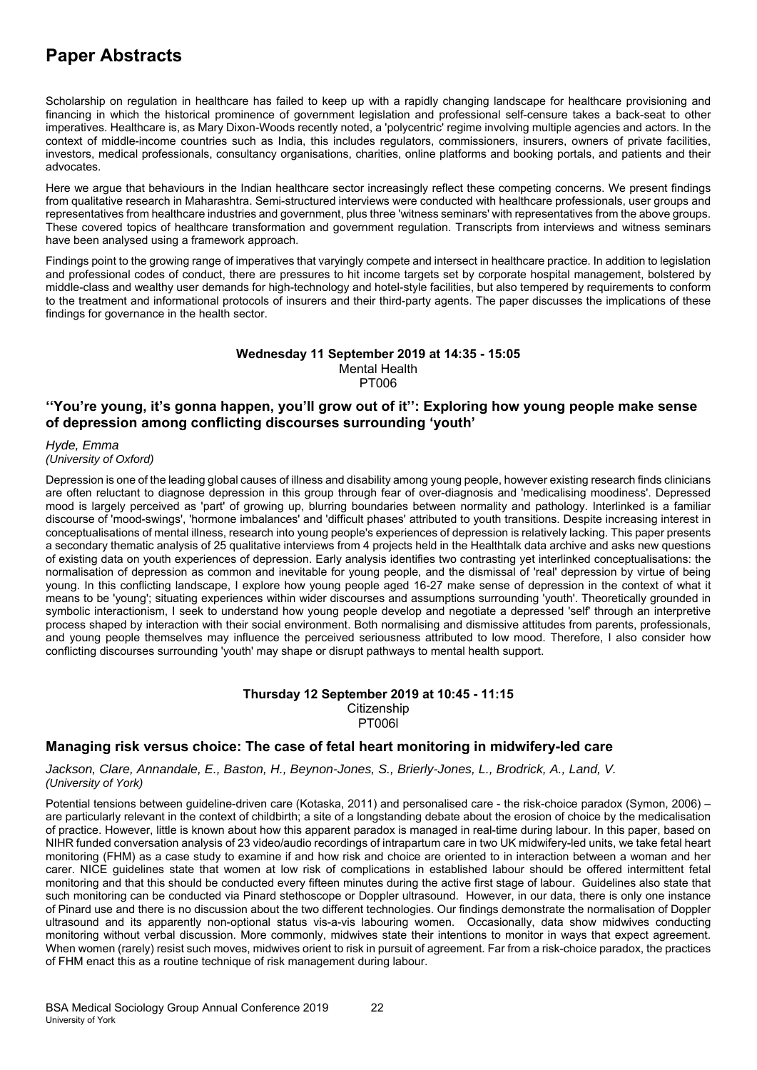# Paper Abstracts

Scholarship on regulation in healthcare has failed to keep up with a rapidly changing landscape for healthcare provisioning and financing in which the historical prominence of government legislation and professional self-censure takes a back-seat to other imperatives. Healthcare is, as Mary Dixon-Woods recently noted, a 'polycentric' regime involving multiple agencies and actors. In the context of middle-income countries such as India, this includes regulators, commissioners, insurers, owners of private facilities, investors, medical professionals, consultancy organisations, charities, online platforms and booking portals, and patients and their advocates.

Here we argue that behaviours in the Indian healthcare sector increasingly reflect these competing concerns. We present findings from qualitative research in Maharashtra. Semi-structured interviews were conducted with healthcare professionals, user groups and representatives from healthcare industries and government, plus three 'witness seminars' with representatives from the above groups. These covered topics of healthcare transformation and government regulation. Transcripts from interviews and witness seminars have been analysed using a framework approach.

Findings point to the growing range of imperatives that varyingly compete and intersect in healthcare practice. In addition to legislation and professional codes of conduct, there are pressures to hit income targets set by corporate hospital management, bolstered by middle-class and wealthy user demands for high-technology and hotel-style facilities, but also tempered by requirements to conform to the treatment and informational protocols of insurers and their third-party agents. The paper discusses the implications of these findings for governance in the health sector.

**Wednesday 11 September 2019 at 14:35 - 15:05**
Mental Health
PT006

## ''You're young, it's gonna happen, you'll grow out of it'': Exploring how young people make sense of depression among conflicting discourses surrounding 'youth'

*Hyde, Emma*
*(University of Oxford)*

Depression is one of the leading global causes of illness and disability among young people, however existing research finds clinicians are often reluctant to diagnose depression in this group through fear of over-diagnosis and 'medicalising moodiness'. Depressed mood is largely perceived as 'part' of growing up, blurring boundaries between normality and pathology. Interlinked is a familiar discourse of 'mood-swings', 'hormone imbalances' and 'difficult phases' attributed to youth transitions. Despite increasing interest in conceptualisations of mental illness, research into young people's experiences of depression is relatively lacking. This paper presents a secondary thematic analysis of 25 qualitative interviews from 4 projects held in the Healthtalk data archive and asks new questions of existing data on youth experiences of depression. Early analysis identifies two contrasting yet interlinked conceptualisations: the normalisation of depression as common and inevitable for young people, and the dismissal of 'real' depression by virtue of being young. In this conflicting landscape, I explore how young people aged 16-27 make sense of depression in the context of what it means to be 'young'; situating experiences within wider discourses and assumptions surrounding 'youth'. Theoretically grounded in symbolic interactionism, I seek to understand how young people develop and negotiate a depressed 'self' through an interpretive process shaped by interaction with their social environment. Both normalising and dismissive attitudes from parents, professionals, and young people themselves may influence the perceived seriousness attributed to low mood. Therefore, I also consider how conflicting discourses surrounding 'youth' may shape or disrupt pathways to mental health support.

**Thursday 12 September 2019 at 10:45 - 11:15**
Citizenship
PT006l

## Managing risk versus choice: The case of fetal heart monitoring in midwifery-led care

*Jackson, Clare, Annandale, E., Baston, H., Beynon-Jones, S., Brierly-Jones, L., Brodrick, A., Land, V.*
*(University of York)*

Potential tensions between guideline-driven care (Kotaska, 2011) and personalised care - the risk-choice paradox (Symon, 2006) – are particularly relevant in the context of childbirth; a site of a longstanding debate about the erosion of choice by the medicalisation of practice. However, little is known about how this apparent paradox is managed in real-time during labour. In this paper, based on NIHR funded conversation analysis of 23 video/audio recordings of intrapartum care in two UK midwifery-led units, we take fetal heart monitoring (FHM) as a case study to examine if and how risk and choice are oriented to in interaction between a woman and her carer. NICE guidelines state that women at low risk of complications in established labour should be offered intermittent fetal monitoring and that this should be conducted every fifteen minutes during the active first stage of labour. Guidelines also state that such monitoring can be conducted via Pinard stethoscope or Doppler ultrasound. However, in our data, there is only one instance of Pinard use and there is no discussion about the two different technologies. Our findings demonstrate the normalisation of Doppler ultrasound and its apparently non-optional status vis-a-vis labouring women. Occasionally, data show midwives conducting monitoring without verbal discussion. More commonly, midwives state their intentions to monitor in ways that expect agreement. When women (rarely) resist such moves, midwives orient to risk in pursuit of agreement. Far from a risk-choice paradox, the practices of FHM enact this as a routine technique of risk management during labour.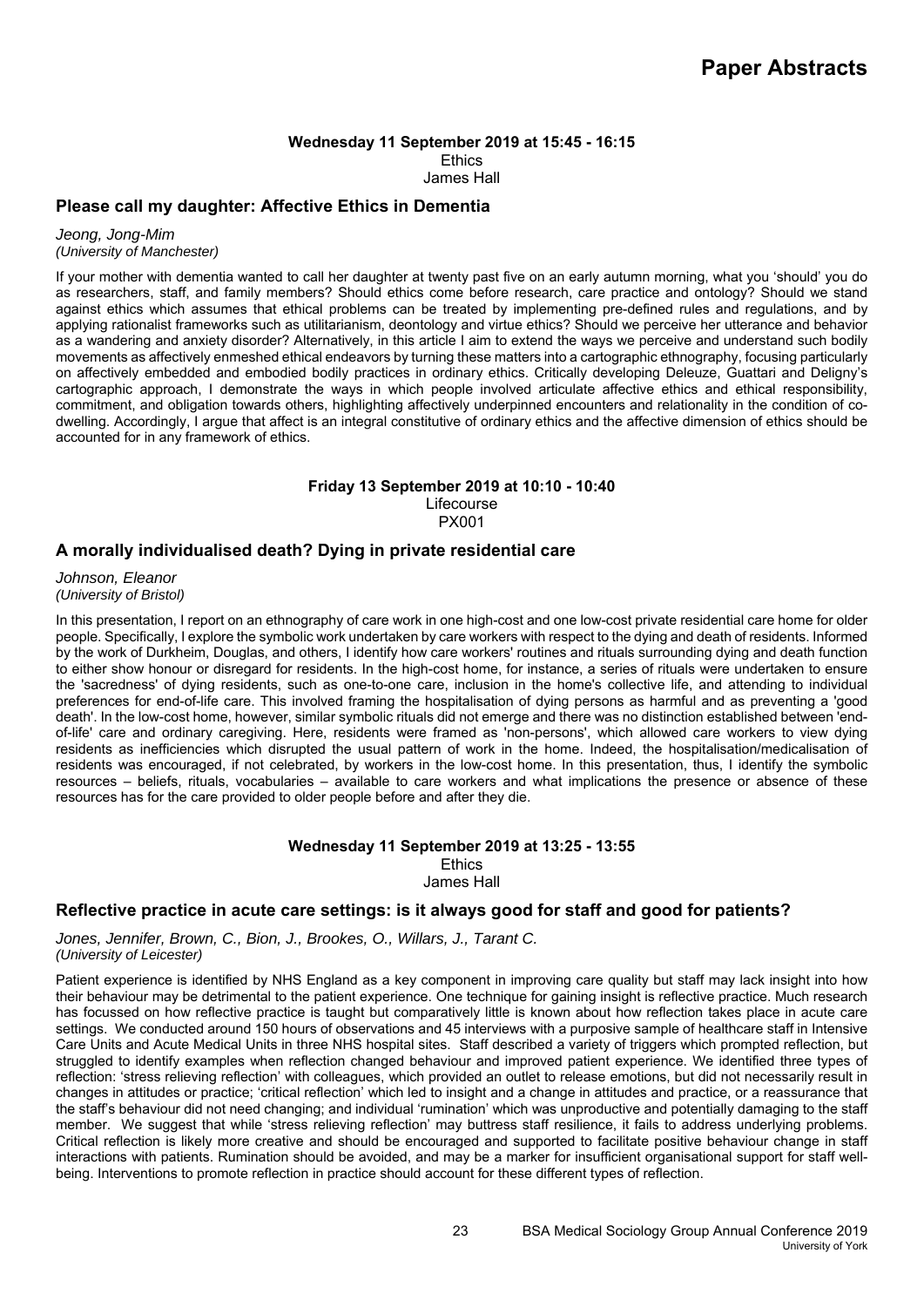**Wednesday 11 September 2019 at 15:45 - 16:15**
Ethics
James Hall

### Please call my daughter: Affective Ethics in Dementia

*Jeong, Jong-Mim*
*(University of Manchester)*

If your mother with dementia wanted to call her daughter at twenty past five on an early autumn morning, what you 'should' you do as researchers, staff, and family members? Should ethics come before research, care practice and ontology? Should we stand against ethics which assumes that ethical problems can be treated by implementing pre-defined rules and regulations, and by applying rationalist frameworks such as utilitarianism, deontology and virtue ethics? Should we perceive her utterance and behavior as a wandering and anxiety disorder? Alternatively, in this article I aim to extend the ways we perceive and understand such bodily movements as affectively enmeshed ethical endeavors by turning these matters into a cartographic ethnography, focusing particularly on affectively embedded and embodied bodily practices in ordinary ethics. Critically developing Deleuze, Guattari and Deligny's cartographic approach, I demonstrate the ways in which people involved articulate affective ethics and ethical responsibility, commitment, and obligation towards others, highlighting affectively underpinned encounters and relationality in the condition of co-dwelling. Accordingly, I argue that affect is an integral constitutive of ordinary ethics and the affective dimension of ethics should be accounted for in any framework of ethics.

**Friday 13 September 2019 at 10:10 - 10:40**
Lifecourse
PX001

### A morally individualised death? Dying in private residential care

*Johnson, Eleanor*
*(University of Bristol)*

In this presentation, I report on an ethnography of care work in one high-cost and one low-cost private residential care home for older people. Specifically, I explore the symbolic work undertaken by care workers with respect to the dying and death of residents. Informed by the work of Durkheim, Douglas, and others, I identify how care workers' routines and rituals surrounding dying and death function to either show honour or disregard for residents. In the high-cost home, for instance, a series of rituals were undertaken to ensure the 'sacredness' of dying residents, such as one-to-one care, inclusion in the home's collective life, and attending to individual preferences for end-of-life care. This involved framing the hospitalisation of dying persons as harmful and as preventing a 'good death'. In the low-cost home, however, similar symbolic rituals did not emerge and there was no distinction established between 'end-of-life' care and ordinary caregiving. Here, residents were framed as 'non-persons', which allowed care workers to view dying residents as inefficiencies which disrupted the usual pattern of work in the home. Indeed, the hospitalisation/medicalisation of residents was encouraged, if not celebrated, by workers in the low-cost home. In this presentation, thus, I identify the symbolic resources – beliefs, rituals, vocabularies – available to care workers and what implications the presence or absence of these resources has for the care provided to older people before and after they die.

**Wednesday 11 September 2019 at 13:25 - 13:55**
Ethics
James Hall

### Reflective practice in acute care settings: is it always good for staff and good for patients?

*Jones, Jennifer, Brown, C., Bion, J., Brookes, O., Willars, J., Tarant C.*
*(University of Leicester)*

Patient experience is identified by NHS England as a key component in improving care quality but staff may lack insight into how their behaviour may be detrimental to the patient experience. One technique for gaining insight is reflective practice. Much research has focussed on how reflective practice is taught but comparatively little is known about how reflection takes place in acute care settings. We conducted around 150 hours of observations and 45 interviews with a purposive sample of healthcare staff in Intensive Care Units and Acute Medical Units in three NHS hospital sites. Staff described a variety of triggers which prompted reflection, but struggled to identify examples when reflection changed behaviour and improved patient experience. We identified three types of reflection: 'stress relieving reflection' with colleagues, which provided an outlet to release emotions, but did not necessarily result in changes in attitudes or practice; 'critical reflection' which led to insight and a change in attitudes and practice, or a reassurance that the staff's behaviour did not need changing; and individual 'rumination' which was unproductive and potentially damaging to the staff member. We suggest that while 'stress relieving reflection' may buttress staff resilience, it fails to address underlying problems. Critical reflection is likely more creative and should be encouraged and supported to facilitate positive behaviour change in staff interactions with patients. Rumination should be avoided, and may be a marker for insufficient organisational support for staff well-being. Interventions to promote reflection in practice should account for these different types of reflection.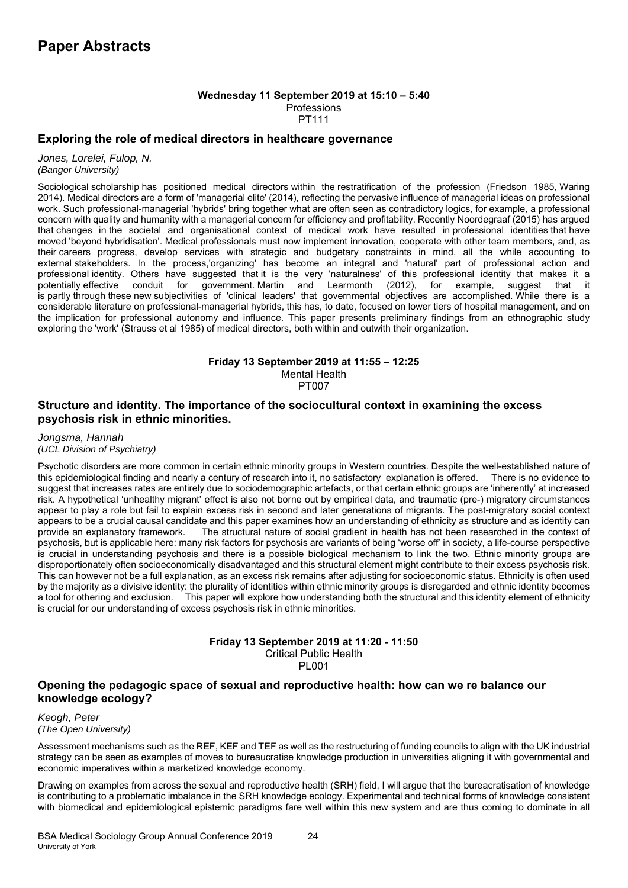# Paper Abstracts

**Wednesday 11 September 2019 at 15:10 – 5:40**
Professions
PT111

## Exploring the role of medical directors in healthcare governance

*Jones, Lorelei, Fulop, N.*
*(Bangor University)*

Sociological scholarship has positioned medical directors within the restratification of the profession (Friedson 1985, Waring 2014). Medical directors are a form of 'managerial elite' (2014), reflecting the pervasive influence of managerial ideas on professional work. Such professional-managerial 'hybrids' bring together what are often seen as contradictory logics, for example, a professional concern with quality and humanity with a managerial concern for efficiency and profitability. Recently Noordegraaf (2015) has argued that changes in the societal and organisational context of medical work have resulted in professional identities that have moved 'beyond hybridisation'. Medical professionals must now implement innovation, cooperate with other team members, and, as their careers progress, develop services with strategic and budgetary constraints in mind, all the while accounting to external stakeholders. In the process,'organizing' has become an integral and 'natural' part of professional action and professional identity. Others have suggested that it is the very 'naturalness' of this professional identity that makes it a potentially effective conduit for government. Martin and Learmonth (2012), for example, suggest that it is partly through these new subjectivities of 'clinical leaders' that governmental objectives are accomplished. While there is a considerable literature on professional-managerial hybrids, this has, to date, focused on lower tiers of hospital management, and on the implication for professional autonomy and influence. This paper presents preliminary findings from an ethnographic study exploring the 'work' (Strauss et al 1985) of medical directors, both within and outwith their organization.

**Friday 13 September 2019 at 11:55 – 12:25**
Mental Health
PT007

## Structure and identity. The importance of the sociocultural context in examining the excess psychosis risk in ethnic minorities.

*Jongsma, Hannah*
*(UCL Division of Psychiatry)*

Psychotic disorders are more common in certain ethnic minority groups in Western countries. Despite the well-established nature of this epidemiological finding and nearly a century of research into it, no satisfactory explanation is offered. There is no evidence to suggest that increases rates are entirely due to sociodemographic artefacts, or that certain ethnic groups are 'inherently' at increased risk. A hypothetical 'unhealthy migrant' effect is also not borne out by empirical data, and traumatic (pre-) migratory circumstances appear to play a role but fail to explain excess risk in second and later generations of migrants. The post-migratory social context appears to be a crucial causal candidate and this paper examines how an understanding of ethnicity as structure and as identity can provide an explanatory framework. The structural nature of social gradient in health has not been researched in the context of psychosis, but is applicable here: many risk factors for psychosis are variants of being 'worse off' in society, a life-course perspective is crucial in understanding psychosis and there is a possible biological mechanism to link the two. Ethnic minority groups are disproportionately often socioeconomically disadvantaged and this structural element might contribute to their excess psychosis risk. This can however not be a full explanation, as an excess risk remains after adjusting for socioeconomic status. Ethnicity is often used by the majority as a divisive identity: the plurality of identities within ethnic minority groups is disregarded and ethnic identity becomes a tool for othering and exclusion. This paper will explore how understanding both the structural and this identity element of ethnicity is crucial for our understanding of excess psychosis risk in ethnic minorities.

**Friday 13 September 2019 at 11:20 - 11:50**
Critical Public Health
PL001

## Opening the pedagogic space of sexual and reproductive health: how can we re balance our knowledge ecology?

*Keogh, Peter*
*(The Open University)*

Assessment mechanisms such as the REF, KEF and TEF as well as the restructuring of funding councils to align with the UK industrial strategy can be seen as examples of moves to bureaucratise knowledge production in universities aligning it with governmental and economic imperatives within a marketized knowledge economy.

Drawing on examples from across the sexual and reproductive health (SRH) field, I will argue that the bureacratisation of knowledge is contributing to a problematic imbalance in the SRH knowledge ecology. Experimental and technical forms of knowledge consistent with biomedical and epidemiological epistemic paradigms fare well within this new system and are thus coming to dominate in all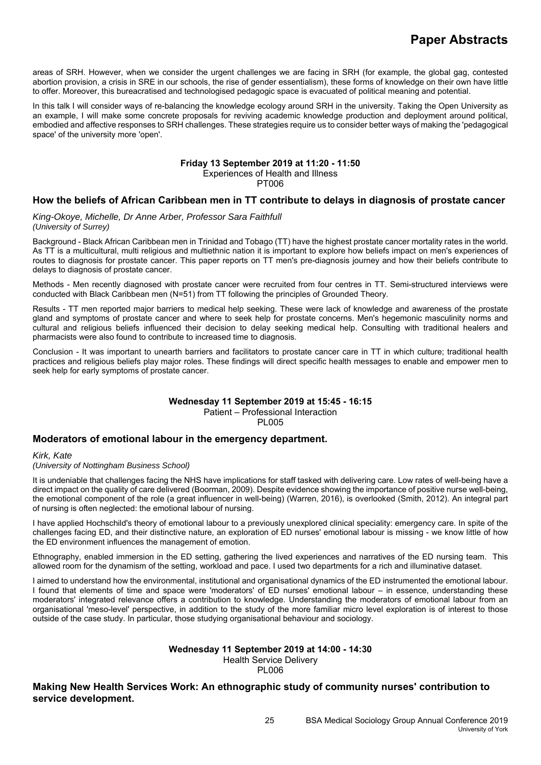areas of SRH. However, when we consider the urgent challenges we are facing in SRH (for example, the global gag, contested abortion provision, a crisis in SRE in our schools, the rise of gender essentialism), these forms of knowledge on their own have little to offer. Moreover, this bureacratised and technologised pedagogic space is evacuated of political meaning and potential.

In this talk I will consider ways of re-balancing the knowledge ecology around SRH in the university. Taking the Open University as an example, I will make some concrete proposals for reviving academic knowledge production and deployment around political, embodied and affective responses to SRH challenges. These strategies require us to consider better ways of making the 'pedagogical space' of the university more 'open'.

**Friday 13 September 2019 at 11:20 - 11:50**
Experiences of Health and Illness
PT006

### How the beliefs of African Caribbean men in TT contribute to delays in diagnosis of prostate cancer

*King-Okoye, Michelle, Dr Anne Arber, Professor Sara Faithfull*
*(University of Surrey)*

Background - Black African Caribbean men in Trinidad and Tobago (TT) have the highest prostate cancer mortality rates in the world. As TT is a multicultural, multi religious and multiethnic nation it is important to explore how beliefs impact on men's experiences of routes to diagnosis for prostate cancer. This paper reports on TT men's pre-diagnosis journey and how their beliefs contribute to delays to diagnosis of prostate cancer.

Methods - Men recently diagnosed with prostate cancer were recruited from four centres in TT. Semi-structured interviews were conducted with Black Caribbean men (N=51) from TT following the principles of Grounded Theory.

Results - TT men reported major barriers to medical help seeking. These were lack of knowledge and awareness of the prostate gland and symptoms of prostate cancer and where to seek help for prostate concerns. Men's hegemonic masculinity norms and cultural and religious beliefs influenced their decision to delay seeking medical help. Consulting with traditional healers and pharmacists were also found to contribute to increased time to diagnosis.

Conclusion - It was important to unearth barriers and facilitators to prostate cancer care in TT in which culture; traditional health practices and religious beliefs play major roles. These findings will direct specific health messages to enable and empower men to seek help for early symptoms of prostate cancer.

**Wednesday 11 September 2019 at 15:45 - 16:15**
Patient – Professional Interaction
PL005

### Moderators of emotional labour in the emergency department.

*Kirk, Kate*
*(University of Nottingham Business School)*

It is undeniable that challenges facing the NHS have implications for staff tasked with delivering care. Low rates of well-being have a direct impact on the quality of care delivered (Boorman, 2009). Despite evidence showing the importance of positive nurse well-being, the emotional component of the role (a great influencer in well-being) (Warren, 2016), is overlooked (Smith, 2012). An integral part of nursing is often neglected: the emotional labour of nursing.

I have applied Hochschild's theory of emotional labour to a previously unexplored clinical speciality: emergency care. In spite of the challenges facing ED, and their distinctive nature, an exploration of ED nurses' emotional labour is missing - we know little of how the ED environment influences the management of emotion.

Ethnography, enabled immersion in the ED setting, gathering the lived experiences and narratives of the ED nursing team. This allowed room for the dynamism of the setting, workload and pace. I used two departments for a rich and illuminative dataset.

I aimed to understand how the environmental, institutional and organisational dynamics of the ED instrumented the emotional labour. I found that elements of time and space were 'moderators' of ED nurses' emotional labour – in essence, understanding these moderators' integrated relevance offers a contribution to knowledge. Understanding the moderators of emotional labour from an organisational 'meso-level' perspective, in addition to the study of the more familiar micro level exploration is of interest to those outside of the case study. In particular, those studying organisational behaviour and sociology.

**Wednesday 11 September 2019 at 14:00 - 14:30**
Health Service Delivery
PL006

### Making New Health Services Work: An ethnographic study of community nurses' contribution to service development.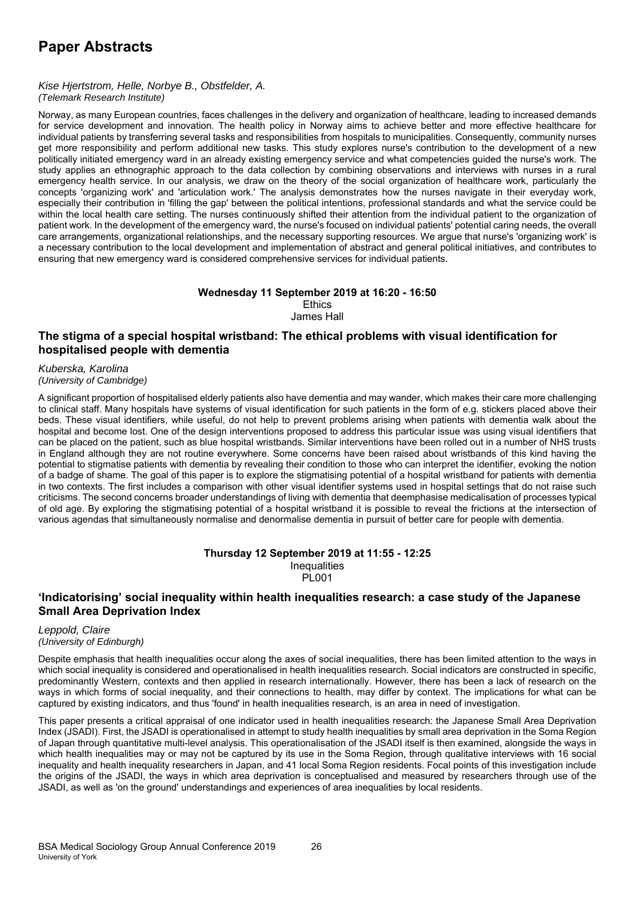# Paper Abstracts

*Kise Hjertstrom, Helle, Norbye B., Obstfelder, A.*
*(Telemark Research Institute)*

Norway, as many European countries, faces challenges in the delivery and organization of healthcare, leading to increased demands for service development and innovation. The health policy in Norway aims to achieve better and more effective healthcare for individual patients by transferring several tasks and responsibilities from hospitals to municipalities. Consequently, community nurses get more responsibility and perform additional new tasks. This study explores nurse's contribution to the development of a new politically initiated emergency ward in an already existing emergency service and what competencies guided the nurse's work. The study applies an ethnographic approach to the data collection by combining observations and interviews with nurses in a rural emergency health service. In our analysis, we draw on the theory of the social organization of healthcare work, particularly the concepts 'organizing work' and 'articulation work.' The analysis demonstrates how the nurses navigate in their everyday work, especially their contribution in 'filling the gap' between the political intentions, professional standards and what the service could be within the local health care setting. The nurses continuously shifted their attention from the individual patient to the organization of patient work. In the development of the emergency ward, the nurse's focused on individual patients' potential caring needs, the overall care arrangements, organizational relationships, and the necessary supporting resources. We argue that nurse's 'organizing work' is a necessary contribution to the local development and implementation of abstract and general political initiatives, and contributes to ensuring that new emergency ward is considered comprehensive services for individual patients.

**Wednesday 11 September 2019 at 16:20 - 16:50**
Ethics
James Hall

## The stigma of a special hospital wristband: The ethical problems with visual identification for hospitalised people with dementia

*Kuberska, Karolina*
*(University of Cambridge)*

A significant proportion of hospitalised elderly patients also have dementia and may wander, which makes their care more challenging to clinical staff. Many hospitals have systems of visual identification for such patients in the form of e.g. stickers placed above their beds. These visual identifiers, while useful, do not help to prevent problems arising when patients with dementia walk about the hospital and become lost. One of the design interventions proposed to address this particular issue was using visual identifiers that can be placed on the patient, such as blue hospital wristbands. Similar interventions have been rolled out in a number of NHS trusts in England although they are not routine everywhere. Some concerns have been raised about wristbands of this kind having the potential to stigmatise patients with dementia by revealing their condition to those who can interpret the identifier, evoking the notion of a badge of shame. The goal of this paper is to explore the stigmatising potential of a hospital wristband for patients with dementia in two contexts. The first includes a comparison with other visual identifier systems used in hospital settings that do not raise such criticisms. The second concerns broader understandings of living with dementia that deemphasise medicalisation of processes typical of old age. By exploring the stigmatising potential of a hospital wristband it is possible to reveal the frictions at the intersection of various agendas that simultaneously normalise and denormalise dementia in pursuit of better care for people with dementia.

**Thursday 12 September 2019 at 11:55 - 12:25**
Inequalities
PL001

## 'Indicatorising' social inequality within health inequalities research: a case study of the Japanese Small Area Deprivation Index

*Leppold, Claire*
*(University of Edinburgh)*

Despite emphasis that health inequalities occur along the axes of social inequalities, there has been limited attention to the ways in which social inequality is considered and operationalised in health inequalities research. Social indicators are constructed in specific, predominantly Western, contexts and then applied in research internationally. However, there has been a lack of research on the ways in which forms of social inequality, and their connections to health, may differ by context. The implications for what can be captured by existing indicators, and thus 'found' in health inequalities research, is an area in need of investigation.

This paper presents a critical appraisal of one indicator used in health inequalities research: the Japanese Small Area Deprivation Index (JSADI). First, the JSADI is operationalised in attempt to study health inequalities by small area deprivation in the Soma Region of Japan through quantitative multi-level analysis. This operationalisation of the JSADI itself is then examined, alongside the ways in which health inequalities may or may not be captured by its use in the Soma Region, through qualitative interviews with 16 social inequality and health inequality researchers in Japan, and 41 local Soma Region residents. Focal points of this investigation include the origins of the JSADI, the ways in which area deprivation is conceptualised and measured by researchers through use of the JSADI, as well as 'on the ground' understandings and experiences of area inequalities by local residents.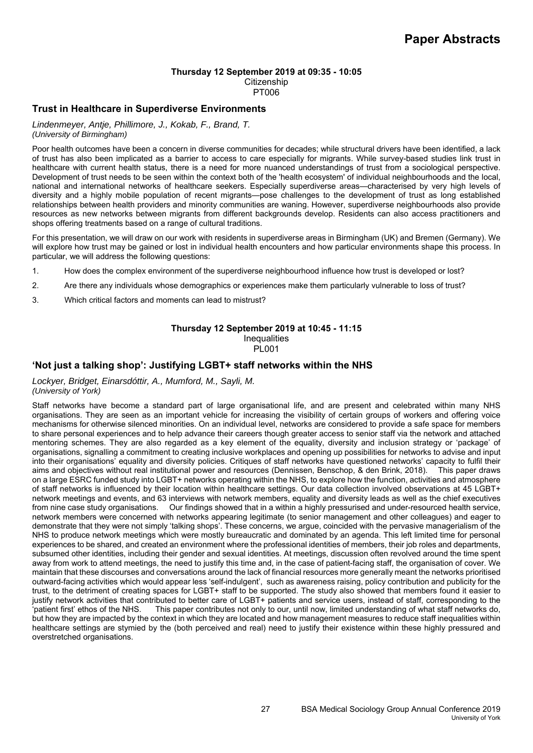**Thursday 12 September 2019 at 09:35 - 10:05**
Citizenship
PT006

### Trust in Healthcare in Superdiverse Environments

*Lindenmeyer, Antje, Phillimore, J., Kokab, F., Brand, T.*
*(University of Birmingham)*

Poor health outcomes have been a concern in diverse communities for decades; while structural drivers have been identified, a lack of trust has also been implicated as a barrier to access to care especially for migrants. While survey-based studies link trust in healthcare with current health status, there is a need for more nuanced understandings of trust from a sociological perspective. Development of trust needs to be seen within the context both of the 'health ecosystem' of individual neighbourhoods and the local, national and international networks of healthcare seekers. Especially superdiverse areas—characterised by very high levels of diversity and a highly mobile population of recent migrants—pose challenges to the development of trust as long established relationships between health providers and minority communities are waning. However, superdiverse neighbourhoods also provide resources as new networks between migrants from different backgrounds develop. Residents can also access practitioners and shops offering treatments based on a range of cultural traditions.

For this presentation, we will draw on our work with residents in superdiverse areas in Birmingham (UK) and Bremen (Germany). We will explore how trust may be gained or lost in individual health encounters and how particular environments shape this process. In particular, we will address the following questions:

1. How does the complex environment of the superdiverse neighbourhood influence how trust is developed or lost?
2. Are there any individuals whose demographics or experiences make them particularly vulnerable to loss of trust?
3. Which critical factors and moments can lead to mistrust?

**Thursday 12 September 2019 at 10:45 - 11:15**
Inequalities
PL001

### 'Not just a talking shop': Justifying LGBT+ staff networks within the NHS

*Lockyer, Bridget, Einarsdóttir, A., Mumford, M., Sayli, M.*
*(University of York)*

Staff networks have become a standard part of large organisational life, and are present and celebrated within many NHS organisations. They are seen as an important vehicle for increasing the visibility of certain groups of workers and offering voice mechanisms for otherwise silenced minorities. On an individual level, networks are considered to provide a safe space for members to share personal experiences and to help advance their careers though greater access to senior staff via the network and attached mentoring schemes. They are also regarded as a key element of the equality, diversity and inclusion strategy or 'package' of organisations, signalling a commitment to creating inclusive workplaces and opening up possibilities for networks to advise and input into their organisations' equality and diversity policies. Critiques of staff networks have questioned networks' capacity to fulfil their aims and objectives without real institutional power and resources (Dennissen, Benschop, & den Brink, 2018). This paper draws on a large ESRC funded study into LGBT+ networks operating within the NHS, to explore how the function, activities and atmosphere of staff networks is influenced by their location within healthcare settings. Our data collection involved observations at 45 LGBT+ network meetings and events, and 63 interviews with network members, equality and diversity leads as well as the chief executives from nine case study organisations. Our findings showed that in a within a highly pressurised and under-resourced health service, network members were concerned with networks appearing legitimate (to senior management and other colleagues) and eager to demonstrate that they were not simply 'talking shops'. These concerns, we argue, coincided with the pervasive managerialism of the NHS to produce network meetings which were mostly bureaucratic and dominated by an agenda. This left limited time for personal experiences to be shared, and created an environment where the professional identities of members, their job roles and departments, subsumed other identities, including their gender and sexual identities. At meetings, discussion often revolved around the time spent away from work to attend meetings, the need to justify this time and, in the case of patient-facing staff, the organisation of cover. We maintain that these discourses and conversations around the lack of financial resources more generally meant the networks prioritised outward-facing activities which would appear less 'self-indulgent', such as awareness raising, policy contribution and publicity for the trust, to the detriment of creating spaces for LGBT+ staff to be supported. The study also showed that members found it easier to justify network activities that contributed to better care of LGBT+ patients and service users, instead of staff, corresponding to the 'patient first' ethos of the NHS. This paper contributes not only to our, until now, limited understanding of what staff networks do, but how they are impacted by the context in which they are located and how management measures to reduce staff inequalities within healthcare settings are stymied by the (both perceived and real) need to justify their existence within these highly pressured and overstretched organisations.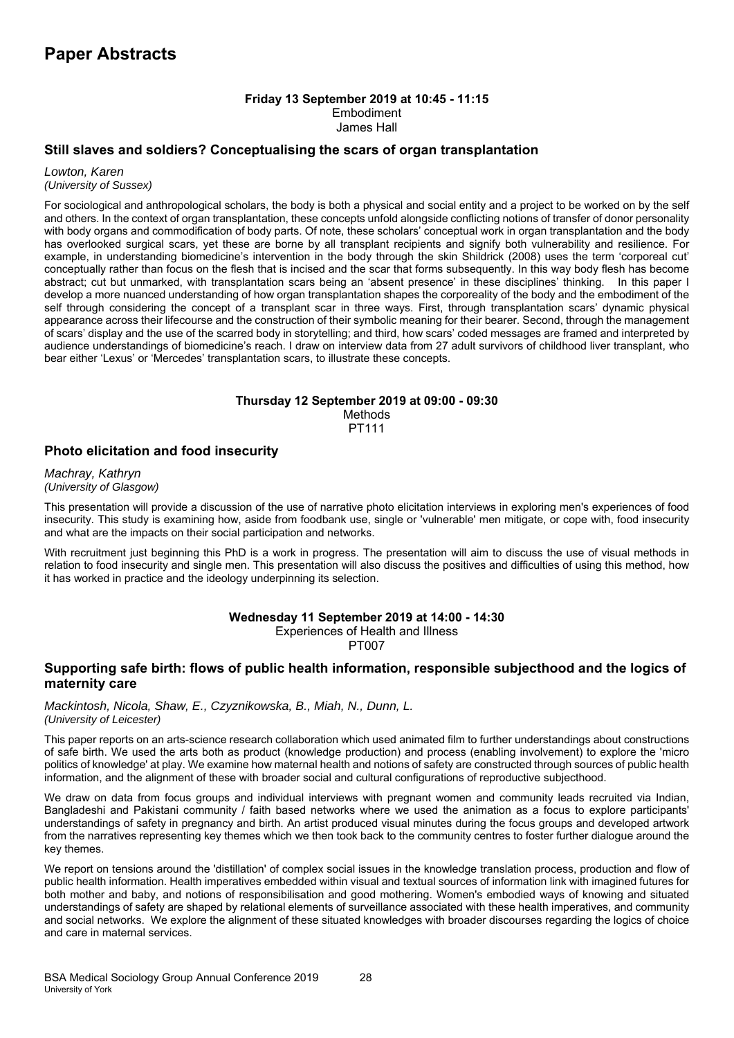# Paper Abstracts

**Friday 13 September 2019 at 10:45 - 11:15**
Embodiment
James Hall

### Still slaves and soldiers? Conceptualising the scars of organ transplantation

*Lowton, Karen*
*(University of Sussex)*

For sociological and anthropological scholars, the body is both a physical and social entity and a project to be worked on by the self and others. In the context of organ transplantation, these concepts unfold alongside conflicting notions of transfer of donor personality with body organs and commodification of body parts. Of note, these scholars' conceptual work in organ transplantation and the body has overlooked surgical scars, yet these are borne by all transplant recipients and signify both vulnerability and resilience. For example, in understanding biomedicine's intervention in the body through the skin Shildrick (2008) uses the term 'corporeal cut' conceptually rather than focus on the flesh that is incised and the scar that forms subsequently. In this way body flesh has become abstract; cut but unmarked, with transplantation scars being an 'absent presence' in these disciplines' thinking. In this paper I develop a more nuanced understanding of how organ transplantation shapes the corporeality of the body and the embodiment of the self through considering the concept of a transplant scar in three ways. First, through transplantation scars' dynamic physical appearance across their lifecourse and the construction of their symbolic meaning for their bearer. Second, through the management of scars' display and the use of the scarred body in storytelling; and third, how scars' coded messages are framed and interpreted by audience understandings of biomedicine's reach. I draw on interview data from 27 adult survivors of childhood liver transplant, who bear either 'Lexus' or 'Mercedes' transplantation scars, to illustrate these concepts.

**Thursday 12 September 2019 at 09:00 - 09:30**
Methods
PT111

### Photo elicitation and food insecurity

*Machray, Kathryn*
*(University of Glasgow)*

This presentation will provide a discussion of the use of narrative photo elicitation interviews in exploring men's experiences of food insecurity. This study is examining how, aside from foodbank use, single or 'vulnerable' men mitigate, or cope with, food insecurity and what are the impacts on their social participation and networks.

With recruitment just beginning this PhD is a work in progress. The presentation will aim to discuss the use of visual methods in relation to food insecurity and single men. This presentation will also discuss the positives and difficulties of using this method, how it has worked in practice and the ideology underpinning its selection.

**Wednesday 11 September 2019 at 14:00 - 14:30**
Experiences of Health and Illness
PT007

### Supporting safe birth: flows of public health information, responsible subjecthood and the logics of maternity care

*Mackintosh, Nicola, Shaw, E., Czyznikowska, B., Miah, N., Dunn, L.*
*(University of Leicester)*

This paper reports on an arts-science research collaboration which used animated film to further understandings about constructions of safe birth. We used the arts both as product (knowledge production) and process (enabling involvement) to explore the 'micro politics of knowledge' at play. We examine how maternal health and notions of safety are constructed through sources of public health information, and the alignment of these with broader social and cultural configurations of reproductive subjecthood.

We draw on data from focus groups and individual interviews with pregnant women and community leads recruited via Indian, Bangladeshi and Pakistani community / faith based networks where we used the animation as a focus to explore participants' understandings of safety in pregnancy and birth. An artist produced visual minutes during the focus groups and developed artwork from the narratives representing key themes which we then took back to the community centres to foster further dialogue around the key themes.

We report on tensions around the 'distillation' of complex social issues in the knowledge translation process, production and flow of public health information. Health imperatives embedded within visual and textual sources of information link with imagined futures for both mother and baby, and notions of responsibilisation and good mothering. Women's embodied ways of knowing and situated understandings of safety are shaped by relational elements of surveillance associated with these health imperatives, and community and social networks. We explore the alignment of these situated knowledges with broader discourses regarding the logics of choice and care in maternal services.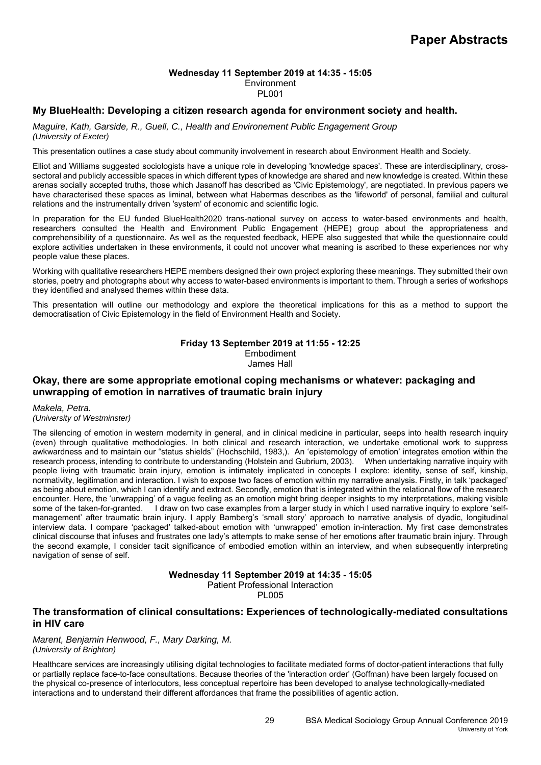**Wednesday 11 September 2019 at 14:35 - 15:05**
Environment
PL001

### My BlueHealth: Developing a citizen research agenda for environment society and health.

*Maguire, Kath, Garside, R., Guell, C., Health and Environement Public Engagement Group*
*(University of Exeter)*

This presentation outlines a case study about community involvement in research about Environment Health and Society.

Elliot and Williams suggested sociologists have a unique role in developing 'knowledge spaces'. These are interdisciplinary, cross-sectoral and publicly accessible spaces in which different types of knowledge are shared and new knowledge is created. Within these arenas socially accepted truths, those which Jasanoff has described as 'Civic Epistemology', are negotiated. In previous papers we have characterised these spaces as liminal, between what Habermas describes as the 'lifeworld' of personal, familial and cultural relations and the instrumentally driven 'system' of economic and scientific logic.

In preparation for the EU funded BlueHealth2020 trans-national survey on access to water-based environments and health, researchers consulted the Health and Environment Public Engagement (HEPE) group about the appropriateness and comprehensibility of a questionnaire. As well as the requested feedback, HEPE also suggested that while the questionnaire could explore activities undertaken in these environments, it could not uncover what meaning is ascribed to these experiences nor why people value these places.

Working with qualitative researchers HEPE members designed their own project exploring these meanings. They submitted their own stories, poetry and photographs about why access to water-based environments is important to them. Through a series of workshops they identified and analysed themes within these data.

This presentation will outline our methodology and explore the theoretical implications for this as a method to support the democratisation of Civic Epistemology in the field of Environment Health and Society.

**Friday 13 September 2019 at 11:55 - 12:25**
Embodiment
James Hall

### Okay, there are some appropriate emotional coping mechanisms or whatever: packaging and unwrapping of emotion in narratives of traumatic brain injury

*Makela, Petra.*
*(University of Westminster)*

The silencing of emotion in western modernity in general, and in clinical medicine in particular, seeps into health research inquiry (even) through qualitative methodologies. In both clinical and research interaction, we undertake emotional work to suppress awkwardness and to maintain our "status shields" (Hochschild, 1983,). An 'epistemology of emotion' integrates emotion within the research process, intending to contribute to understanding (Holstein and Gubrium, 2003). When undertaking narrative inquiry with people living with traumatic brain injury, emotion is intimately implicated in concepts I explore: identity, sense of self, kinship, normativity, legitimation and interaction. I wish to expose two faces of emotion within my narrative analysis. Firstly, in talk 'packaged' as being about emotion, which I can identify and extract. Secondly, emotion that is integrated within the relational flow of the research encounter. Here, the 'unwrapping' of a vague feeling as an emotion might bring deeper insights to my interpretations, making visible some of the taken-for-granted. I draw on two case examples from a larger study in which I used narrative inquiry to explore 'self-management' after traumatic brain injury. I apply Bamberg's 'small story' approach to narrative analysis of dyadic, longitudinal interview data. I compare 'packaged' talked-about emotion with 'unwrapped' emotion in-interaction. My first case demonstrates clinical discourse that infuses and frustrates one lady's attempts to make sense of her emotions after traumatic brain injury. Through the second example, I consider tacit significance of embodied emotion within an interview, and when subsequently interpreting navigation of sense of self.

**Wednesday 11 September 2019 at 14:35 - 15:05**
Patient Professional Interaction
PL005

### The transformation of clinical consultations: Experiences of technologically-mediated consultations in HIV care

*Marent, Benjamin Henwood, F., Mary Darking, M.*
*(University of Brighton)*

Healthcare services are increasingly utilising digital technologies to facilitate mediated forms of doctor-patient interactions that fully or partially replace face-to-face consultations. Because theories of the 'interaction order' (Goffman) have been largely focused on the physical co-presence of interlocutors, less conceptual repertoire has been developed to analyse technologically-mediated interactions and to understand their different affordances that frame the possibilities of agentic action.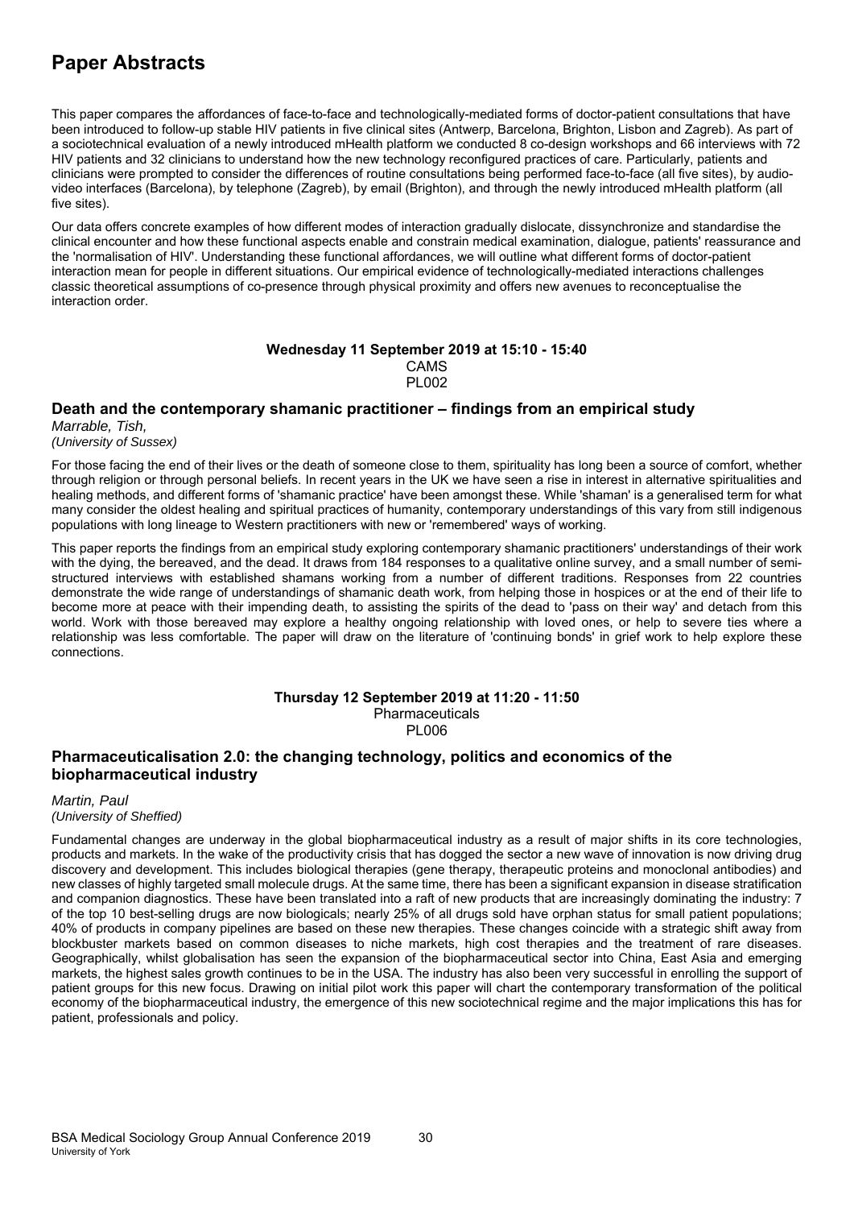# Paper Abstracts

This paper compares the affordances of face-to-face and technologically-mediated forms of doctor-patient consultations that have been introduced to follow-up stable HIV patients in five clinical sites (Antwerp, Barcelona, Brighton, Lisbon and Zagreb). As part of a sociotechnical evaluation of a newly introduced mHealth platform we conducted 8 co-design workshops and 66 interviews with 72 HIV patients and 32 clinicians to understand how the new technology reconfigured practices of care. Particularly, patients and clinicians were prompted to consider the differences of routine consultations being performed face-to-face (all five sites), by audio-video interfaces (Barcelona), by telephone (Zagreb), by email (Brighton), and through the newly introduced mHealth platform (all five sites).

Our data offers concrete examples of how different modes of interaction gradually dislocate, dissynchronize and standardise the clinical encounter and how these functional aspects enable and constrain medical examination, dialogue, patients' reassurance and the 'normalisation of HIV'. Understanding these functional affordances, we will outline what different forms of doctor-patient interaction mean for people in different situations. Our empirical evidence of technologically-mediated interactions challenges classic theoretical assumptions of co-presence through physical proximity and offers new avenues to reconceptualise the interaction order.

**Wednesday 11 September 2019 at 15:10 - 15:40**
CAMS
PL002

## Death and the contemporary shamanic practitioner – findings from an empirical study

*Marrable, Tish,*
*(University of Sussex)*

For those facing the end of their lives or the death of someone close to them, spirituality has long been a source of comfort, whether through religion or through personal beliefs. In recent years in the UK we have seen a rise in interest in alternative spiritualities and healing methods, and different forms of 'shamanic practice' have been amongst these. While 'shaman' is a generalised term for what many consider the oldest healing and spiritual practices of humanity, contemporary understandings of this vary from still indigenous populations with long lineage to Western practitioners with new or 'remembered' ways of working.

This paper reports the findings from an empirical study exploring contemporary shamanic practitioners' understandings of their work with the dying, the bereaved, and the dead. It draws from 184 responses to a qualitative online survey, and a small number of semi-structured interviews with established shamans working from a number of different traditions. Responses from 22 countries demonstrate the wide range of understandings of shamanic death work, from helping those in hospices or at the end of their life to become more at peace with their impending death, to assisting the spirits of the dead to 'pass on their way' and detach from this world. Work with those bereaved may explore a healthy ongoing relationship with loved ones, or help to severe ties where a relationship was less comfortable. The paper will draw on the literature of 'continuing bonds' in grief work to help explore these connections.

**Thursday 12 September 2019 at 11:20 - 11:50**
Pharmaceuticals
PL006

## Pharmaceuticalisation 2.0: the changing technology, politics and economics of the biopharmaceutical industry

*Martin, Paul*
*(University of Sheffied)*

Fundamental changes are underway in the global biopharmaceutical industry as a result of major shifts in its core technologies, products and markets. In the wake of the productivity crisis that has dogged the sector a new wave of innovation is now driving drug discovery and development. This includes biological therapies (gene therapy, therapeutic proteins and monoclonal antibodies) and new classes of highly targeted small molecule drugs. At the same time, there has been a significant expansion in disease stratification and companion diagnostics. These have been translated into a raft of new products that are increasingly dominating the industry: 7 of the top 10 best-selling drugs are now biologicals; nearly 25% of all drugs sold have orphan status for small patient populations; 40% of products in company pipelines are based on these new therapies. These changes coincide with a strategic shift away from blockbuster markets based on common diseases to niche markets, high cost therapies and the treatment of rare diseases. Geographically, whilst globalisation has seen the expansion of the biopharmaceutical sector into China, East Asia and emerging markets, the highest sales growth continues to be in the USA. The industry has also been very successful in enrolling the support of patient groups for this new focus. Drawing on initial pilot work this paper will chart the contemporary transformation of the political economy of the biopharmaceutical industry, the emergence of this new sociotechnical regime and the major implications this has for patient, professionals and policy.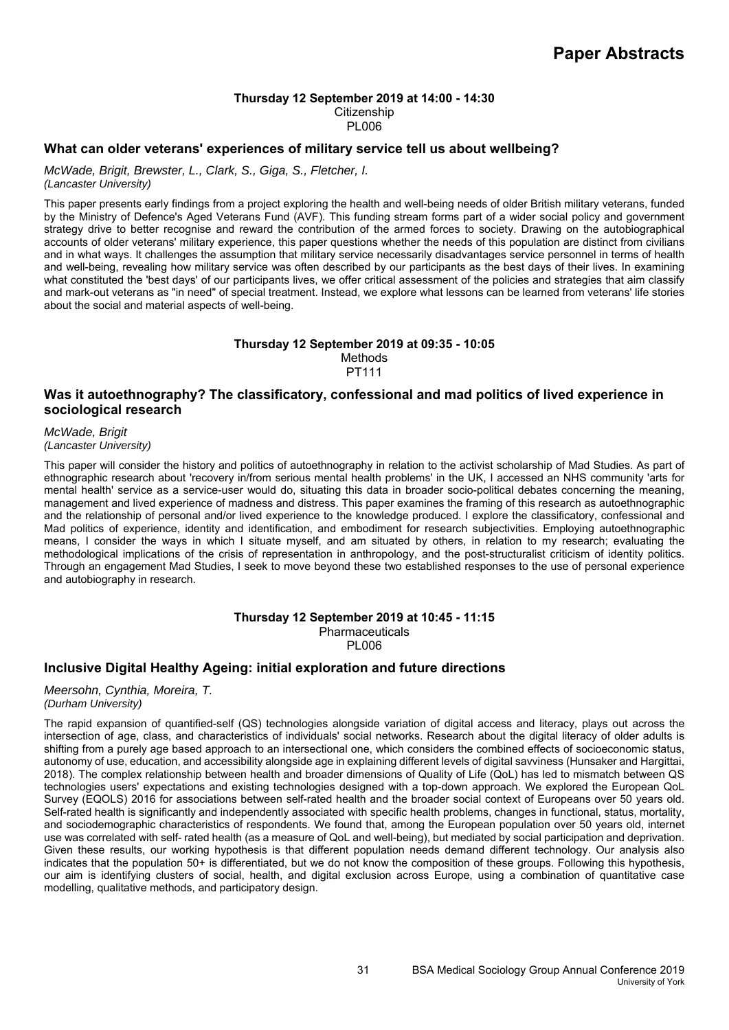**Thursday 12 September 2019 at 14:00 - 14:30**
Citizenship
PL006

## What can older veterans' experiences of military service tell us about wellbeing?

*McWade, Brigit, Brewster, L., Clark, S., Giga, S., Fletcher, I.*
*(Lancaster University)*

This paper presents early findings from a project exploring the health and well-being needs of older British military veterans, funded by the Ministry of Defence's Aged Veterans Fund (AVF). This funding stream forms part of a wider social policy and government strategy drive to better recognise and reward the contribution of the armed forces to society. Drawing on the autobiographical accounts of older veterans' military experience, this paper questions whether the needs of this population are distinct from civilians and in what ways. It challenges the assumption that military service necessarily disadvantages service personnel in terms of health and well-being, revealing how military service was often described by our participants as the best days of their lives. In examining what constituted the 'best days' of our participants lives, we offer critical assessment of the policies and strategies that aim classify and mark-out veterans as "in need" of special treatment. Instead, we explore what lessons can be learned from veterans' life stories about the social and material aspects of well-being.

**Thursday 12 September 2019 at 09:35 - 10:05**
Methods
PT111

## Was it autoethnography? The classificatory, confessional and mad politics of lived experience in sociological research

*McWade, Brigit*
*(Lancaster University)*

This paper will consider the history and politics of autoethnography in relation to the activist scholarship of Mad Studies. As part of ethnographic research about 'recovery in/from serious mental health problems' in the UK, I accessed an NHS community 'arts for mental health' service as a service-user would do, situating this data in broader socio-political debates concerning the meaning, management and lived experience of madness and distress. This paper examines the framing of this research as autoethnographic and the relationship of personal and/or lived experience to the knowledge produced. I explore the classificatory, confessional and Mad politics of experience, identity and identification, and embodiment for research subjectivities. Employing autoethnographic means, I consider the ways in which I situate myself, and am situated by others, in relation to my research; evaluating the methodological implications of the crisis of representation in anthropology, and the post-structuralist criticism of identity politics. Through an engagement Mad Studies, I seek to move beyond these two established responses to the use of personal experience and autobiography in research.

**Thursday 12 September 2019 at 10:45 - 11:15**
Pharmaceuticals
PL006

## Inclusive Digital Healthy Ageing: initial exploration and future directions

*Meersohn, Cynthia, Moreira, T.*
*(Durham University)*

The rapid expansion of quantified-self (QS) technologies alongside variation of digital access and literacy, plays out across the intersection of age, class, and characteristics of individuals' social networks. Research about the digital literacy of older adults is shifting from a purely age based approach to an intersectional one, which considers the combined effects of socioeconomic status, autonomy of use, education, and accessibility alongside age in explaining different levels of digital savviness (Hunsaker and Hargittai, 2018). The complex relationship between health and broader dimensions of Quality of Life (QoL) has led to mismatch between QS technologies users' expectations and existing technologies designed with a top-down approach. We explored the European QoL Survey (EQOLS) 2016 for associations between self-rated health and the broader social context of Europeans over 50 years old. Self-rated health is significantly and independently associated with specific health problems, changes in functional, status, mortality, and sociodemographic characteristics of respondents. We found that, among the European population over 50 years old, internet use was correlated with self- rated health (as a measure of QoL and well-being), but mediated by social participation and deprivation. Given these results, our working hypothesis is that different population needs demand different technology. Our analysis also indicates that the population 50+ is differentiated, but we do not know the composition of these groups. Following this hypothesis, our aim is identifying clusters of social, health, and digital exclusion across Europe, using a combination of quantitative case modelling, qualitative methods, and participatory design.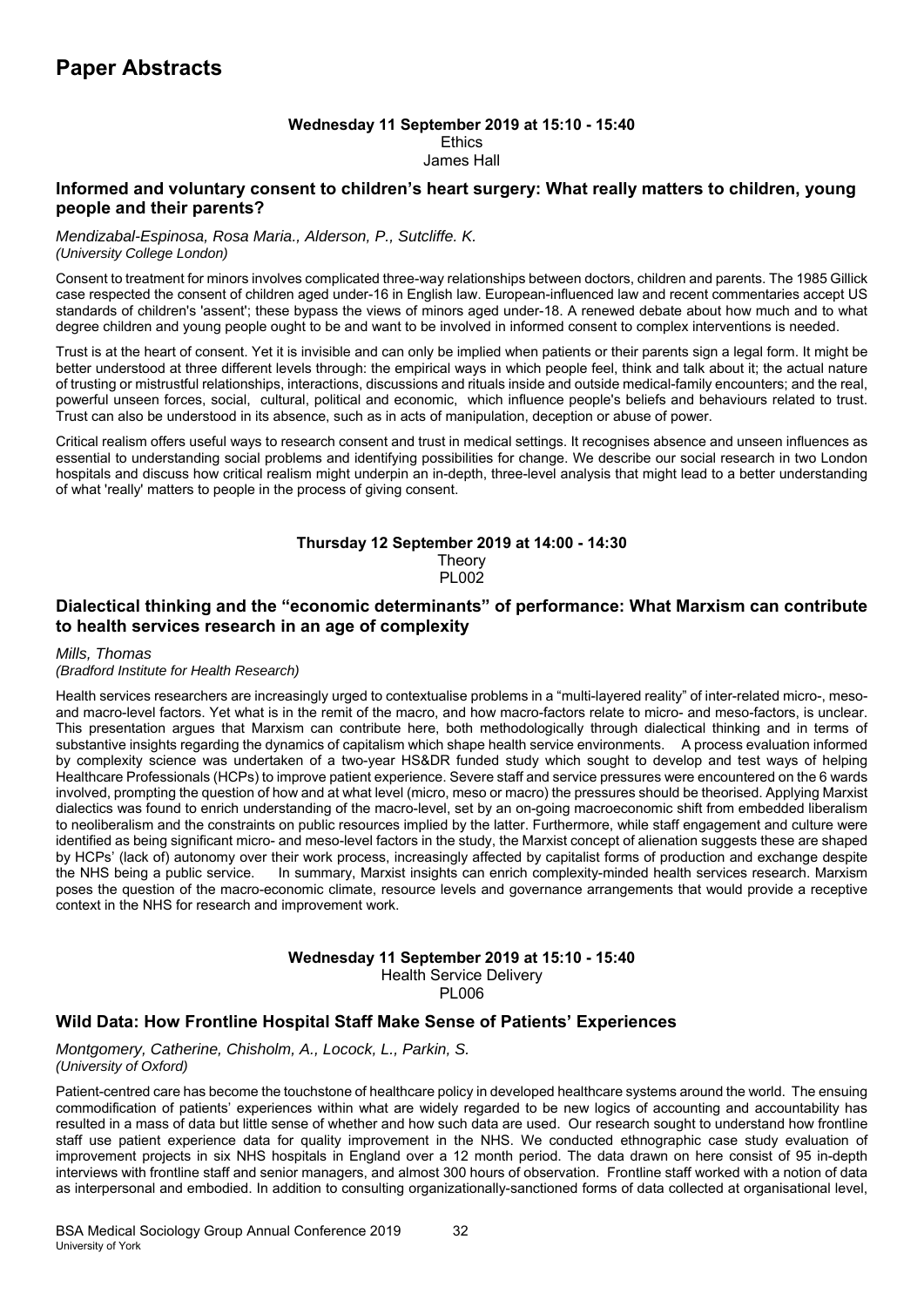# Paper Abstracts

**Wednesday 11 September 2019 at 15:10 - 15:40**
Ethics
James Hall

### Informed and voluntary consent to children's heart surgery: What really matters to children, young people and their parents?

*Mendizabal-Espinosa, Rosa Maria., Alderson, P., Sutcliffe. K.*
*(University College London)*

Consent to treatment for minors involves complicated three-way relationships between doctors, children and parents. The 1985 Gillick case respected the consent of children aged under-16 in English law. European-influenced law and recent commentaries accept US standards of children's 'assent'; these bypass the views of minors aged under-18. A renewed debate about how much and to what degree children and young people ought to be and want to be involved in informed consent to complex interventions is needed.

Trust is at the heart of consent. Yet it is invisible and can only be implied when patients or their parents sign a legal form. It might be better understood at three different levels through: the empirical ways in which people feel, think and talk about it; the actual nature of trusting or mistrustful relationships, interactions, discussions and rituals inside and outside medical-family encounters; and the real, powerful unseen forces, social, cultural, political and economic, which influence people's beliefs and behaviours related to trust. Trust can also be understood in its absence, such as in acts of manipulation, deception or abuse of power.

Critical realism offers useful ways to research consent and trust in medical settings. It recognises absence and unseen influences as essential to understanding social problems and identifying possibilities for change. We describe our social research in two London hospitals and discuss how critical realism might underpin an in-depth, three-level analysis that might lead to a better understanding of what 'really' matters to people in the process of giving consent.

**Thursday 12 September 2019 at 14:00 - 14:30**
Theory
PL002

### Dialectical thinking and the "economic determinants" of performance: What Marxism can contribute to health services research in an age of complexity

*Mills, Thomas*
*(Bradford Institute for Health Research)*

Health services researchers are increasingly urged to contextualise problems in a "multi-layered reality" of inter-related micro-, meso- and macro-level factors. Yet what is in the remit of the macro, and how macro-factors relate to micro- and meso-factors, is unclear. This presentation argues that Marxism can contribute here, both methodologically through dialectical thinking and in terms of substantive insights regarding the dynamics of capitalism which shape health service environments. A process evaluation informed by complexity science was undertaken of a two-year HS&DR funded study which sought to develop and test ways of helping Healthcare Professionals (HCPs) to improve patient experience. Severe staff and service pressures were encountered on the 6 wards involved, prompting the question of how and at what level (micro, meso or macro) the pressures should be theorised. Applying Marxist dialectics was found to enrich understanding of the macro-level, set by an on-going macroeconomic shift from embedded liberalism to neoliberalism and the constraints on public resources implied by the latter. Furthermore, while staff engagement and culture were identified as being significant micro- and meso-level factors in the study, the Marxist concept of alienation suggests these are shaped by HCPs' (lack of) autonomy over their work process, increasingly affected by capitalist forms of production and exchange despite the NHS being a public service. In summary, Marxist insights can enrich complexity-minded health services research. Marxism poses the question of the macro-economic climate, resource levels and governance arrangements that would provide a receptive context in the NHS for research and improvement work.

**Wednesday 11 September 2019 at 15:10 - 15:40**
Health Service Delivery
PL006

### Wild Data: How Frontline Hospital Staff Make Sense of Patients' Experiences

*Montgomery, Catherine, Chisholm, A., Locock, L., Parkin, S.*
*(University of Oxford)*

Patient-centred care has become the touchstone of healthcare policy in developed healthcare systems around the world. The ensuing commodification of patients' experiences within what are widely regarded to be new logics of accounting and accountability has resulted in a mass of data but little sense of whether and how such data are used. Our research sought to understand how frontline staff use patient experience data for quality improvement in the NHS. We conducted ethnographic case study evaluation of improvement projects in six NHS hospitals in England over a 12 month period. The data drawn on here consist of 95 in-depth interviews with frontline staff and senior managers, and almost 300 hours of observation. Frontline staff worked with a notion of data as interpersonal and embodied. In addition to consulting organizationally-sanctioned forms of data collected at organisational level,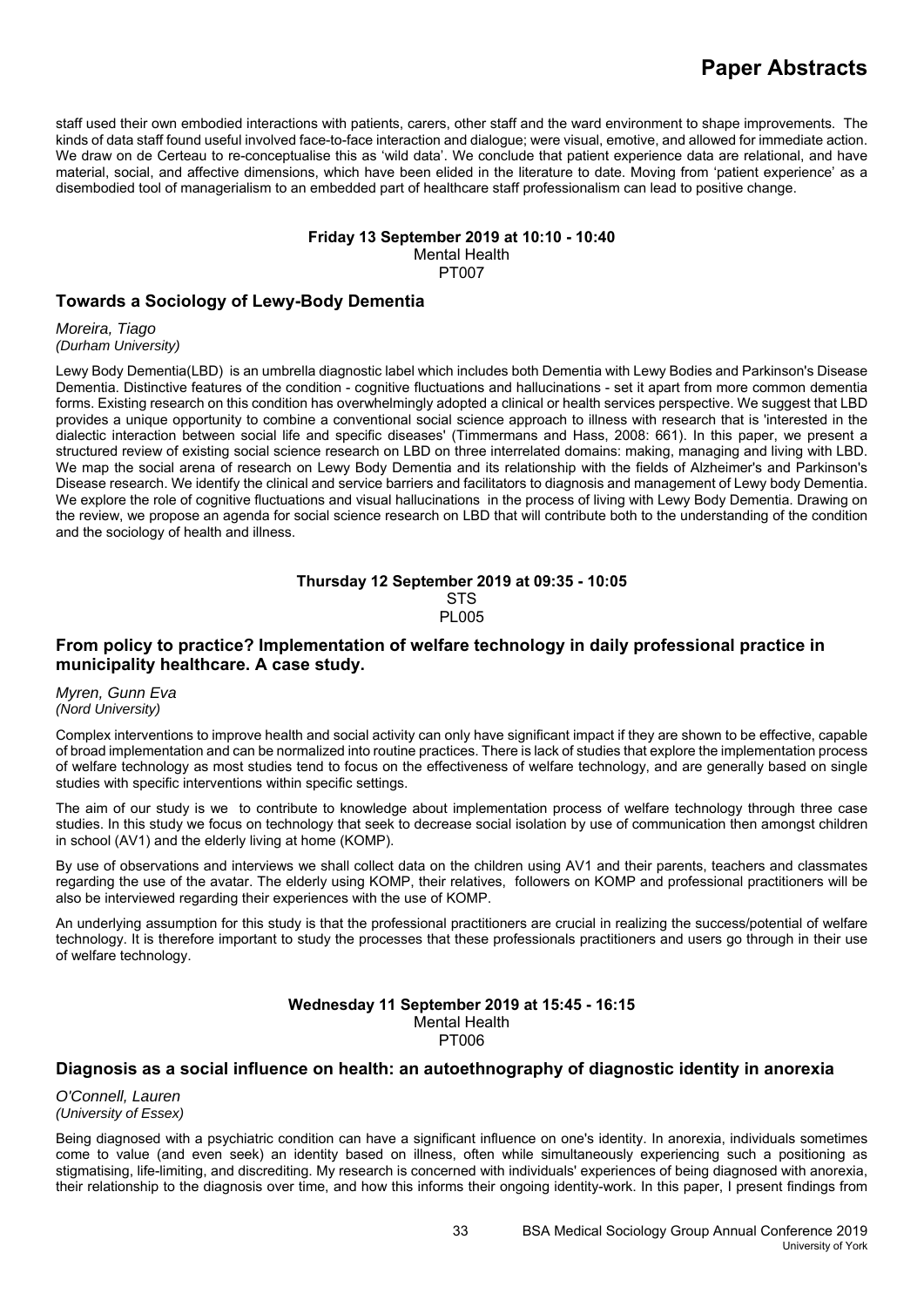staff used their own embodied interactions with patients, carers, other staff and the ward environment to shape improvements. The kinds of data staff found useful involved face-to-face interaction and dialogue; were visual, emotive, and allowed for immediate action. We draw on de Certeau to re-conceptualise this as 'wild data'. We conclude that patient experience data are relational, and have material, social, and affective dimensions, which have been elided in the literature to date. Moving from 'patient experience' as a disembodied tool of managerialism to an embedded part of healthcare staff professionalism can lead to positive change.

**Friday 13 September 2019 at 10:10 - 10:40**
Mental Health
PT007

### Towards a Sociology of Lewy-Body Dementia

*Moreira, Tiago*
*(Durham University)*

Lewy Body Dementia(LBD) is an umbrella diagnostic label which includes both Dementia with Lewy Bodies and Parkinson's Disease Dementia. Distinctive features of the condition - cognitive fluctuations and hallucinations - set it apart from more common dementia forms. Existing research on this condition has overwhelmingly adopted a clinical or health services perspective. We suggest that LBD provides a unique opportunity to combine a conventional social science approach to illness with research that is 'interested in the dialectic interaction between social life and specific diseases' (Timmermans and Hass, 2008: 661). In this paper, we present a structured review of existing social science research on LBD on three interrelated domains: making, managing and living with LBD. We map the social arena of research on Lewy Body Dementia and its relationship with the fields of Alzheimer's and Parkinson's Disease research. We identify the clinical and service barriers and facilitators to diagnosis and management of Lewy body Dementia. We explore the role of cognitive fluctuations and visual hallucinations in the process of living with Lewy Body Dementia. Drawing on the review, we propose an agenda for social science research on LBD that will contribute both to the understanding of the condition and the sociology of health and illness.

**Thursday 12 September 2019 at 09:35 - 10:05**
STS
PL005

### From policy to practice? Implementation of welfare technology in daily professional practice in municipality healthcare. A case study.

*Myren, Gunn Eva*
*(Nord University)*

Complex interventions to improve health and social activity can only have significant impact if they are shown to be effective, capable of broad implementation and can be normalized into routine practices. There is lack of studies that explore the implementation process of welfare technology as most studies tend to focus on the effectiveness of welfare technology, and are generally based on single studies with specific interventions within specific settings.

The aim of our study is we to contribute to knowledge about implementation process of welfare technology through three case studies. In this study we focus on technology that seek to decrease social isolation by use of communication then amongst children in school (AV1) and the elderly living at home (KOMP).

By use of observations and interviews we shall collect data on the children using AV1 and their parents, teachers and classmates regarding the use of the avatar. The elderly using KOMP, their relatives, followers on KOMP and professional practitioners will be also be interviewed regarding their experiences with the use of KOMP.

An underlying assumption for this study is that the professional practitioners are crucial in realizing the success/potential of welfare technology. It is therefore important to study the processes that these professionals practitioners and users go through in their use of welfare technology.

**Wednesday 11 September 2019 at 15:45 - 16:15**
Mental Health
PT006

### Diagnosis as a social influence on health: an autoethnography of diagnostic identity in anorexia

*O'Connell, Lauren*
*(University of Essex)*

Being diagnosed with a psychiatric condition can have a significant influence on one's identity. In anorexia, individuals sometimes come to value (and even seek) an identity based on illness, often while simultaneously experiencing such a positioning as stigmatising, life-limiting, and discrediting. My research is concerned with individuals' experiences of being diagnosed with anorexia, their relationship to the diagnosis over time, and how this informs their ongoing identity-work. In this paper, I present findings from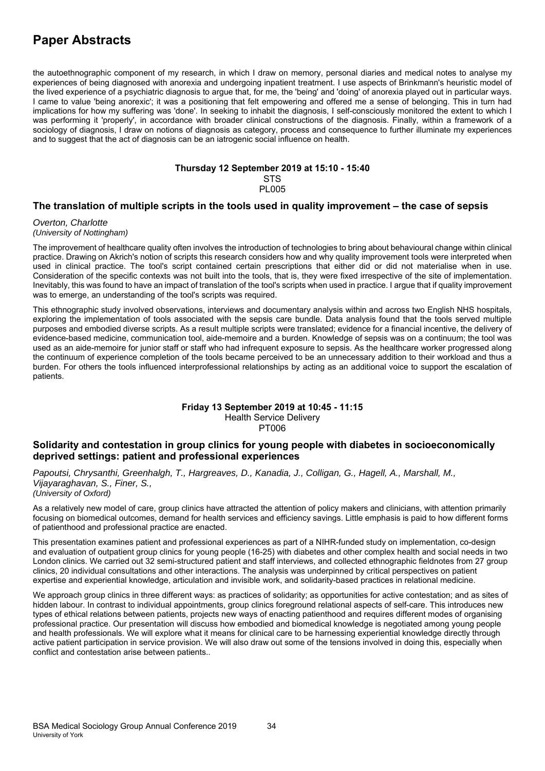the autoethnographic component of my research, in which I draw on memory, personal diaries and medical notes to analyse my experiences of being diagnosed with anorexia and undergoing inpatient treatment. I use aspects of Brinkmann's heuristic model of the lived experience of a psychiatric diagnosis to argue that, for me, the 'being' and 'doing' of anorexia played out in particular ways. I came to value 'being anorexic'; it was a positioning that felt empowering and offered me a sense of belonging. This in turn had implications for how my suffering was 'done'. In seeking to inhabit the diagnosis, I self-consciously monitored the extent to which I was performing it 'properly', in accordance with broader clinical constructions of the diagnosis. Finally, within a framework of a sociology of diagnosis, I draw on notions of diagnosis as category, process and consequence to further illuminate my experiences and to suggest that the act of diagnosis can be an iatrogenic social influence on health.

**Thursday 12 September 2019 at 15:10 - 15:40**
STS
PL005

### The translation of multiple scripts in the tools used in quality improvement – the case of sepsis

*Overton, Charlotte*
*(University of Nottingham)*

The improvement of healthcare quality often involves the introduction of technologies to bring about behavioural change within clinical practice. Drawing on Akrich's notion of scripts this research considers how and why quality improvement tools were interpreted when used in clinical practice. The tool's script contained certain prescriptions that either did or did not materialise when in use. Consideration of the specific contexts was not built into the tools, that is, they were fixed irrespective of the site of implementation. Inevitably, this was found to have an impact of translation of the tool's scripts when used in practice. I argue that if quality improvement was to emerge, an understanding of the tool's scripts was required.

This ethnographic study involved observations, interviews and documentary analysis within and across two English NHS hospitals, exploring the implementation of tools associated with the sepsis care bundle. Data analysis found that the tools served multiple purposes and embodied diverse scripts. As a result multiple scripts were translated; evidence for a financial incentive, the delivery of evidence-based medicine, communication tool, aide-memoire and a burden. Knowledge of sepsis was on a continuum; the tool was used as an aide-memoire for junior staff or staff who had infrequent exposure to sepsis. As the healthcare worker progressed along the continuum of experience completion of the tools became perceived to be an unnecessary addition to their workload and thus a burden. For others the tools influenced interprofessional relationships by acting as an additional voice to support the escalation of patients.

**Friday 13 September 2019 at 10:45 - 11:15**
Health Service Delivery
PT006

### Solidarity and contestation in group clinics for young people with diabetes in socioeconomically deprived settings: patient and professional experiences

*Papoutsi, Chrysanthi, Greenhalgh, T., Hargreaves, D., Kanadia, J., Colligan, G., Hagell, A., Marshall, M., Vijayaraghavan, S., Finer, S.,*
*(University of Oxford)*

As a relatively new model of care, group clinics have attracted the attention of policy makers and clinicians, with attention primarily focusing on biomedical outcomes, demand for health services and efficiency savings. Little emphasis is paid to how different forms of patienthood and professional practice are enacted.

This presentation examines patient and professional experiences as part of a NIHR-funded study on implementation, co-design and evaluation of outpatient group clinics for young people (16-25) with diabetes and other complex health and social needs in two London clinics. We carried out 32 semi-structured patient and staff interviews, and collected ethnographic fieldnotes from 27 group clinics, 20 individual consultations and other interactions. The analysis was underpinned by critical perspectives on patient expertise and experiential knowledge, articulation and invisible work, and solidarity-based practices in relational medicine.

We approach group clinics in three different ways: as practices of solidarity; as opportunities for active contestation; and as sites of hidden labour. In contrast to individual appointments, group clinics foreground relational aspects of self-care. This introduces new types of ethical relations between patients, projects new ways of enacting patienthood and requires different modes of organising professional practice. Our presentation will discuss how embodied and biomedical knowledge is negotiated among young people and health professionals. We will explore what it means for clinical care to be harnessing experiential knowledge directly through active patient participation in service provision. We will also draw out some of the tensions involved in doing this, especially when conflict and contestation arise between patients..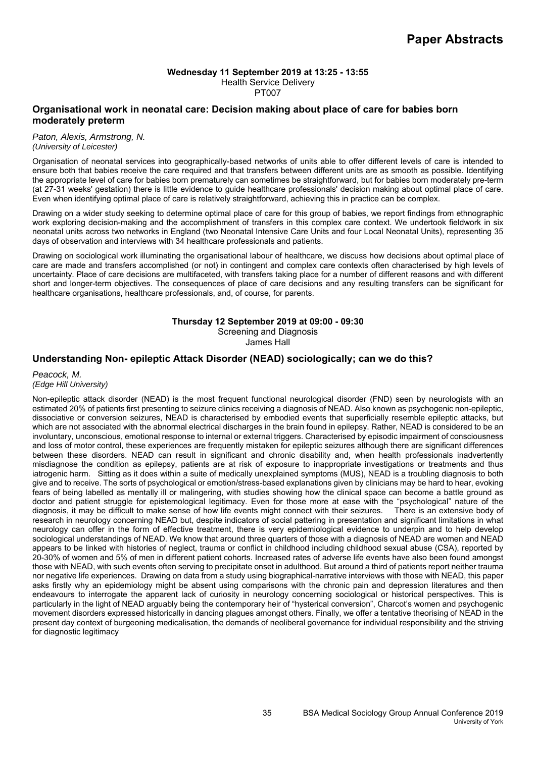# Paper Abstracts

**Wednesday 11 September 2019 at 13:25 - 13:55**
Health Service Delivery
PT007

### Organisational work in neonatal care: Decision making about place of care for babies born moderately preterm

*Paton, Alexis, Armstrong, N.*
*(University of Leicester)*

Organisation of neonatal services into geographically-based networks of units able to offer different levels of care is intended to ensure both that babies receive the care required and that transfers between different units are as smooth as possible. Identifying the appropriate level of care for babies born prematurely can sometimes be straightforward, but for babies born moderately pre-term (at 27-31 weeks' gestation) there is little evidence to guide healthcare professionals' decision making about optimal place of care. Even when identifying optimal place of care is relatively straightforward, achieving this in practice can be complex.

Drawing on a wider study seeking to determine optimal place of care for this group of babies, we report findings from ethnographic work exploring decision-making and the accomplishment of transfers in this complex care context. We undertook fieldwork in six neonatal units across two networks in England (two Neonatal Intensive Care Units and four Local Neonatal Units), representing 35 days of observation and interviews with 34 healthcare professionals and patients.

Drawing on sociological work illuminating the organisational labour of healthcare, we discuss how decisions about optimal place of care are made and transfers accomplished (or not) in contingent and complex care contexts often characterised by high levels of uncertainty. Place of care decisions are multifaceted, with transfers taking place for a number of different reasons and with different short and longer-term objectives. The consequences of place of care decisions and any resulting transfers can be significant for healthcare organisations, healthcare professionals, and, of course, for parents.

**Thursday 12 September 2019 at 09:00 - 09:30**
Screening and Diagnosis
James Hall

### Understanding Non- epileptic Attack Disorder (NEAD) sociologically; can we do this?

*Peacock, M.*
*(Edge Hill University)*

Non-epileptic attack disorder (NEAD) is the most frequent functional neurological disorder (FND) seen by neurologists with an estimated 20% of patients first presenting to seizure clinics receiving a diagnosis of NEAD. Also known as psychogenic non-epileptic, dissociative or conversion seizures, NEAD is characterised by embodied events that superficially resemble epileptic attacks, but which are not associated with the abnormal electrical discharges in the brain found in epilepsy. Rather, NEAD is considered to be an involuntary, unconscious, emotional response to internal or external triggers. Characterised by episodic impairment of consciousness and loss of motor control, these experiences are frequently mistaken for epileptic seizures although there are significant differences between these disorders. NEAD can result in significant and chronic disability and, when health professionals inadvertently misdiagnose the condition as epilepsy, patients are at risk of exposure to inappropriate investigations or treatments and thus iatrogenic harm. Sitting as it does within a suite of medically unexplained symptoms (MUS), NEAD is a troubling diagnosis to both give and to receive. The sorts of psychological or emotion/stress-based explanations given by clinicians may be hard to hear, evoking fears of being labelled as mentally ill or malingering, with studies showing how the clinical space can become a battle ground as doctor and patient struggle for epistemological legitimacy. Even for those more at ease with the "psychological" nature of the diagnosis, it may be difficult to make sense of how life events might connect with their seizures. There is an extensive body of research in neurology concerning NEAD but, despite indicators of social patterning in presentation and significant limitations in what neurology can offer in the form of effective treatment, there is very epidemiological evidence to underpin and to help develop sociological understandings of NEAD. We know that around three quarters of those with a diagnosis of NEAD are women and NEAD appears to be linked with histories of neglect, trauma or conflict in childhood including childhood sexual abuse (CSA), reported by 20-30% of women and 5% of men in different patient cohorts. Increased rates of adverse life events have also been found amongst those with NEAD, with such events often serving to precipitate onset in adulthood. But around a third of patients report neither trauma nor negative life experiences. Drawing on data from a study using biographical-narrative interviews with those with NEAD, this paper asks firstly why an epidemiology might be absent using comparisons with the chronic pain and depression literatures and then endeavours to interrogate the apparent lack of curiosity in neurology concerning sociological or historical perspectives. This is particularly in the light of NEAD arguably being the contemporary heir of "hysterical conversion", Charcot's women and psychogenic movement disorders expressed historically in dancing plagues amongst others. Finally, we offer a tentative theorising of NEAD in the present day context of burgeoning medicalisation, the demands of neoliberal governance for individual responsibility and the striving for diagnostic legitimacy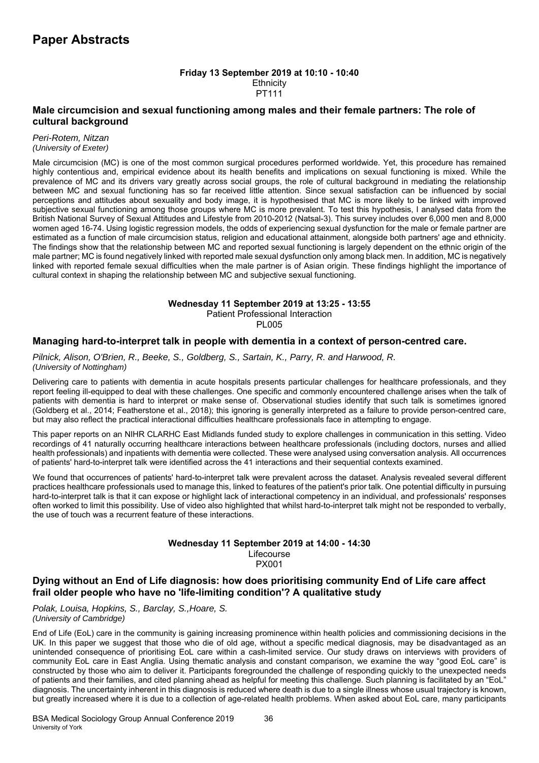# Paper Abstracts

**Friday 13 September 2019 at 10:10 - 10:40**
Ethnicity
PT111

### Male circumcision and sexual functioning among males and their female partners: The role of cultural background

*Peri-Rotem, Nitzan*
*(University of Exeter)*

Male circumcision (MC) is one of the most common surgical procedures performed worldwide. Yet, this procedure has remained highly contentious and, empirical evidence about its health benefits and implications on sexual functioning is mixed. While the prevalence of MC and its drivers vary greatly across social groups, the role of cultural background in mediating the relationship between MC and sexual functioning has so far received little attention. Since sexual satisfaction can be influenced by social perceptions and attitudes about sexuality and body image, it is hypothesised that MC is more likely to be linked with improved subjective sexual functioning among those groups where MC is more prevalent. To test this hypothesis, I analysed data from the British National Survey of Sexual Attitudes and Lifestyle from 2010-2012 (Natsal-3). This survey includes over 6,000 men and 8,000 women aged 16-74. Using logistic regression models, the odds of experiencing sexual dysfunction for the male or female partner are estimated as a function of male circumcision status, religion and educational attainment, alongside both partners' age and ethnicity. The findings show that the relationship between MC and reported sexual functioning is largely dependent on the ethnic origin of the male partner; MC is found negatively linked with reported male sexual dysfunction only among black men. In addition, MC is negatively linked with reported female sexual difficulties when the male partner is of Asian origin. These findings highlight the importance of cultural context in shaping the relationship between MC and subjective sexual functioning.

**Wednesday 11 September 2019 at 13:25 - 13:55**
Patient Professional Interaction
PL005

### Managing hard-to-interpret talk in people with dementia in a context of person-centred care.

*Pilnick, Alison, O'Brien, R., Beeke, S., Goldberg, S., Sartain, K., Parry, R. and Harwood, R.*
*(University of Nottingham)*

Delivering care to patients with dementia in acute hospitals presents particular challenges for healthcare professionals, and they report feeling ill-equipped to deal with these challenges. One specific and commonly encountered challenge arises when the talk of patients with dementia is hard to interpret or make sense of. Observational studies identify that such talk is sometimes ignored (Goldberg et al., 2014; Featherstone et al., 2018); this ignoring is generally interpreted as a failure to provide person-centred care, but may also reflect the practical interactional difficulties healthcare professionals face in attempting to engage.

This paper reports on an NIHR CLARHC East Midlands funded study to explore challenges in communication in this setting. Video recordings of 41 naturally occurring healthcare interactions between healthcare professionals (including doctors, nurses and allied health professionals) and inpatients with dementia were collected. These were analysed using conversation analysis. All occurrences of patients' hard-to-interpret talk were identified across the 41 interactions and their sequential contexts examined.

We found that occurrences of patients' hard-to-interpret talk were prevalent across the dataset. Analysis revealed several different practices healthcare professionals used to manage this, linked to features of the patient's prior talk. One potential difficulty in pursuing hard-to-interpret talk is that it can expose or highlight lack of interactional competency in an individual, and professionals' responses often worked to limit this possibility. Use of video also highlighted that whilst hard-to-interpret talk might not be responded to verbally, the use of touch was a recurrent feature of these interactions.

**Wednesday 11 September 2019 at 14:00 - 14:30**
Lifecourse
PX001

### Dying without an End of Life diagnosis: how does prioritising community End of Life care affect frail older people who have no 'life-limiting condition'? A qualitative study

*Polak, Louisa, Hopkins, S., Barclay, S.,Hoare, S.*
*(University of Cambridge)*

End of Life (EoL) care in the community is gaining increasing prominence within health policies and commissioning decisions in the UK. In this paper we suggest that those who die of old age, without a specific medical diagnosis, may be disadvantaged as an unintended consequence of prioritising EoL care within a cash-limited service. Our study draws on interviews with providers of community EoL care in East Anglia. Using thematic analysis and constant comparison, we examine the way "good EoL care" is constructed by those who aim to deliver it. Participants foregrounded the challenge of responding quickly to the unexpected needs of patients and their families, and cited planning ahead as helpful for meeting this challenge. Such planning is facilitated by an "EoL" diagnosis. The uncertainty inherent in this diagnosis is reduced where death is due to a single illness whose usual trajectory is known, but greatly increased where it is due to a collection of age-related health problems. When asked about EoL care, many participants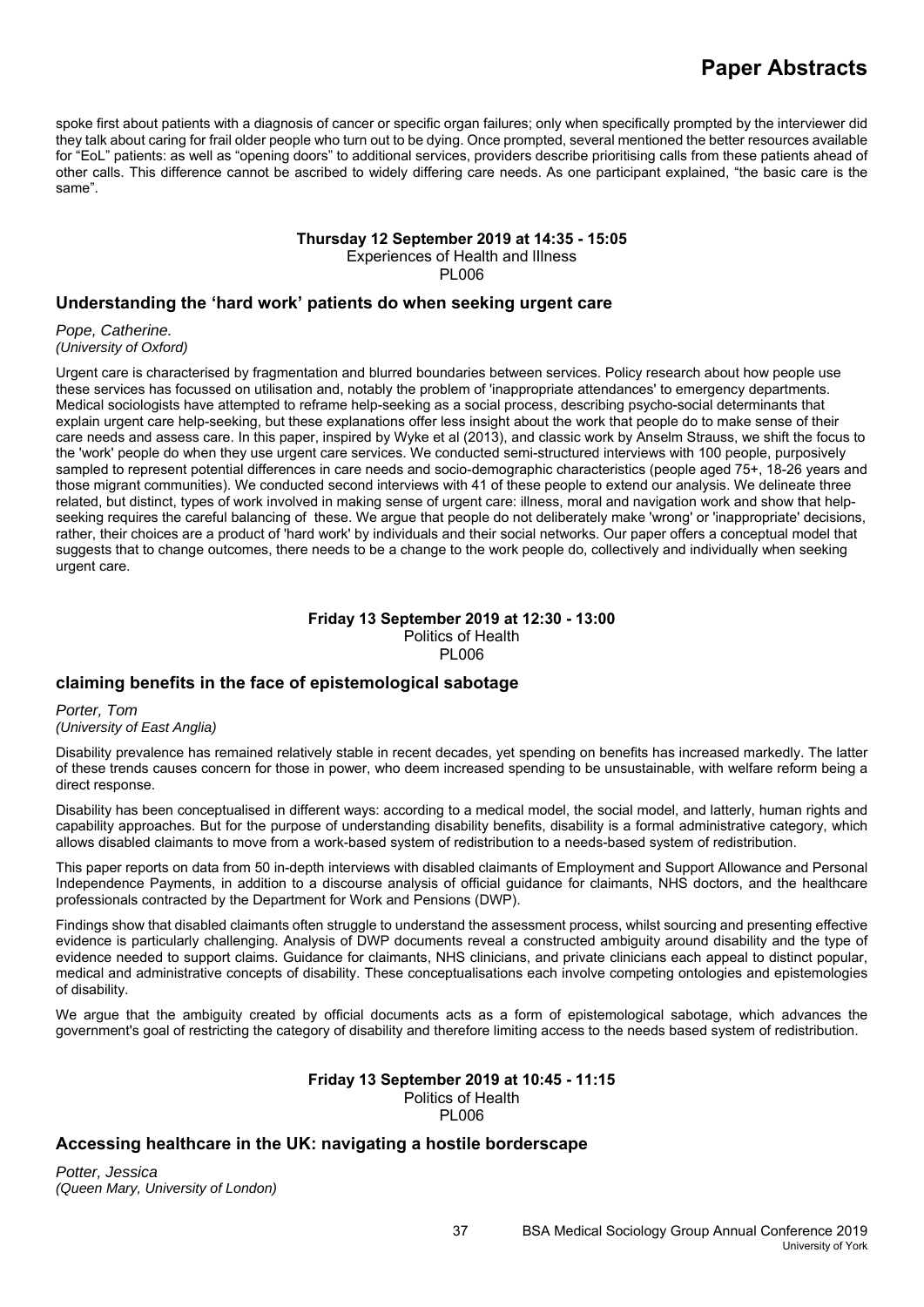spoke first about patients with a diagnosis of cancer or specific organ failures; only when specifically prompted by the interviewer did they talk about caring for frail older people who turn out to be dying. Once prompted, several mentioned the better resources available for "EoL" patients: as well as "opening doors" to additional services, providers describe prioritising calls from these patients ahead of other calls. This difference cannot be ascribed to widely differing care needs. As one participant explained, "the basic care is the same".

**Thursday 12 September 2019 at 14:35 - 15:05**
Experiences of Health and Illness
PL006

### Understanding the 'hard work' patients do when seeking urgent care

*Pope, Catherine.*
*(University of Oxford)*

Urgent care is characterised by fragmentation and blurred boundaries between services. Policy research about how people use these services has focussed on utilisation and, notably the problem of 'inappropriate attendances' to emergency departments. Medical sociologists have attempted to reframe help-seeking as a social process, describing psycho-social determinants that explain urgent care help-seeking, but these explanations offer less insight about the work that people do to make sense of their care needs and assess care. In this paper, inspired by Wyke et al (2013), and classic work by Anselm Strauss, we shift the focus to the 'work' people do when they use urgent care services. We conducted semi-structured interviews with 100 people, purposively sampled to represent potential differences in care needs and socio-demographic characteristics (people aged 75+, 18-26 years and those migrant communities). We conducted second interviews with 41 of these people to extend our analysis. We delineate three related, but distinct, types of work involved in making sense of urgent care: illness, moral and navigation work and show that help-seeking requires the careful balancing of these. We argue that people do not deliberately make 'wrong' or 'inappropriate' decisions, rather, their choices are a product of 'hard work' by individuals and their social networks. Our paper offers a conceptual model that suggests that to change outcomes, there needs to be a change to the work people do, collectively and individually when seeking urgent care.

**Friday 13 September 2019 at 12:30 - 13:00**
Politics of Health
PL006

### claiming benefits in the face of epistemological sabotage

*Porter, Tom*
*(University of East Anglia)*

Disability prevalence has remained relatively stable in recent decades, yet spending on benefits has increased markedly. The latter of these trends causes concern for those in power, who deem increased spending to be unsustainable, with welfare reform being a direct response.

Disability has been conceptualised in different ways: according to a medical model, the social model, and latterly, human rights and capability approaches. But for the purpose of understanding disability benefits, disability is a formal administrative category, which allows disabled claimants to move from a work-based system of redistribution to a needs-based system of redistribution.

This paper reports on data from 50 in-depth interviews with disabled claimants of Employment and Support Allowance and Personal Independence Payments, in addition to a discourse analysis of official guidance for claimants, NHS doctors, and the healthcare professionals contracted by the Department for Work and Pensions (DWP).

Findings show that disabled claimants often struggle to understand the assessment process, whilst sourcing and presenting effective evidence is particularly challenging. Analysis of DWP documents reveal a constructed ambiguity around disability and the type of evidence needed to support claims. Guidance for claimants, NHS clinicians, and private clinicians each appeal to distinct popular, medical and administrative concepts of disability. These conceptualisations each involve competing ontologies and epistemologies of disability.

We argue that the ambiguity created by official documents acts as a form of epistemological sabotage, which advances the government's goal of restricting the category of disability and therefore limiting access to the needs based system of redistribution.

**Friday 13 September 2019 at 10:45 - 11:15**
Politics of Health
PL006

### Accessing healthcare in the UK: navigating a hostile borderscape

*Potter, Jessica*
*(Queen Mary, University of London)*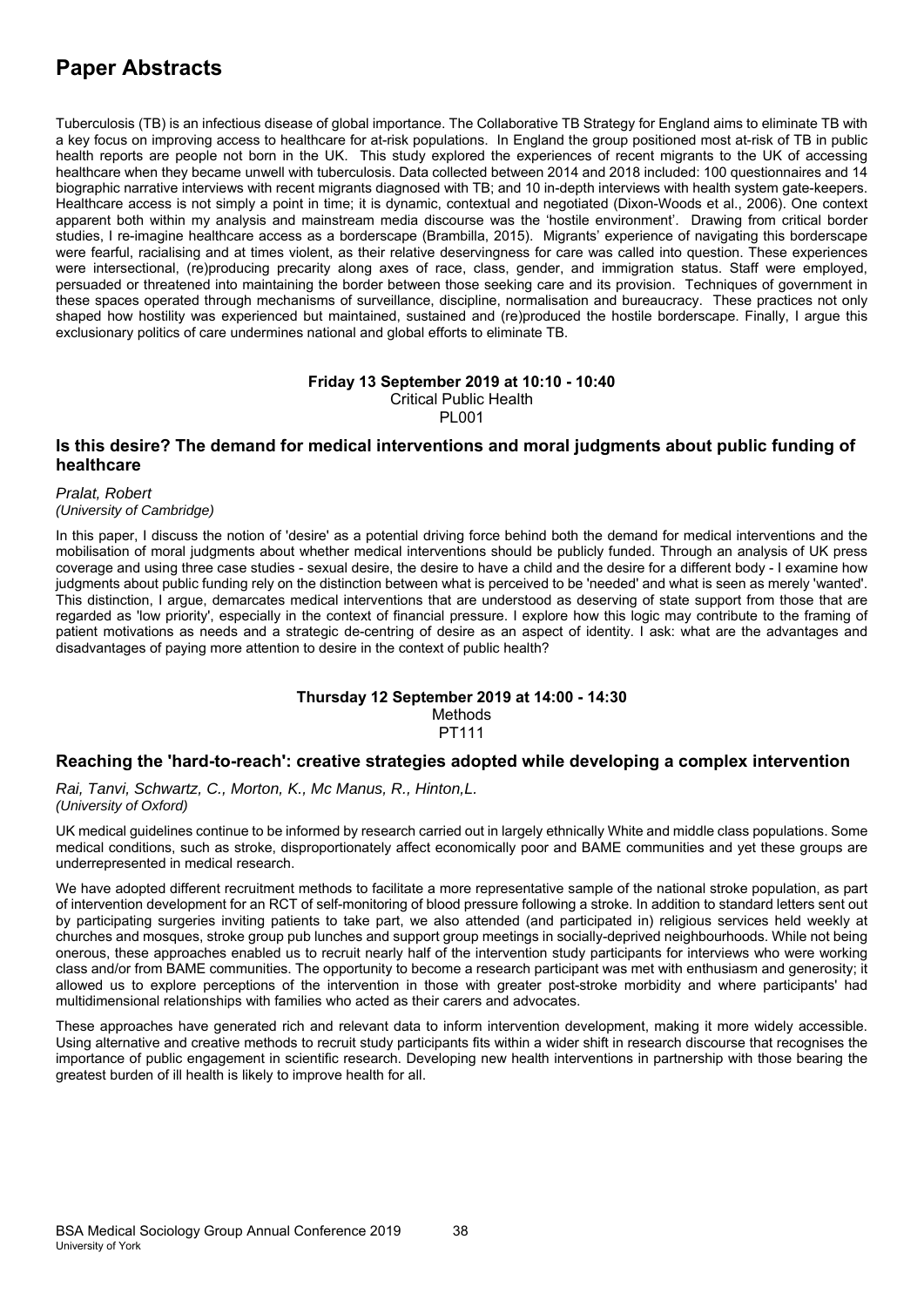# Paper Abstracts

Tuberculosis (TB) is an infectious disease of global importance. The Collaborative TB Strategy for England aims to eliminate TB with a key focus on improving access to healthcare for at-risk populations. In England the group positioned most at-risk of TB in public health reports are people not born in the UK. This study explored the experiences of recent migrants to the UK of accessing healthcare when they became unwell with tuberculosis. Data collected between 2014 and 2018 included: 100 questionnaires and 14 biographic narrative interviews with recent migrants diagnosed with TB; and 10 in-depth interviews with health system gate-keepers. Healthcare access is not simply a point in time; it is dynamic, contextual and negotiated (Dixon-Woods et al., 2006). One context apparent both within my analysis and mainstream media discourse was the 'hostile environment'. Drawing from critical border studies, I re-imagine healthcare access as a borderscape (Brambilla, 2015). Migrants' experience of navigating this borderscape were fearful, racialising and at times violent, as their relative deservingness for care was called into question. These experiences were intersectional, (re)producing precarity along axes of race, class, gender, and immigration status. Staff were employed, persuaded or threatened into maintaining the border between those seeking care and its provision. Techniques of government in these spaces operated through mechanisms of surveillance, discipline, normalisation and bureaucracy. These practices not only shaped how hostility was experienced but maintained, sustained and (re)produced the hostile borderscape. Finally, I argue this exclusionary politics of care undermines national and global efforts to eliminate TB.

**Friday 13 September 2019 at 10:10 - 10:40**
Critical Public Health
PL001

## Is this desire? The demand for medical interventions and moral judgments about public funding of healthcare

*Pralat, Robert*
*(University of Cambridge)*

In this paper, I discuss the notion of 'desire' as a potential driving force behind both the demand for medical interventions and the mobilisation of moral judgments about whether medical interventions should be publicly funded. Through an analysis of UK press coverage and using three case studies - sexual desire, the desire to have a child and the desire for a different body - I examine how judgments about public funding rely on the distinction between what is perceived to be 'needed' and what is seen as merely 'wanted'. This distinction, I argue, demarcates medical interventions that are understood as deserving of state support from those that are regarded as 'low priority', especially in the context of financial pressure. I explore how this logic may contribute to the framing of patient motivations as needs and a strategic de-centring of desire as an aspect of identity. I ask: what are the advantages and disadvantages of paying more attention to desire in the context of public health?

**Thursday 12 September 2019 at 14:00 - 14:30**
Methods
PT111

## Reaching the 'hard-to-reach': creative strategies adopted while developing a complex intervention

*Rai, Tanvi, Schwartz, C., Morton, K., Mc Manus, R., Hinton,L.*
*(University of Oxford)*

UK medical guidelines continue to be informed by research carried out in largely ethnically White and middle class populations. Some medical conditions, such as stroke, disproportionately affect economically poor and BAME communities and yet these groups are underrepresented in medical research.

We have adopted different recruitment methods to facilitate a more representative sample of the national stroke population, as part of intervention development for an RCT of self-monitoring of blood pressure following a stroke. In addition to standard letters sent out by participating surgeries inviting patients to take part, we also attended (and participated in) religious services held weekly at churches and mosques, stroke group pub lunches and support group meetings in socially-deprived neighbourhoods. While not being onerous, these approaches enabled us to recruit nearly half of the intervention study participants for interviews who were working class and/or from BAME communities. The opportunity to become a research participant was met with enthusiasm and generosity; it allowed us to explore perceptions of the intervention in those with greater post-stroke morbidity and where participants' had multidimensional relationships with families who acted as their carers and advocates.

These approaches have generated rich and relevant data to inform intervention development, making it more widely accessible. Using alternative and creative methods to recruit study participants fits within a wider shift in research discourse that recognises the importance of public engagement in scientific research. Developing new health interventions in partnership with those bearing the greatest burden of ill health is likely to improve health for all.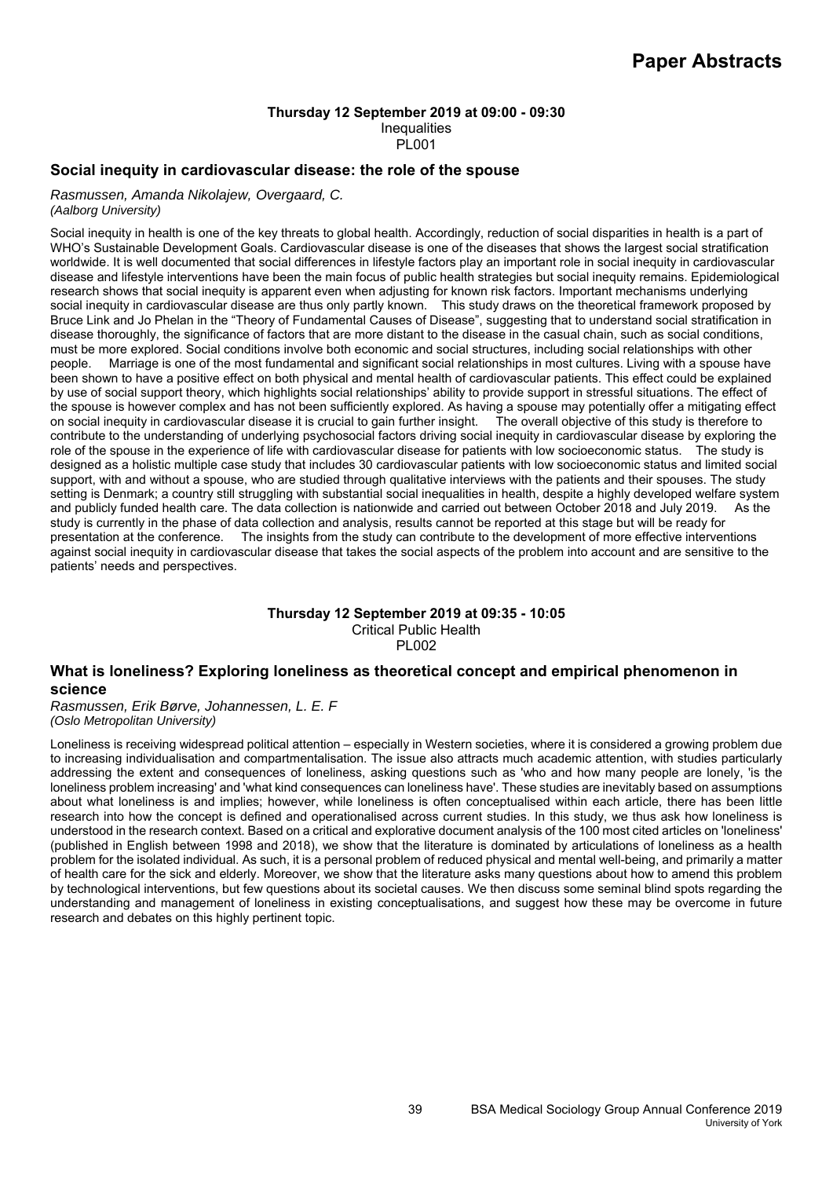# Paper Abstracts

**Thursday 12 September 2019 at 09:00 - 09:30**
Inequalities
PL001

## Social inequity in cardiovascular disease: the role of the spouse

*Rasmussen, Amanda Nikolajew, Overgaard, C.*
*(Aalborg University)*

Social inequity in health is one of the key threats to global health. Accordingly, reduction of social disparities in health is a part of WHO's Sustainable Development Goals. Cardiovascular disease is one of the diseases that shows the largest social stratification worldwide. It is well documented that social differences in lifestyle factors play an important role in social inequity in cardiovascular disease and lifestyle interventions have been the main focus of public health strategies but social inequity remains. Epidemiological research shows that social inequity is apparent even when adjusting for known risk factors. Important mechanisms underlying social inequity in cardiovascular disease are thus only partly known. This study draws on the theoretical framework proposed by Bruce Link and Jo Phelan in the "Theory of Fundamental Causes of Disease", suggesting that to understand social stratification in disease thoroughly, the significance of factors that are more distant to the disease in the casual chain, such as social conditions, must be more explored. Social conditions involve both economic and social structures, including social relationships with other people. Marriage is one of the most fundamental and significant social relationships in most cultures. Living with a spouse have been shown to have a positive effect on both physical and mental health of cardiovascular patients. This effect could be explained by use of social support theory, which highlights social relationships' ability to provide support in stressful situations. The effect of the spouse is however complex and has not been sufficiently explored. As having a spouse may potentially offer a mitigating effect on social inequity in cardiovascular disease it is crucial to gain further insight. The overall objective of this study is therefore to contribute to the understanding of underlying psychosocial factors driving social inequity in cardiovascular disease by exploring the role of the spouse in the experience of life with cardiovascular disease for patients with low socioeconomic status. The study is designed as a holistic multiple case study that includes 30 cardiovascular patients with low socioeconomic status and limited social support, with and without a spouse, who are studied through qualitative interviews with the patients and their spouses. The study setting is Denmark; a country still struggling with substantial social inequalities in health, despite a highly developed welfare system and publicly funded health care. The data collection is nationwide and carried out between October 2018 and July 2019. As the study is currently in the phase of data collection and analysis, results cannot be reported at this stage but will be ready for presentation at the conference. The insights from the study can contribute to the development of more effective interventions against social inequity in cardiovascular disease that takes the social aspects of the problem into account and are sensitive to the patients' needs and perspectives.

**Thursday 12 September 2019 at 09:35 - 10:05**
Critical Public Health
PL002

## What is loneliness? Exploring loneliness as theoretical concept and empirical phenomenon in science

*Rasmussen, Erik Børve, Johannessen, L. E. F*
*(Oslo Metropolitan University)*

Loneliness is receiving widespread political attention – especially in Western societies, where it is considered a growing problem due to increasing individualisation and compartmentalisation. The issue also attracts much academic attention, with studies particularly addressing the extent and consequences of loneliness, asking questions such as 'who and how many people are lonely, 'is the loneliness problem increasing' and 'what kind consequences can loneliness have'. These studies are inevitably based on assumptions about what loneliness is and implies; however, while loneliness is often conceptualised within each article, there has been little research into how the concept is defined and operationalised across current studies. In this study, we thus ask how loneliness is understood in the research context. Based on a critical and explorative document analysis of the 100 most cited articles on 'loneliness' (published in English between 1998 and 2018), we show that the literature is dominated by articulations of loneliness as a health problem for the isolated individual. As such, it is a personal problem of reduced physical and mental well-being, and primarily a matter of health care for the sick and elderly. Moreover, we show that the literature asks many questions about how to amend this problem by technological interventions, but few questions about its societal causes. We then discuss some seminal blind spots regarding the understanding and management of loneliness in existing conceptualisations, and suggest how these may be overcome in future research and debates on this highly pertinent topic.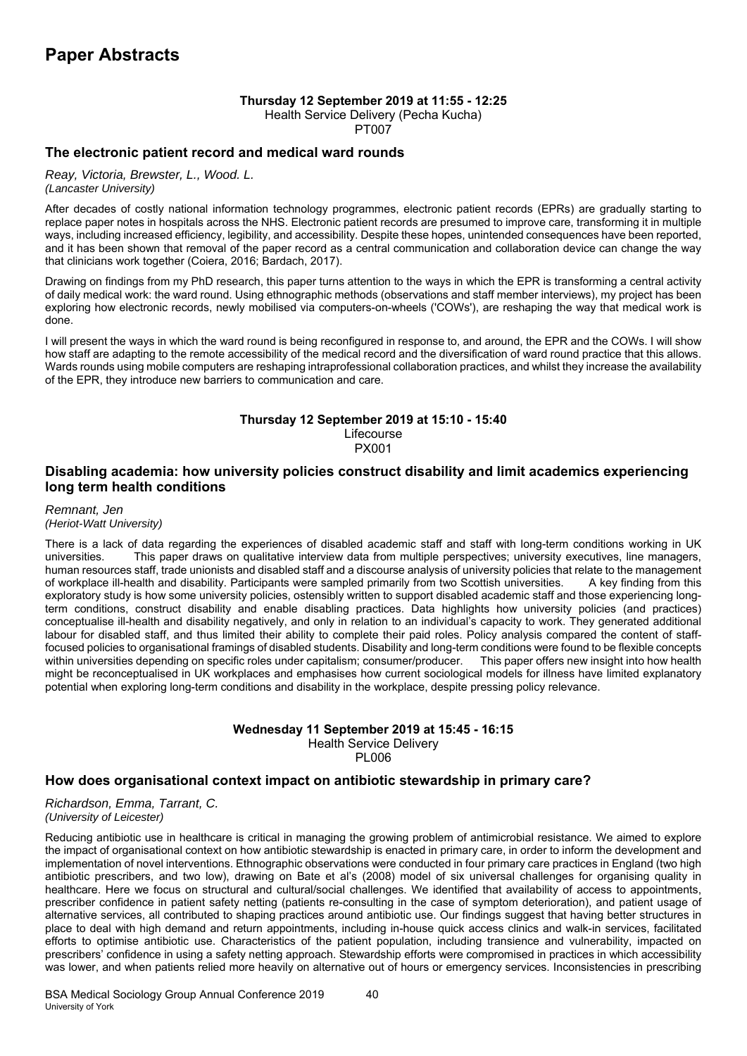# Paper Abstracts

**Thursday 12 September 2019 at 11:55 - 12:25**
Health Service Delivery (Pecha Kucha)
PT007

## The electronic patient record and medical ward rounds

*Reay, Victoria, Brewster, L., Wood. L.*
*(Lancaster University)*

After decades of costly national information technology programmes, electronic patient records (EPRs) are gradually starting to replace paper notes in hospitals across the NHS. Electronic patient records are presumed to improve care, transforming it in multiple ways, including increased efficiency, legibility, and accessibility. Despite these hopes, unintended consequences have been reported, and it has been shown that removal of the paper record as a central communication and collaboration device can change the way that clinicians work together (Coiera, 2016; Bardach, 2017).

Drawing on findings from my PhD research, this paper turns attention to the ways in which the EPR is transforming a central activity of daily medical work: the ward round. Using ethnographic methods (observations and staff member interviews), my project has been exploring how electronic records, newly mobilised via computers-on-wheels ('COWs'), are reshaping the way that medical work is done.

I will present the ways in which the ward round is being reconfigured in response to, and around, the EPR and the COWs. I will show how staff are adapting to the remote accessibility of the medical record and the diversification of ward round practice that this allows. Wards rounds using mobile computers are reshaping intraprofessional collaboration practices, and whilst they increase the availability of the EPR, they introduce new barriers to communication and care.

**Thursday 12 September 2019 at 15:10 - 15:40**
Lifecourse
PX001

## Disabling academia: how university policies construct disability and limit academics experiencing long term health conditions

*Remnant, Jen*
*(Heriot-Watt University)*

There is a lack of data regarding the experiences of disabled academic staff and staff with long-term conditions working in UK universities. This paper draws on qualitative interview data from multiple perspectives; university executives, line managers, human resources staff, trade unionists and disabled staff and a discourse analysis of university policies that relate to the management of workplace ill-health and disability. Participants were sampled primarily from two Scottish universities. A key finding from this exploratory study is how some university policies, ostensibly written to support disabled academic staff and those experiencing long-term conditions, construct disability and enable disabling practices. Data highlights how university policies (and practices) conceptualise ill-health and disability negatively, and only in relation to an individual's capacity to work. They generated additional labour for disabled staff, and thus limited their ability to complete their paid roles. Policy analysis compared the content of staff-focused policies to organisational framings of disabled students. Disability and long-term conditions were found to be flexible concepts within universities depending on specific roles under capitalism; consumer/producer. This paper offers new insight into how health might be reconceptualised in UK workplaces and emphasises how current sociological models for illness have limited explanatory potential when exploring long-term conditions and disability in the workplace, despite pressing policy relevance.

**Wednesday 11 September 2019 at 15:45 - 16:15**
Health Service Delivery
PL006

## How does organisational context impact on antibiotic stewardship in primary care?

*Richardson, Emma, Tarrant, C.*
*(University of Leicester)*

Reducing antibiotic use in healthcare is critical in managing the growing problem of antimicrobial resistance. We aimed to explore the impact of organisational context on how antibiotic stewardship is enacted in primary care, in order to inform the development and implementation of novel interventions. Ethnographic observations were conducted in four primary care practices in England (two high antibiotic prescribers, and two low), drawing on Bate et al's (2008) model of six universal challenges for organising quality in healthcare. Here we focus on structural and cultural/social challenges. We identified that availability of access to appointments, prescriber confidence in patient safety netting (patients re-consulting in the case of symptom deterioration), and patient usage of alternative services, all contributed to shaping practices around antibiotic use. Our findings suggest that having better structures in place to deal with high demand and return appointments, including in-house quick access clinics and walk-in services, facilitated efforts to optimise antibiotic use. Characteristics of the patient population, including transience and vulnerability, impacted on prescribers' confidence in using a safety netting approach. Stewardship efforts were compromised in practices in which accessibility was lower, and when patients relied more heavily on alternative out of hours or emergency services. Inconsistencies in prescribing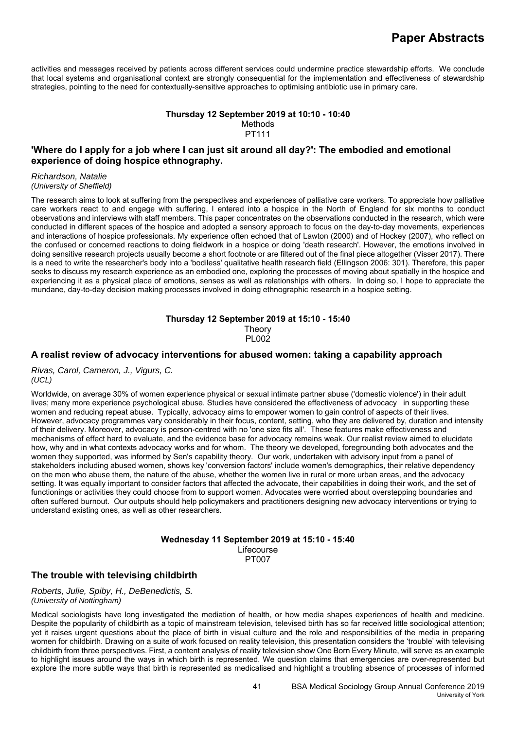activities and messages received by patients across different services could undermine practice stewardship efforts. We conclude that local systems and organisational context are strongly consequential for the implementation and effectiveness of stewardship strategies, pointing to the need for contextually-sensitive approaches to optimising antibiotic use in primary care.

**Thursday 12 September 2019 at 10:10 - 10:40**
Methods
PT111

### 'Where do I apply for a job where I can just sit around all day?': The embodied and emotional experience of doing hospice ethnography.

*Richardson, Natalie*
*(University of Sheffield)*

The research aims to look at suffering from the perspectives and experiences of palliative care workers. To appreciate how palliative care workers react to and engage with suffering, I entered into a hospice in the North of England for six months to conduct observations and interviews with staff members. This paper concentrates on the observations conducted in the research, which were conducted in different spaces of the hospice and adopted a sensory approach to focus on the day-to-day movements, experiences and interactions of hospice professionals. My experience often echoed that of Lawton (2000) and of Hockey (2007), who reflect on the confused or concerned reactions to doing fieldwork in a hospice or doing 'death research'. However, the emotions involved in doing sensitive research projects usually become a short footnote or are filtered out of the final piece altogether (Visser 2017). There is a need to write the researcher's body into a 'bodiless' qualitative health research field (Ellingson 2006: 301). Therefore, this paper seeks to discuss my research experience as an embodied one, exploring the processes of moving about spatially in the hospice and experiencing it as a physical place of emotions, senses as well as relationships with others. In doing so, I hope to appreciate the mundane, day-to-day decision making processes involved in doing ethnographic research in a hospice setting.

**Thursday 12 September 2019 at 15:10 - 15:40**
Theory
PL002

### A realist review of advocacy interventions for abused women: taking a capability approach

*Rivas, Carol, Cameron, J., Vigurs, C.*
*(UCL)*

Worldwide, on average 30% of women experience physical or sexual intimate partner abuse ('domestic violence') in their adult lives; many more experience psychological abuse. Studies have considered the effectiveness of advocacy in supporting these women and reducing repeat abuse. Typically, advocacy aims to empower women to gain control of aspects of their lives. However, advocacy programmes vary considerably in their focus, content, setting, who they are delivered by, duration and intensity of their delivery. Moreover, advocacy is person-centred with no 'one size fits all'. These features make effectiveness and mechanisms of effect hard to evaluate, and the evidence base for advocacy remains weak. Our realist review aimed to elucidate how, why and in what contexts advocacy works and for whom. The theory we developed, foregrounding both advocates and the women they supported, was informed by Sen's capability theory. Our work, undertaken with advisory input from a panel of stakeholders including abused women, shows key 'conversion factors' include women's demographics, their relative dependency on the men who abuse them, the nature of the abuse, whether the women live in rural or more urban areas, and the advocacy setting. It was equally important to consider factors that affected the advocate, their capabilities in doing their work, and the set of functionings or activities they could choose from to support women. Advocates were worried about overstepping boundaries and often suffered burnout. Our outputs should help policymakers and practitioners designing new advocacy interventions or trying to understand existing ones, as well as other researchers.

**Wednesday 11 September 2019 at 15:10 - 15:40**
Lifecourse
PT007

### The trouble with televising childbirth

*Roberts, Julie, Spiby, H., DeBenedictis, S.*
*(University of Nottingham)*

Medical sociologists have long investigated the mediation of health, or how media shapes experiences of health and medicine. Despite the popularity of childbirth as a topic of mainstream television, televised birth has so far received little sociological attention; yet it raises urgent questions about the place of birth in visual culture and the role and responsibilities of the media in preparing women for childbirth. Drawing on a suite of work focused on reality television, this presentation considers the 'trouble' with televising childbirth from three perspectives. First, a content analysis of reality television show One Born Every Minute, will serve as an example to highlight issues around the ways in which birth is represented. We question claims that emergencies are over-represented but explore the more subtle ways that birth is represented as medicalised and highlight a troubling absence of processes of informed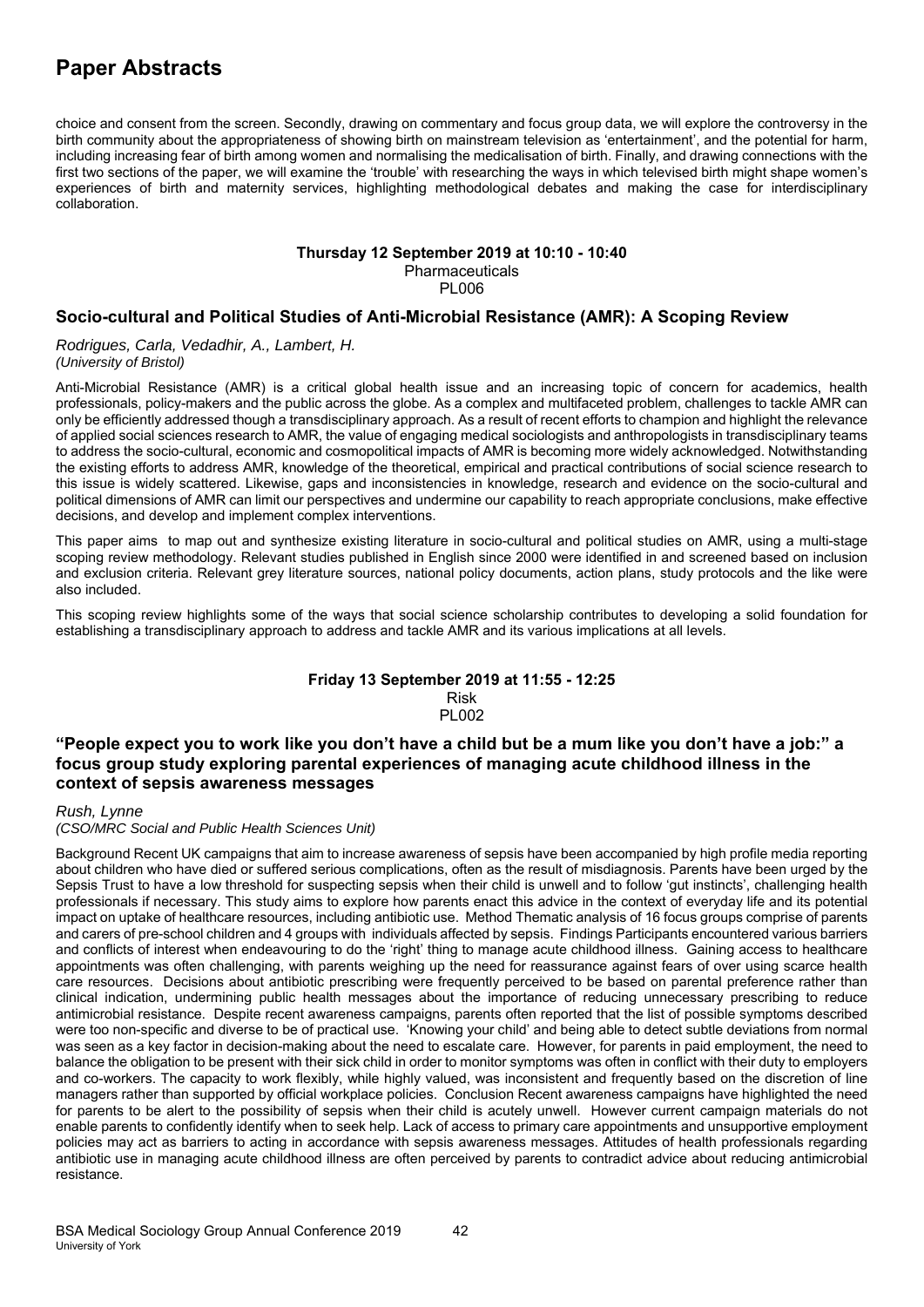choice and consent from the screen. Secondly, drawing on commentary and focus group data, we will explore the controversy in the birth community about the appropriateness of showing birth on mainstream television as 'entertainment', and the potential for harm, including increasing fear of birth among women and normalising the medicalisation of birth. Finally, and drawing connections with the first two sections of the paper, we will examine the 'trouble' with researching the ways in which televised birth might shape women's experiences of birth and maternity services, highlighting methodological debates and making the case for interdisciplinary collaboration.

**Thursday 12 September 2019 at 10:10 - 10:40**
Pharmaceuticals
PL006

### Socio-cultural and Political Studies of Anti-Microbial Resistance (AMR): A Scoping Review

*Rodrigues, Carla, Vedadhir, A., Lambert, H.*
*(University of Bristol)*

Anti-Microbial Resistance (AMR) is a critical global health issue and an increasing topic of concern for academics, health professionals, policy-makers and the public across the globe. As a complex and multifaceted problem, challenges to tackle AMR can only be efficiently addressed though a transdisciplinary approach. As a result of recent efforts to champion and highlight the relevance of applied social sciences research to AMR, the value of engaging medical sociologists and anthropologists in transdisciplinary teams to address the socio-cultural, economic and cosmopolitical impacts of AMR is becoming more widely acknowledged. Notwithstanding the existing efforts to address AMR, knowledge of the theoretical, empirical and practical contributions of social science research to this issue is widely scattered. Likewise, gaps and inconsistencies in knowledge, research and evidence on the socio-cultural and political dimensions of AMR can limit our perspectives and undermine our capability to reach appropriate conclusions, make effective decisions, and develop and implement complex interventions.

This paper aims to map out and synthesize existing literature in socio-cultural and political studies on AMR, using a multi-stage scoping review methodology. Relevant studies published in English since 2000 were identified in and screened based on inclusion and exclusion criteria. Relevant grey literature sources, national policy documents, action plans, study protocols and the like were also included.

This scoping review highlights some of the ways that social science scholarship contributes to developing a solid foundation for establishing a transdisciplinary approach to address and tackle AMR and its various implications at all levels.

**Friday 13 September 2019 at 11:55 - 12:25**
Risk
PL002

### "People expect you to work like you don't have a child but be a mum like you don't have a job:" a focus group study exploring parental experiences of managing acute childhood illness in the context of sepsis awareness messages

*Rush, Lynne*
*(CSO/MRC Social and Public Health Sciences Unit)*

Background Recent UK campaigns that aim to increase awareness of sepsis have been accompanied by high profile media reporting about children who have died or suffered serious complications, often as the result of misdiagnosis. Parents have been urged by the Sepsis Trust to have a low threshold for suspecting sepsis when their child is unwell and to follow 'gut instincts', challenging health professionals if necessary. This study aims to explore how parents enact this advice in the context of everyday life and its potential impact on uptake of healthcare resources, including antibiotic use. Method Thematic analysis of 16 focus groups comprise of parents and carers of pre-school children and 4 groups with individuals affected by sepsis. Findings Participants encountered various barriers and conflicts of interest when endeavouring to do the 'right' thing to manage acute childhood illness. Gaining access to healthcare appointments was often challenging, with parents weighing up the need for reassurance against fears of over using scarce health care resources. Decisions about antibiotic prescribing were frequently perceived to be based on parental preference rather than clinical indication, undermining public health messages about the importance of reducing unnecessary prescribing to reduce antimicrobial resistance. Despite recent awareness campaigns, parents often reported that the list of possible symptoms described were too non-specific and diverse to be of practical use. 'Knowing your child' and being able to detect subtle deviations from normal was seen as a key factor in decision-making about the need to escalate care. However, for parents in paid employment, the need to balance the obligation to be present with their sick child in order to monitor symptoms was often in conflict with their duty to employers and co-workers. The capacity to work flexibly, while highly valued, was inconsistent and frequently based on the discretion of line managers rather than supported by official workplace policies. Conclusion Recent awareness campaigns have highlighted the need for parents to be alert to the possibility of sepsis when their child is acutely unwell. However current campaign materials do not enable parents to confidently identify when to seek help. Lack of access to primary care appointments and unsupportive employment policies may act as barriers to acting in accordance with sepsis awareness messages. Attitudes of health professionals regarding antibiotic use in managing acute childhood illness are often perceived by parents to contradict advice about reducing antimicrobial resistance.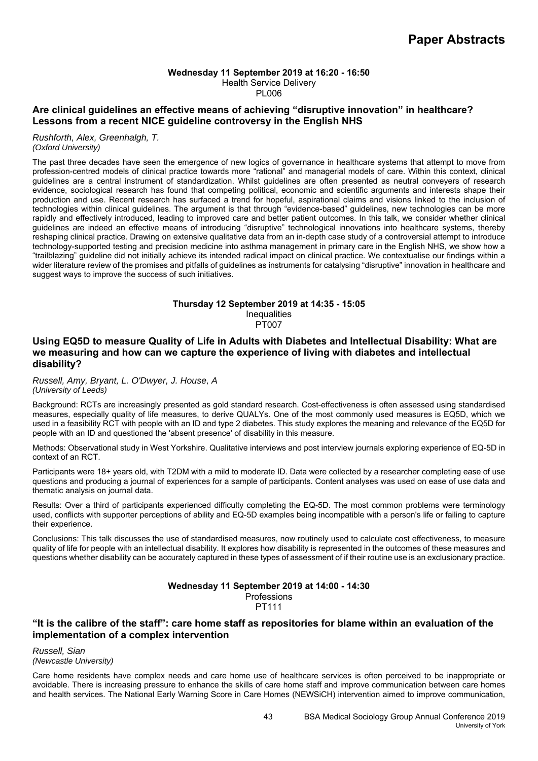**Wednesday 11 September 2019 at 16:20 - 16:50**
Health Service Delivery
PL006

### Are clinical guidelines an effective means of achieving "disruptive innovation" in healthcare? Lessons from a recent NICE guideline controversy in the English NHS

*Rushforth, Alex, Greenhalgh, T.*
*(Oxford University)*

The past three decades have seen the emergence of new logics of governance in healthcare systems that attempt to move from profession-centred models of clinical practice towards more "rational" and managerial models of care. Within this context, clinical guidelines are a central instrument of standardization. Whilst guidelines are often presented as neutral conveyers of research evidence, sociological research has found that competing political, economic and scientific arguments and interests shape their production and use. Recent research has surfaced a trend for hopeful, aspirational claims and visions linked to the inclusion of technologies within clinical guidelines. The argument is that through "evidence-based" guidelines, new technologies can be more rapidly and effectively introduced, leading to improved care and better patient outcomes. In this talk, we consider whether clinical guidelines are indeed an effective means of introducing "disruptive" technological innovations into healthcare systems, thereby reshaping clinical practice. Drawing on extensive qualitative data from an in-depth case study of a controversial attempt to introduce technology-supported testing and precision medicine into asthma management in primary care in the English NHS, we show how a "trailblazing" guideline did not initially achieve its intended radical impact on clinical practice. We contextualise our findings within a wider literature review of the promises and pitfalls of guidelines as instruments for catalysing "disruptive" innovation in healthcare and suggest ways to improve the success of such initiatives.

**Thursday 12 September 2019 at 14:35 - 15:05**
Inequalities
PT007

### Using EQ5D to measure Quality of Life in Adults with Diabetes and Intellectual Disability: What are we measuring and how can we capture the experience of living with diabetes and intellectual disability?

*Russell, Amy, Bryant, L. O'Dwyer, J. House, A*
*(University of Leeds)*

Background: RCTs are increasingly presented as gold standard research. Cost-effectiveness is often assessed using standardised measures, especially quality of life measures, to derive QUALYs. One of the most commonly used measures is EQ5D, which we used in a feasibility RCT with people with an ID and type 2 diabetes. This study explores the meaning and relevance of the EQ5D for people with an ID and questioned the 'absent presence' of disability in this measure.

Methods: Observational study in West Yorkshire. Qualitative interviews and post interview journals exploring experience of EQ-5D in context of an RCT.

Participants were 18+ years old, with T2DM with a mild to moderate ID. Data were collected by a researcher completing ease of use questions and producing a journal of experiences for a sample of participants. Content analyses was used on ease of use data and thematic analysis on journal data.

Results: Over a third of participants experienced difficulty completing the EQ-5D. The most common problems were terminology used, conflicts with supporter perceptions of ability and EQ-5D examples being incompatible with a person's life or failing to capture their experience.

Conclusions: This talk discusses the use of standardised measures, now routinely used to calculate cost effectiveness, to measure quality of life for people with an intellectual disability. It explores how disability is represented in the outcomes of these measures and questions whether disability can be accurately captured in these types of assessment of if their routine use is an exclusionary practice.

**Wednesday 11 September 2019 at 14:00 - 14:30**
Professions
PT111

### "It is the calibre of the staff": care home staff as repositories for blame within an evaluation of the implementation of a complex intervention

*Russell, Sian*
*(Newcastle University)*

Care home residents have complex needs and care home use of healthcare services is often perceived to be inappropriate or avoidable. There is increasing pressure to enhance the skills of care home staff and improve communication between care homes and health services. The National Early Warning Score in Care Homes (NEWSiCH) intervention aimed to improve communication,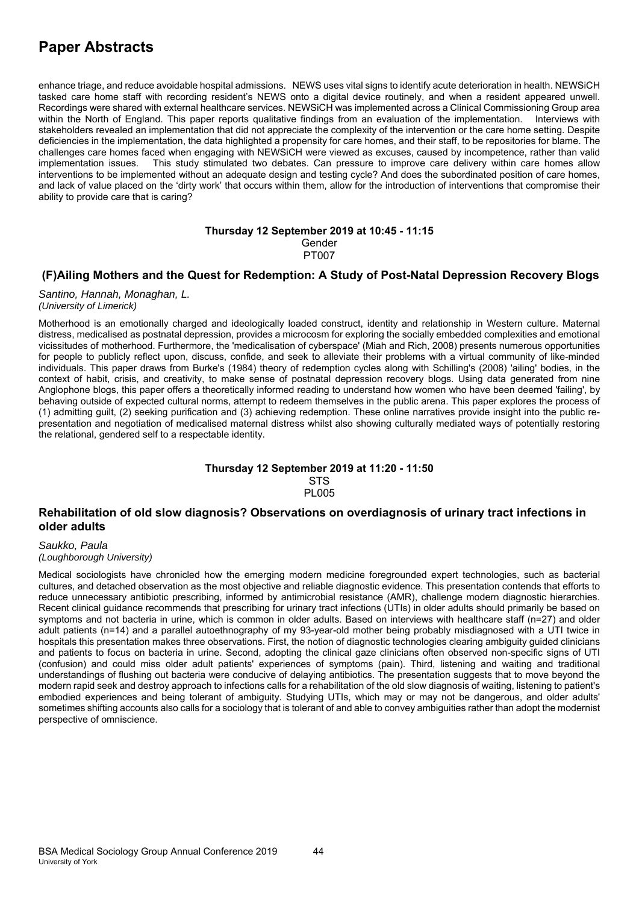enhance triage, and reduce avoidable hospital admissions. NEWS uses vital signs to identify acute deterioration in health. NEWSiCH tasked care home staff with recording resident's NEWS onto a digital device routinely, and when a resident appeared unwell. Recordings were shared with external healthcare services. NEWSiCH was implemented across a Clinical Commissioning Group area within the North of England. This paper reports qualitative findings from an evaluation of the implementation. Interviews with stakeholders revealed an implementation that did not appreciate the complexity of the intervention or the care home setting. Despite deficiencies in the implementation, the data highlighted a propensity for care homes, and their staff, to be repositories for blame. The challenges care homes faced when engaging with NEWSiCH were viewed as excuses, caused by incompetence, rather than valid implementation issues. This study stimulated two debates. Can pressure to improve care delivery within care homes allow interventions to be implemented without an adequate design and testing cycle? And does the subordinated position of care homes, and lack of value placed on the 'dirty work' that occurs within them, allow for the introduction of interventions that compromise their ability to provide care that is caring?

**Thursday 12 September 2019 at 10:45 - 11:15**
Gender
PT007

### (F)Ailing Mothers and the Quest for Redemption: A Study of Post-Natal Depression Recovery Blogs

*Santino, Hannah, Monaghan, L.*
*(University of Limerick)*

Motherhood is an emotionally charged and ideologically loaded construct, identity and relationship in Western culture. Maternal distress, medicalised as postnatal depression, provides a microcosm for exploring the socially embedded complexities and emotional vicissitudes of motherhood. Furthermore, the 'medicalisation of cyberspace' (Miah and Rich, 2008) presents numerous opportunities for people to publicly reflect upon, discuss, confide, and seek to alleviate their problems with a virtual community of like-minded individuals. This paper draws from Burke's (1984) theory of redemption cycles along with Schilling's (2008) 'ailing' bodies, in the context of habit, crisis, and creativity, to make sense of postnatal depression recovery blogs. Using data generated from nine Anglophone blogs, this paper offers a theoretically informed reading to understand how women who have been deemed 'failing', by behaving outside of expected cultural norms, attempt to redeem themselves in the public arena. This paper explores the process of (1) admitting guilt, (2) seeking purification and (3) achieving redemption. These online narratives provide insight into the public re-presentation and negotiation of medicalised maternal distress whilst also showing culturally mediated ways of potentially restoring the relational, gendered self to a respectable identity.

**Thursday 12 September 2019 at 11:20 - 11:50**
STS
PL005

### Rehabilitation of old slow diagnosis? Observations on overdiagnosis of urinary tract infections in older adults

*Saukko, Paula*
*(Loughborough University)*

Medical sociologists have chronicled how the emerging modern medicine foregrounded expert technologies, such as bacterial cultures, and detached observation as the most objective and reliable diagnostic evidence. This presentation contends that efforts to reduce unnecessary antibiotic prescribing, informed by antimicrobial resistance (AMR), challenge modern diagnostic hierarchies. Recent clinical guidance recommends that prescribing for urinary tract infections (UTIs) in older adults should primarily be based on symptoms and not bacteria in urine, which is common in older adults. Based on interviews with healthcare staff (n=27) and older adult patients (n=14) and a parallel autoethnography of my 93-year-old mother being probably misdiagnosed with a UTI twice in hospitals this presentation makes three observations. First, the notion of diagnostic technologies clearing ambiguity guided clinicians and patients to focus on bacteria in urine. Second, adopting the clinical gaze clinicians often observed non-specific signs of UTI (confusion) and could miss older adult patients' experiences of symptoms (pain). Third, listening and waiting and traditional understandings of flushing out bacteria were conducive of delaying antibiotics. The presentation suggests that to move beyond the modern rapid seek and destroy approach to infections calls for a rehabilitation of the old slow diagnosis of waiting, listening to patient's embodied experiences and being tolerant of ambiguity. Studying UTIs, which may or may not be dangerous, and older adults' sometimes shifting accounts also calls for a sociology that is tolerant of and able to convey ambiguities rather than adopt the modernist perspective of omniscience.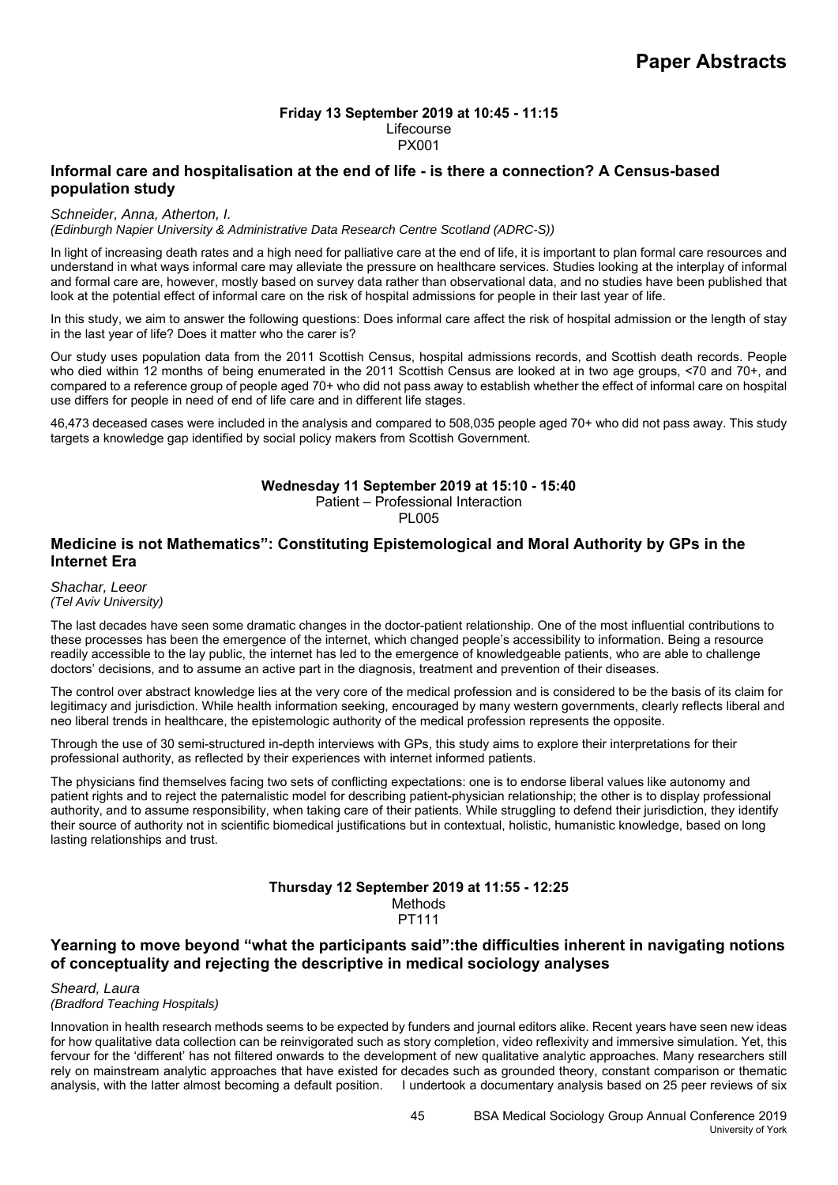**Friday 13 September 2019 at 10:45 - 11:15**
Lifecourse
PX001

### Informal care and hospitalisation at the end of life - is there a connection? A Census-based population study

*Schneider, Anna, Atherton, I.*
*(Edinburgh Napier University & Administrative Data Research Centre Scotland (ADRC-S))*

In light of increasing death rates and a high need for palliative care at the end of life, it is important to plan formal care resources and understand in what ways informal care may alleviate the pressure on healthcare services. Studies looking at the interplay of informal and formal care are, however, mostly based on survey data rather than observational data, and no studies have been published that look at the potential effect of informal care on the risk of hospital admissions for people in their last year of life.

In this study, we aim to answer the following questions: Does informal care affect the risk of hospital admission or the length of stay in the last year of life? Does it matter who the carer is?

Our study uses population data from the 2011 Scottish Census, hospital admissions records, and Scottish death records. People who died within 12 months of being enumerated in the 2011 Scottish Census are looked at in two age groups, <70 and 70+, and compared to a reference group of people aged 70+ who did not pass away to establish whether the effect of informal care on hospital use differs for people in need of end of life care and in different life stages.

46,473 deceased cases were included in the analysis and compared to 508,035 people aged 70+ who did not pass away. This study targets a knowledge gap identified by social policy makers from Scottish Government.

**Wednesday 11 September 2019 at 15:10 - 15:40**
Patient – Professional Interaction
PL005

### Medicine is not Mathematics": Constituting Epistemological and Moral Authority by GPs in the Internet Era

*Shachar, Leeor*
*(Tel Aviv University)*

The last decades have seen some dramatic changes in the doctor-patient relationship. One of the most influential contributions to these processes has been the emergence of the internet, which changed people's accessibility to information. Being a resource readily accessible to the lay public, the internet has led to the emergence of knowledgeable patients, who are able to challenge doctors' decisions, and to assume an active part in the diagnosis, treatment and prevention of their diseases.

The control over abstract knowledge lies at the very core of the medical profession and is considered to be the basis of its claim for legitimacy and jurisdiction. While health information seeking, encouraged by many western governments, clearly reflects liberal and neo liberal trends in healthcare, the epistemologic authority of the medical profession represents the opposite.

Through the use of 30 semi-structured in-depth interviews with GPs, this study aims to explore their interpretations for their professional authority, as reflected by their experiences with internet informed patients.

The physicians find themselves facing two sets of conflicting expectations: one is to endorse liberal values like autonomy and patient rights and to reject the paternalistic model for describing patient-physician relationship; the other is to display professional authority, and to assume responsibility, when taking care of their patients. While struggling to defend their jurisdiction, they identify their source of authority not in scientific biomedical justifications but in contextual, holistic, humanistic knowledge, based on long lasting relationships and trust.

**Thursday 12 September 2019 at 11:55 - 12:25**
Methods
PT111

### Yearning to move beyond "what the participants said":the difficulties inherent in navigating notions of conceptuality and rejecting the descriptive in medical sociology analyses

*Sheard, Laura*
*(Bradford Teaching Hospitals)*

Innovation in health research methods seems to be expected by funders and journal editors alike. Recent years have seen new ideas for how qualitative data collection can be reinvigorated such as story completion, video reflexivity and immersive simulation. Yet, this fervour for the 'different' has not filtered onwards to the development of new qualitative analytic approaches. Many researchers still rely on mainstream analytic approaches that have existed for decades such as grounded theory, constant comparison or thematic analysis, with the latter almost becoming a default position. I undertook a documentary analysis based on 25 peer reviews of six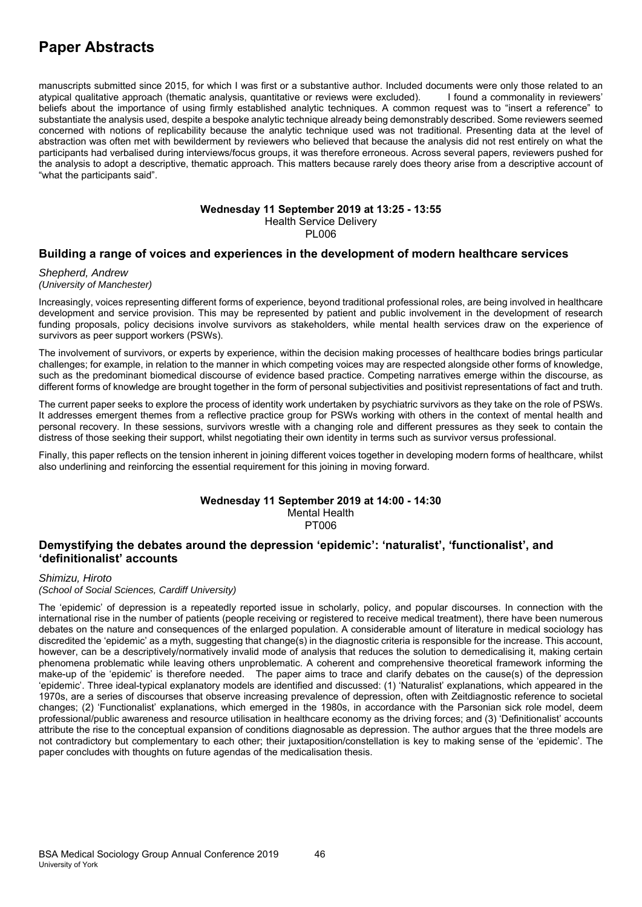manuscripts submitted since 2015, for which I was first or a substantive author. Included documents were only those related to an atypical qualitative approach (thematic analysis, quantitative or reviews were excluded). I found a commonality in reviewers' beliefs about the importance of using firmly established analytic techniques. A common request was to "insert a reference" to substantiate the analysis used, despite a bespoke analytic technique already being demonstrably described. Some reviewers seemed concerned with notions of replicability because the analytic technique used was not traditional. Presenting data at the level of abstraction was often met with bewilderment by reviewers who believed that because the analysis did not rest entirely on what the participants had verbalised during interviews/focus groups, it was therefore erroneous. Across several papers, reviewers pushed for the analysis to adopt a descriptive, thematic approach. This matters because rarely does theory arise from a descriptive account of "what the participants said".

**Wednesday 11 September 2019 at 13:25 - 13:55**
Health Service Delivery
PL006

## Building a range of voices and experiences in the development of modern healthcare services

*Shepherd, Andrew*
*(University of Manchester)*

Increasingly, voices representing different forms of experience, beyond traditional professional roles, are being involved in healthcare development and service provision. This may be represented by patient and public involvement in the development of research funding proposals, policy decisions involve survivors as stakeholders, while mental health services draw on the experience of survivors as peer support workers (PSWs).

The involvement of survivors, or experts by experience, within the decision making processes of healthcare bodies brings particular challenges; for example, in relation to the manner in which competing voices may are respected alongside other forms of knowledge, such as the predominant biomedical discourse of evidence based practice. Competing narratives emerge within the discourse, as different forms of knowledge are brought together in the form of personal subjectivities and positivist representations of fact and truth.

The current paper seeks to explore the process of identity work undertaken by psychiatric survivors as they take on the role of PSWs. It addresses emergent themes from a reflective practice group for PSWs working with others in the context of mental health and personal recovery. In these sessions, survivors wrestle with a changing role and different pressures as they seek to contain the distress of those seeking their support, whilst negotiating their own identity in terms such as survivor versus professional.

Finally, this paper reflects on the tension inherent in joining different voices together in developing modern forms of healthcare, whilst also underlining and reinforcing the essential requirement for this joining in moving forward.

**Wednesday 11 September 2019 at 14:00 - 14:30**
Mental Health
PT006

## Demystifying the debates around the depression 'epidemic': 'naturalist', 'functionalist', and 'definitionalist' accounts

*Shimizu, Hiroto*
*(School of Social Sciences, Cardiff University)*

The 'epidemic' of depression is a repeatedly reported issue in scholarly, policy, and popular discourses. In connection with the international rise in the number of patients (people receiving or registered to receive medical treatment), there have been numerous debates on the nature and consequences of the enlarged population. A considerable amount of literature in medical sociology has discredited the 'epidemic' as a myth, suggesting that change(s) in the diagnostic criteria is responsible for the increase. This account, however, can be a descriptively/normatively invalid mode of analysis that reduces the solution to demedicalising it, making certain phenomena problematic while leaving others unproblematic. A coherent and comprehensive theoretical framework informing the make-up of the 'epidemic' is therefore needed. The paper aims to trace and clarify debates on the cause(s) of the depression 'epidemic'. Three ideal-typical explanatory models are identified and discussed: (1) 'Naturalist' explanations, which appeared in the 1970s, are a series of discourses that observe increasing prevalence of depression, often with Zeitdiagnostic reference to societal changes; (2) 'Functionalist' explanations, which emerged in the 1980s, in accordance with the Parsonian sick role model, deem professional/public awareness and resource utilisation in healthcare economy as the driving forces; and (3) 'Definitionalist' accounts attribute the rise to the conceptual expansion of conditions diagnosable as depression. The author argues that the three models are not contradictory but complementary to each other; their juxtaposition/constellation is key to making sense of the 'epidemic'. The paper concludes with thoughts on future agendas of the medicalisation thesis.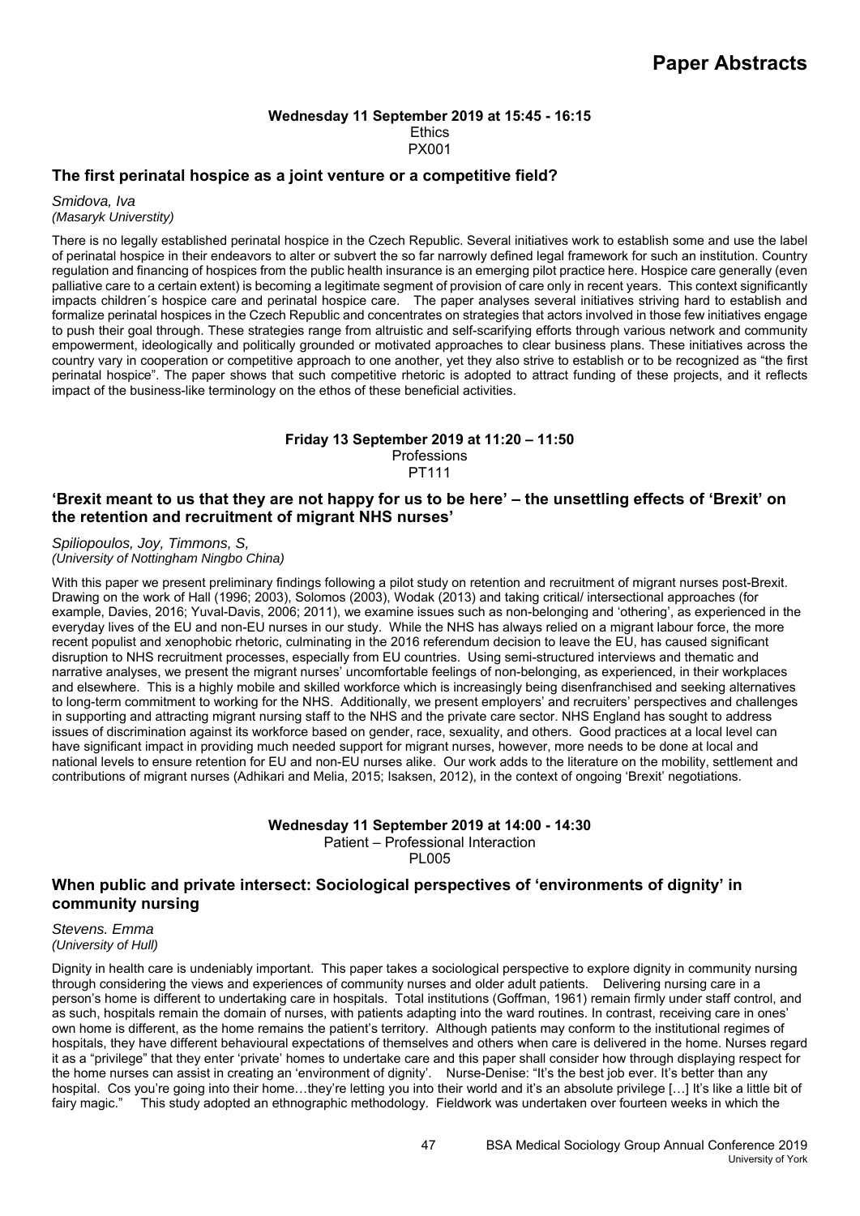# Paper Abstracts

**Wednesday 11 September 2019 at 15:45 - 16:15**
Ethics
PX001

## The first perinatal hospice as a joint venture or a competitive field?

*Smidova, Iva*
*(Masaryk Universtity)*

There is no legally established perinatal hospice in the Czech Republic. Several initiatives work to establish some and use the label of perinatal hospice in their endeavors to alter or subvert the so far narrowly defined legal framework for such an institution. Country regulation and financing of hospices from the public health insurance is an emerging pilot practice here. Hospice care generally (even palliative care to a certain extent) is becoming a legitimate segment of provision of care only in recent years. This context significantly impacts children´s hospice care and perinatal hospice care. The paper analyses several initiatives striving hard to establish and formalize perinatal hospices in the Czech Republic and concentrates on strategies that actors involved in those few initiatives engage to push their goal through. These strategies range from altruistic and self-scarifying efforts through various network and community empowerment, ideologically and politically grounded or motivated approaches to clear business plans. These initiatives across the country vary in cooperation or competitive approach to one another, yet they also strive to establish or to be recognized as "the first perinatal hospice". The paper shows that such competitive rhetoric is adopted to attract funding of these projects, and it reflects impact of the business-like terminology on the ethos of these beneficial activities.

**Friday 13 September 2019 at 11:20 – 11:50**
Professions
PT111

## 'Brexit meant to us that they are not happy for us to be here' – the unsettling effects of 'Brexit' on the retention and recruitment of migrant NHS nurses'

*Spiliopoulos, Joy, Timmons, S,*
*(University of Nottingham Ningbo China)*

With this paper we present preliminary findings following a pilot study on retention and recruitment of migrant nurses post-Brexit. Drawing on the work of Hall (1996; 2003), Solomos (2003), Wodak (2013) and taking critical/ intersectional approaches (for example, Davies, 2016; Yuval-Davis, 2006; 2011), we examine issues such as non-belonging and 'othering', as experienced in the everyday lives of the EU and non-EU nurses in our study. While the NHS has always relied on a migrant labour force, the more recent populist and xenophobic rhetoric, culminating in the 2016 referendum decision to leave the EU, has caused significant disruption to NHS recruitment processes, especially from EU countries. Using semi-structured interviews and thematic and narrative analyses, we present the migrant nurses' uncomfortable feelings of non-belonging, as experienced, in their workplaces and elsewhere. This is a highly mobile and skilled workforce which is increasingly being disenfranchised and seeking alternatives to long-term commitment to working for the NHS. Additionally, we present employers' and recruiters' perspectives and challenges in supporting and attracting migrant nursing staff to the NHS and the private care sector. NHS England has sought to address issues of discrimination against its workforce based on gender, race, sexuality, and others. Good practices at a local level can have significant impact in providing much needed support for migrant nurses, however, more needs to be done at local and national levels to ensure retention for EU and non-EU nurses alike. Our work adds to the literature on the mobility, settlement and contributions of migrant nurses (Adhikari and Melia, 2015; Isaksen, 2012), in the context of ongoing 'Brexit' negotiations.

**Wednesday 11 September 2019 at 14:00 - 14:30**
Patient – Professional Interaction
PL005

## When public and private intersect: Sociological perspectives of 'environments of dignity' in community nursing

*Stevens. Emma*
*(University of Hull)*

Dignity in health care is undeniably important. This paper takes a sociological perspective to explore dignity in community nursing through considering the views and experiences of community nurses and older adult patients. Delivering nursing care in a person's home is different to undertaking care in hospitals. Total institutions (Goffman, 1961) remain firmly under staff control, and as such, hospitals remain the domain of nurses, with patients adapting into the ward routines. In contrast, receiving care in ones' own home is different, as the home remains the patient's territory. Although patients may conform to the institutional regimes of hospitals, they have different behavioural expectations of themselves and others when care is delivered in the home. Nurses regard it as a "privilege" that they enter 'private' homes to undertake care and this paper shall consider how through displaying respect for the home nurses can assist in creating an 'environment of dignity'. Nurse-Denise: "It's the best job ever. It's better than any hospital. Cos you're going into their home…they're letting you into their world and it's an absolute privilege […] It's like a little bit of fairy magic." This study adopted an ethnographic methodology. Fieldwork was undertaken over fourteen weeks in which the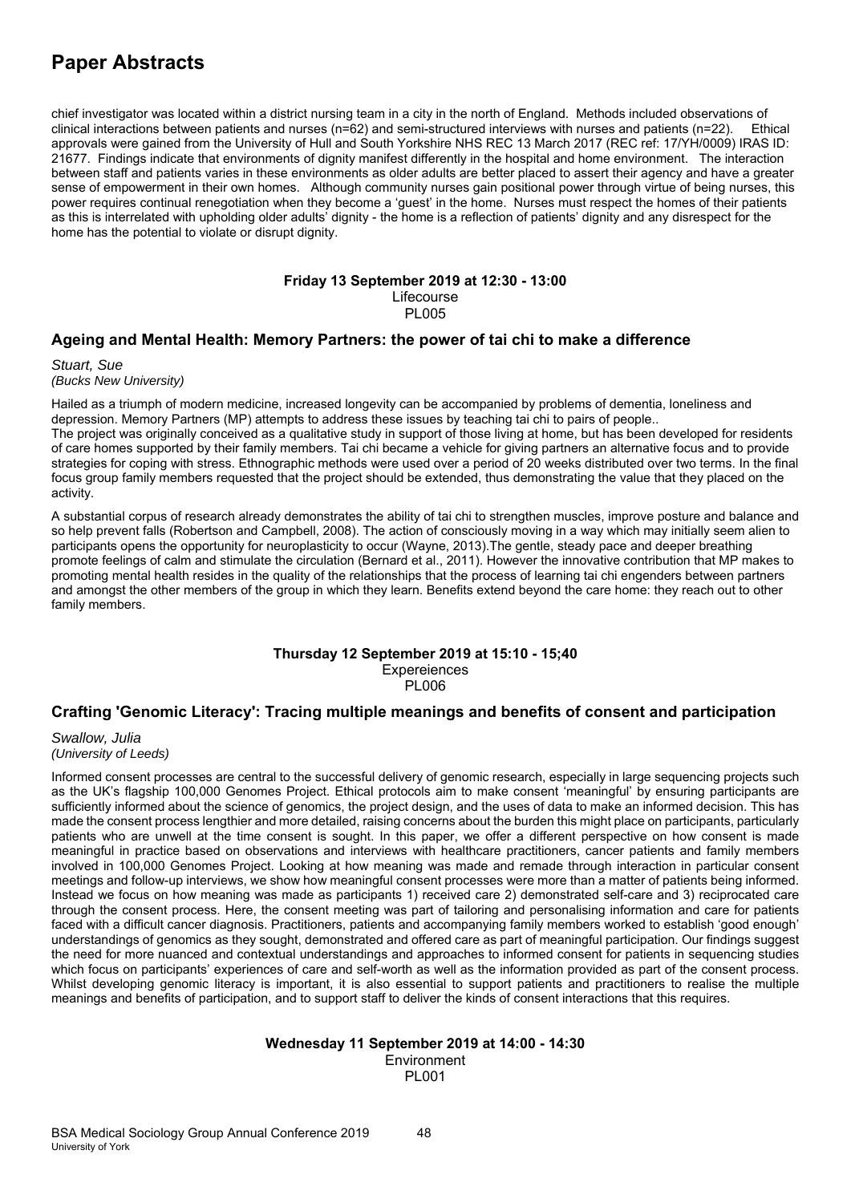chief investigator was located within a district nursing team in a city in the north of England. Methods included observations of clinical interactions between patients and nurses (n=62) and semi-structured interviews with nurses and patients (n=22). Ethical approvals were gained from the University of Hull and South Yorkshire NHS REC 13 March 2017 (REC ref: 17/YH/0009) IRAS ID: 21677. Findings indicate that environments of dignity manifest differently in the hospital and home environment. The interaction between staff and patients varies in these environments as older adults are better placed to assert their agency and have a greater sense of empowerment in their own homes. Although community nurses gain positional power through virtue of being nurses, this power requires continual renegotiation when they become a 'guest' in the home. Nurses must respect the homes of their patients as this is interrelated with upholding older adults' dignity - the home is a reflection of patients' dignity and any disrespect for the home has the potential to violate or disrupt dignity.

**Friday 13 September 2019 at 12:30 - 13:00**
Lifecourse
PL005

## Ageing and Mental Health: Memory Partners: the power of tai chi to make a difference

*Stuart, Sue*
*(Bucks New University)*

Hailed as a triumph of modern medicine, increased longevity can be accompanied by problems of dementia, loneliness and depression. Memory Partners (MP) attempts to address these issues by teaching tai chi to pairs of people..
The project was originally conceived as a qualitative study in support of those living at home, but has been developed for residents of care homes supported by their family members. Tai chi became a vehicle for giving partners an alternative focus and to provide strategies for coping with stress. Ethnographic methods were used over a period of 20 weeks distributed over two terms. In the final focus group family members requested that the project should be extended, thus demonstrating the value that they placed on the activity.

A substantial corpus of research already demonstrates the ability of tai chi to strengthen muscles, improve posture and balance and so help prevent falls (Robertson and Campbell, 2008). The action of consciously moving in a way which may initially seem alien to participants opens the opportunity for neuroplasticity to occur (Wayne, 2013).The gentle, steady pace and deeper breathing promote feelings of calm and stimulate the circulation (Bernard et al., 2011). However the innovative contribution that MP makes to promoting mental health resides in the quality of the relationships that the process of learning tai chi engenders between partners and amongst the other members of the group in which they learn. Benefits extend beyond the care home: they reach out to other family members.

**Thursday 12 September 2019 at 15:10 - 15;40**
Expereiences
PL006

## Crafting 'Genomic Literacy': Tracing multiple meanings and benefits of consent and participation

*Swallow, Julia*
*(University of Leeds)*

Informed consent processes are central to the successful delivery of genomic research, especially in large sequencing projects such as the UK's flagship 100,000 Genomes Project. Ethical protocols aim to make consent 'meaningful' by ensuring participants are sufficiently informed about the science of genomics, the project design, and the uses of data to make an informed decision. This has made the consent process lengthier and more detailed, raising concerns about the burden this might place on participants, particularly patients who are unwell at the time consent is sought. In this paper, we offer a different perspective on how consent is made meaningful in practice based on observations and interviews with healthcare practitioners, cancer patients and family members involved in 100,000 Genomes Project. Looking at how meaning was made and remade through interaction in particular consent meetings and follow-up interviews, we show how meaningful consent processes were more than a matter of patients being informed. Instead we focus on how meaning was made as participants 1) received care 2) demonstrated self-care and 3) reciprocated care through the consent process. Here, the consent meeting was part of tailoring and personalising information and care for patients faced with a difficult cancer diagnosis. Practitioners, patients and accompanying family members worked to establish 'good enough' understandings of genomics as they sought, demonstrated and offered care as part of meaningful participation. Our findings suggest the need for more nuanced and contextual understandings and approaches to informed consent for patients in sequencing studies which focus on participants' experiences of care and self-worth as well as the information provided as part of the consent process. Whilst developing genomic literacy is important, it is also essential to support patients and practitioners to realise the multiple meanings and benefits of participation, and to support staff to deliver the kinds of consent interactions that this requires.

**Wednesday 11 September 2019 at 14:00 - 14:30**
Environment
PL001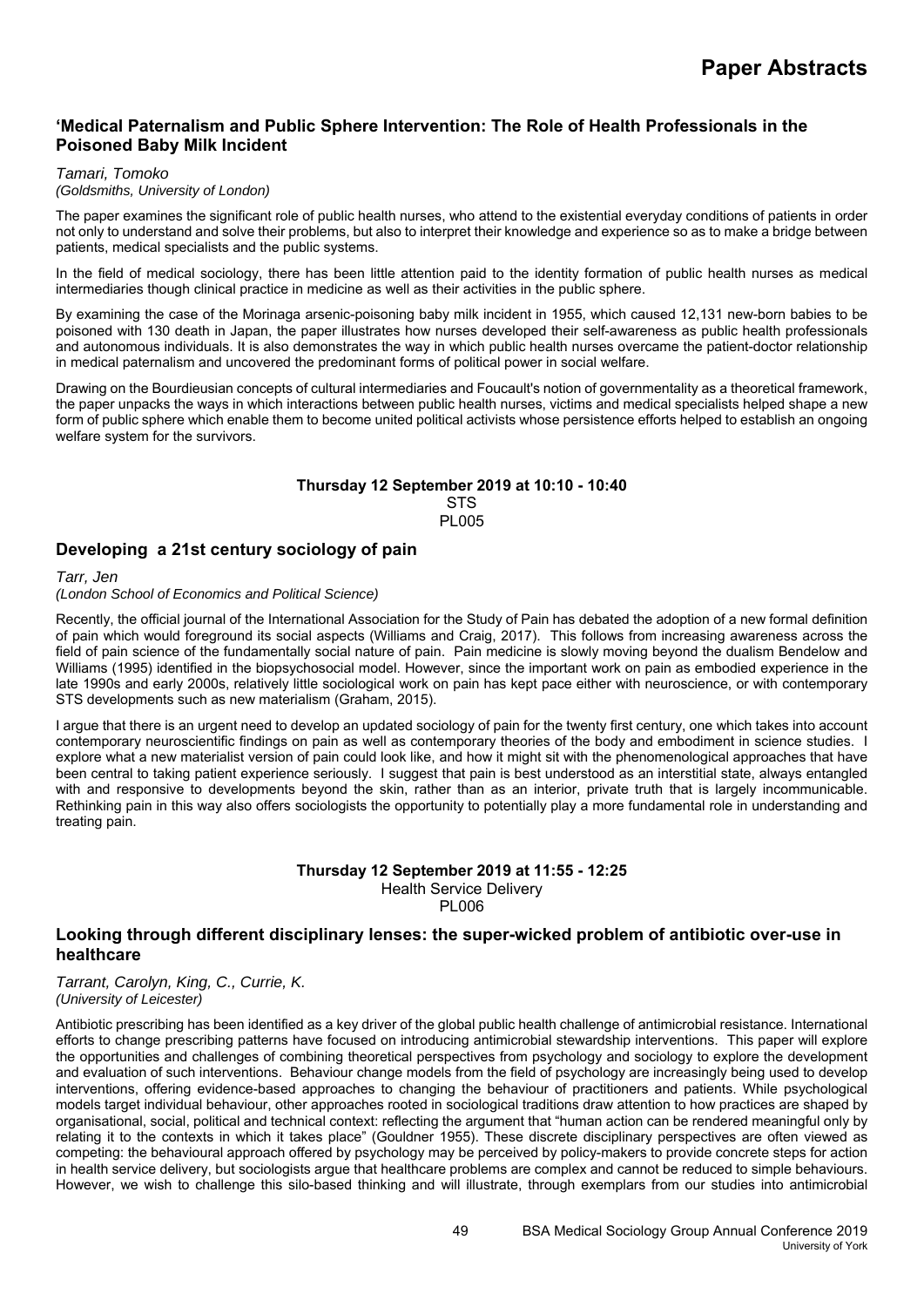## 'Medical Paternalism and Public Sphere Intervention: The Role of Health Professionals in the Poisoned Baby Milk Incident

*Tamari, Tomoko*
*(Goldsmiths, University of London)*

The paper examines the significant role of public health nurses, who attend to the existential everyday conditions of patients in order not only to understand and solve their problems, but also to interpret their knowledge and experience so as to make a bridge between patients, medical specialists and the public systems.

In the field of medical sociology, there has been little attention paid to the identity formation of public health nurses as medical intermediaries though clinical practice in medicine as well as their activities in the public sphere.

By examining the case of the Morinaga arsenic-poisoning baby milk incident in 1955, which caused 12,131 new-born babies to be poisoned with 130 death in Japan, the paper illustrates how nurses developed their self-awareness as public health professionals and autonomous individuals. It is also demonstrates the way in which public health nurses overcame the patient-doctor relationship in medical paternalism and uncovered the predominant forms of political power in social welfare.

Drawing on the Bourdieusian concepts of cultural intermediaries and Foucault's notion of governmentality as a theoretical framework, the paper unpacks the ways in which interactions between public health nurses, victims and medical specialists helped shape a new form of public sphere which enable them to become united political activists whose persistence efforts helped to establish an ongoing welfare system for the survivors.

**Thursday 12 September 2019 at 10:10 - 10:40**
STS
PL005

## Developing a 21st century sociology of pain

*Tarr, Jen*
*(London School of Economics and Political Science)*

Recently, the official journal of the International Association for the Study of Pain has debated the adoption of a new formal definition of pain which would foreground its social aspects (Williams and Craig, 2017). This follows from increasing awareness across the field of pain science of the fundamentally social nature of pain. Pain medicine is slowly moving beyond the dualism Bendelow and Williams (1995) identified in the biopsychosocial model. However, since the important work on pain as embodied experience in the late 1990s and early 2000s, relatively little sociological work on pain has kept pace either with neuroscience, or with contemporary STS developments such as new materialism (Graham, 2015).

I argue that there is an urgent need to develop an updated sociology of pain for the twenty first century, one which takes into account contemporary neuroscientific findings on pain as well as contemporary theories of the body and embodiment in science studies. I explore what a new materialist version of pain could look like, and how it might sit with the phenomenological approaches that have been central to taking patient experience seriously. I suggest that pain is best understood as an interstitial state, always entangled with and responsive to developments beyond the skin, rather than as an interior, private truth that is largely incommunicable. Rethinking pain in this way also offers sociologists the opportunity to potentially play a more fundamental role in understanding and treating pain.

**Thursday 12 September 2019 at 11:55 - 12:25**
Health Service Delivery
PL006

## Looking through different disciplinary lenses: the super-wicked problem of antibiotic over-use in healthcare

*Tarrant, Carolyn, King, C., Currie, K.*
*(University of Leicester)*

Antibiotic prescribing has been identified as a key driver of the global public health challenge of antimicrobial resistance. International efforts to change prescribing patterns have focused on introducing antimicrobial stewardship interventions. This paper will explore the opportunities and challenges of combining theoretical perspectives from psychology and sociology to explore the development and evaluation of such interventions. Behaviour change models from the field of psychology are increasingly being used to develop interventions, offering evidence-based approaches to changing the behaviour of practitioners and patients. While psychological models target individual behaviour, other approaches rooted in sociological traditions draw attention to how practices are shaped by organisational, social, political and technical context: reflecting the argument that "human action can be rendered meaningful only by relating it to the contexts in which it takes place" (Gouldner 1955). These discrete disciplinary perspectives are often viewed as competing: the behavioural approach offered by psychology may be perceived by policy-makers to provide concrete steps for action in health service delivery, but sociologists argue that healthcare problems are complex and cannot be reduced to simple behaviours. However, we wish to challenge this silo-based thinking and will illustrate, through exemplars from our studies into antimicrobial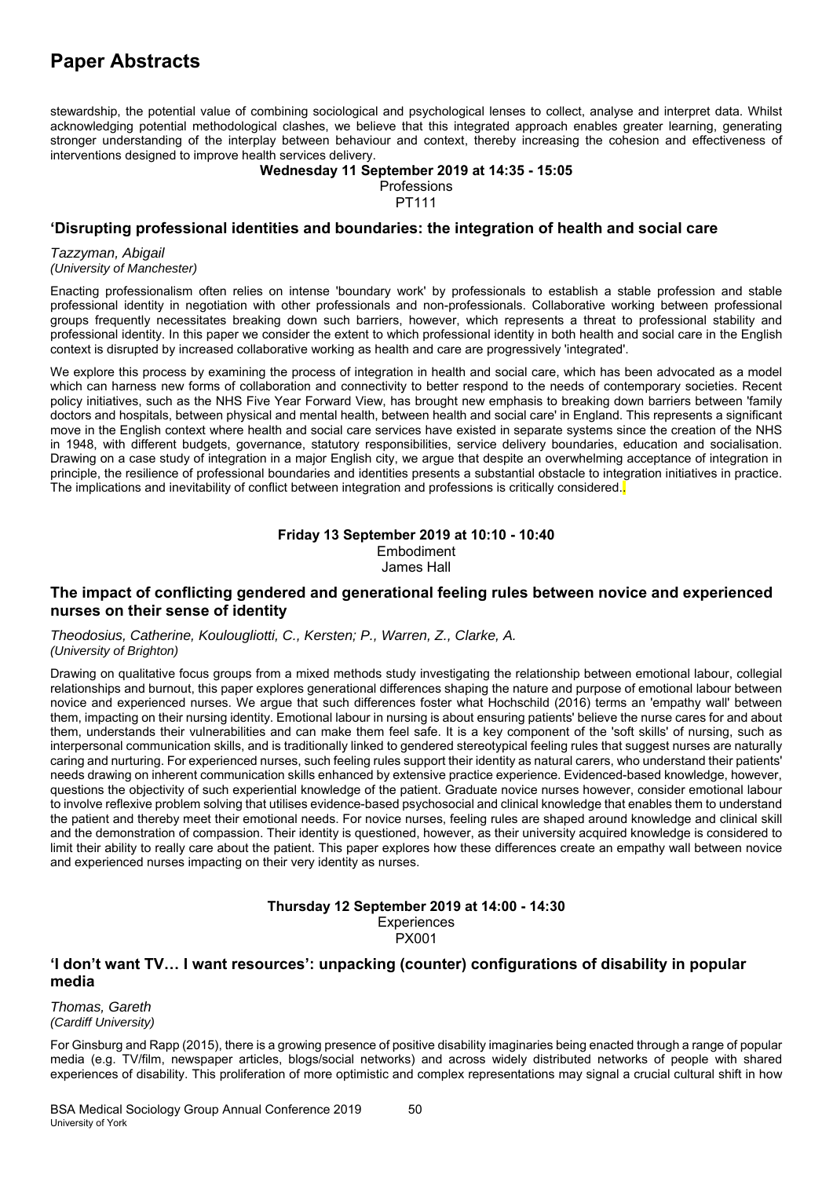# Paper Abstracts

stewardship, the potential value of combining sociological and psychological lenses to collect, analyse and interpret data. Whilst acknowledging potential methodological clashes, we believe that this integrated approach enables greater learning, generating stronger understanding of the interplay between behaviour and context, thereby increasing the cohesion and effectiveness of interventions designed to improve health services delivery.

**Wednesday 11 September 2019 at 14:35 - 15:05**
Professions
PT111

### 'Disrupting professional identities and boundaries: the integration of health and social care

*Tazzyman, Abigail*
*(University of Manchester)*

Enacting professionalism often relies on intense 'boundary work' by professionals to establish a stable profession and stable professional identity in negotiation with other professionals and non-professionals. Collaborative working between professional groups frequently necessitates breaking down such barriers, however, which represents a threat to professional stability and professional identity. In this paper we consider the extent to which professional identity in both health and social care in the English context is disrupted by increased collaborative working as health and care are progressively 'integrated'.

We explore this process by examining the process of integration in health and social care, which has been advocated as a model which can harness new forms of collaboration and connectivity to better respond to the needs of contemporary societies. Recent policy initiatives, such as the NHS Five Year Forward View, has brought new emphasis to breaking down barriers between 'family doctors and hospitals, between physical and mental health, between health and social care' in England. This represents a significant move in the English context where health and social care services have existed in separate systems since the creation of the NHS in 1948, with different budgets, governance, statutory responsibilities, service delivery boundaries, education and socialisation. Drawing on a case study of integration in a major English city, we argue that despite an overwhelming acceptance of integration in principle, the resilience of professional boundaries and identities presents a substantial obstacle to integration initiatives in practice. The implications and inevitability of conflict between integration and professions is critically considered..

**Friday 13 September 2019 at 10:10 - 10:40**
Embodiment
James Hall

### The impact of conflicting gendered and generational feeling rules between novice and experienced nurses on their sense of identity

*Theodosius, Catherine, Koulougliotti, C., Kersten; P., Warren, Z., Clarke, A.*
*(University of Brighton)*

Drawing on qualitative focus groups from a mixed methods study investigating the relationship between emotional labour, collegial relationships and burnout, this paper explores generational differences shaping the nature and purpose of emotional labour between novice and experienced nurses. We argue that such differences foster what Hochschild (2016) terms an 'empathy wall' between them, impacting on their nursing identity. Emotional labour in nursing is about ensuring patients' believe the nurse cares for and about them, understands their vulnerabilities and can make them feel safe. It is a key component of the 'soft skills' of nursing, such as interpersonal communication skills, and is traditionally linked to gendered stereotypical feeling rules that suggest nurses are naturally caring and nurturing. For experienced nurses, such feeling rules support their identity as natural carers, who understand their patients' needs drawing on inherent communication skills enhanced by extensive practice experience. Evidenced-based knowledge, however, questions the objectivity of such experiential knowledge of the patient. Graduate novice nurses however, consider emotional labour to involve reflexive problem solving that utilises evidence-based psychosocial and clinical knowledge that enables them to understand the patient and thereby meet their emotional needs. For novice nurses, feeling rules are shaped around knowledge and clinical skill and the demonstration of compassion. Their identity is questioned, however, as their university acquired knowledge is considered to limit their ability to really care about the patient. This paper explores how these differences create an empathy wall between novice and experienced nurses impacting on their very identity as nurses.

**Thursday 12 September 2019 at 14:00 - 14:30**
Experiences
PX001

### 'I don't want TV… I want resources': unpacking (counter) configurations of disability in popular media

*Thomas, Gareth*
*(Cardiff University)*

For Ginsburg and Rapp (2015), there is a growing presence of positive disability imaginaries being enacted through a range of popular media (e.g. TV/film, newspaper articles, blogs/social networks) and across widely distributed networks of people with shared experiences of disability. This proliferation of more optimistic and complex representations may signal a crucial cultural shift in how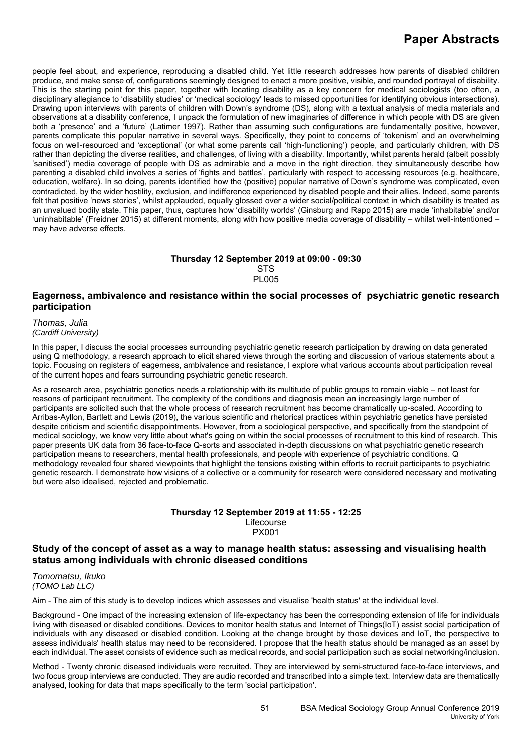people feel about, and experience, reproducing a disabled child. Yet little research addresses how parents of disabled children produce, and make sense of, configurations seemingly designed to enact a more positive, visible, and rounded portrayal of disability. This is the starting point for this paper, together with locating disability as a key concern for medical sociologists (too often, a disciplinary allegiance to 'disability studies' or 'medical sociology' leads to missed opportunities for identifying obvious intersections). Drawing upon interviews with parents of children with Down's syndrome (DS), along with a textual analysis of media materials and observations at a disability conference, I unpack the formulation of new imaginaries of difference in which people with DS are given both a 'presence' and a 'future' (Latimer 1997). Rather than assuming such configurations are fundamentally positive, however, parents complicate this popular narrative in several ways. Specifically, they point to concerns of 'tokenism' and an overwhelming focus on well-resourced and 'exceptional' (or what some parents call 'high-functioning') people, and particularly children, with DS rather than depicting the diverse realities, and challenges, of living with a disability. Importantly, whilst parents herald (albeit possibly 'sanitised') media coverage of people with DS as admirable and a move in the right direction, they simultaneously describe how parenting a disabled child involves a series of 'fights and battles', particularly with respect to accessing resources (e.g. healthcare, education, welfare). In so doing, parents identified how the (positive) popular narrative of Down's syndrome was complicated, even contradicted, by the wider hostility, exclusion, and indifference experienced by disabled people and their allies. Indeed, some parents felt that positive 'news stories', whilst applauded, equally glossed over a wider social/political context in which disability is treated as an unvalued bodily state. This paper, thus, captures how 'disability worlds' (Ginsburg and Rapp 2015) are made 'inhabitable' and/or 'uninhabitable' (Freidner 2015) at different moments, along with how positive media coverage of disability – whilst well-intentioned – may have adverse effects.

**Thursday 12 September 2019 at 09:00 - 09:30**
STS
PL005

## Eagerness, ambivalence and resistance within the social processes of psychiatric genetic research participation

*Thomas, Julia*
*(Cardiff University)*

In this paper, I discuss the social processes surrounding psychiatric genetic research participation by drawing on data generated using Q methodology, a research approach to elicit shared views through the sorting and discussion of various statements about a topic. Focusing on registers of eagerness, ambivalence and resistance, I explore what various accounts about participation reveal of the current hopes and fears surrounding psychiatric genetic research.

As a research area, psychiatric genetics needs a relationship with its multitude of public groups to remain viable – not least for reasons of participant recruitment. The complexity of the conditions and diagnosis mean an increasingly large number of participants are solicited such that the whole process of research recruitment has become dramatically up-scaled. According to Arribas-Ayllon, Bartlett and Lewis (2019), the various scientific and rhetorical practices within psychiatric genetics have persisted despite criticism and scientific disappointments. However, from a sociological perspective, and specifically from the standpoint of medical sociology, we know very little about what's going on within the social processes of recruitment to this kind of research. This paper presents UK data from 36 face-to-face Q-sorts and associated in-depth discussions on what psychiatric genetic research participation means to researchers, mental health professionals, and people with experience of psychiatric conditions. Q methodology revealed four shared viewpoints that highlight the tensions existing within efforts to recruit participants to psychiatric genetic research. I demonstrate how visions of a collective or a community for research were considered necessary and motivating but were also idealised, rejected and problematic.

**Thursday 12 September 2019 at 11:55 - 12:25**
Lifecourse
PX001

## Study of the concept of asset as a way to manage health status: assessing and visualising health status among individuals with chronic diseased conditions

*Tomomatsu, Ikuko*
*(TOMO Lab LLC)*

Aim - The aim of this study is to develop indices which assesses and visualise 'health status' at the individual level.

Background - One impact of the increasing extension of life-expectancy has been the corresponding extension of life for individuals living with diseased or disabled conditions. Devices to monitor health status and Internet of Things(IoT) assist social participation of individuals with any diseased or disabled condition. Looking at the change brought by those devices and IoT, the perspective to assess individuals' health status may need to be reconsidered. I propose that the health status should be managed as an asset by each individual. The asset consists of evidence such as medical records, and social participation such as social networking/inclusion.

Method - Twenty chronic diseased individuals were recruited. They are interviewed by semi-structured face-to-face interviews, and two focus group interviews are conducted. They are audio recorded and transcribed into a simple text. Interview data are thematically analysed, looking for data that maps specifically to the term 'social participation'.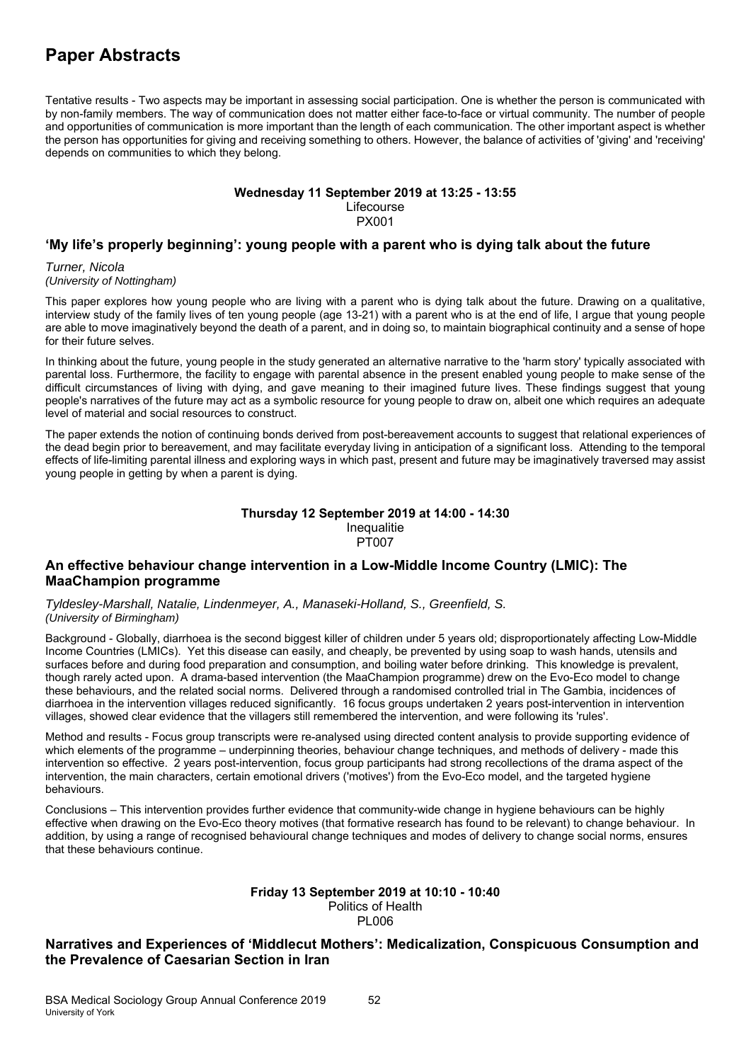# Paper Abstracts

Tentative results - Two aspects may be important in assessing social participation. One is whether the person is communicated with by non-family members. The way of communication does not matter either face-to-face or virtual community. The number of people and opportunities of communication is more important than the length of each communication. The other important aspect is whether the person has opportunities for giving and receiving something to others. However, the balance of activities of 'giving' and 'receiving' depends on communities to which they belong.

**Wednesday 11 September 2019 at 13:25 - 13:55**
Lifecourse
PX001

### 'My life's properly beginning': young people with a parent who is dying talk about the future

*Turner, Nicola*
*(University of Nottingham)*

This paper explores how young people who are living with a parent who is dying talk about the future. Drawing on a qualitative, interview study of the family lives of ten young people (age 13-21) with a parent who is at the end of life, I argue that young people are able to move imaginatively beyond the death of a parent, and in doing so, to maintain biographical continuity and a sense of hope for their future selves.

In thinking about the future, young people in the study generated an alternative narrative to the 'harm story' typically associated with parental loss. Furthermore, the facility to engage with parental absence in the present enabled young people to make sense of the difficult circumstances of living with dying, and gave meaning to their imagined future lives. These findings suggest that young people's narratives of the future may act as a symbolic resource for young people to draw on, albeit one which requires an adequate level of material and social resources to construct.

The paper extends the notion of continuing bonds derived from post-bereavement accounts to suggest that relational experiences of the dead begin prior to bereavement, and may facilitate everyday living in anticipation of a significant loss. Attending to the temporal effects of life-limiting parental illness and exploring ways in which past, present and future may be imaginatively traversed may assist young people in getting by when a parent is dying.

**Thursday 12 September 2019 at 14:00 - 14:30**
Inequalitie
PT007

### An effective behaviour change intervention in a Low-Middle Income Country (LMIC): The MaaChampion programme

*Tyldesley-Marshall, Natalie, Lindenmeyer, A., Manaseki-Holland, S., Greenfield, S.*
*(University of Birmingham)*

Background - Globally, diarrhoea is the second biggest killer of children under 5 years old; disproportionately affecting Low-Middle Income Countries (LMICs). Yet this disease can easily, and cheaply, be prevented by using soap to wash hands, utensils and surfaces before and during food preparation and consumption, and boiling water before drinking. This knowledge is prevalent, though rarely acted upon. A drama-based intervention (the MaaChampion programme) drew on the Evo-Eco model to change these behaviours, and the related social norms. Delivered through a randomised controlled trial in The Gambia, incidences of diarrhoea in the intervention villages reduced significantly. 16 focus groups undertaken 2 years post-intervention in intervention villages, showed clear evidence that the villagers still remembered the intervention, and were following its 'rules'.

Method and results - Focus group transcripts were re-analysed using directed content analysis to provide supporting evidence of which elements of the programme – underpinning theories, behaviour change techniques, and methods of delivery - made this intervention so effective. 2 years post-intervention, focus group participants had strong recollections of the drama aspect of the intervention, the main characters, certain emotional drivers ('motives') from the Evo-Eco model, and the targeted hygiene behaviours.

Conclusions – This intervention provides further evidence that community-wide change in hygiene behaviours can be highly effective when drawing on the Evo-Eco theory motives (that formative research has found to be relevant) to change behaviour. In addition, by using a range of recognised behavioural change techniques and modes of delivery to change social norms, ensures that these behaviours continue.

**Friday 13 September 2019 at 10:10 - 10:40**
Politics of Health
PL006

### Narratives and Experiences of 'Middlecut Mothers': Medicalization, Conspicuous Consumption and the Prevalence of Caesarian Section in Iran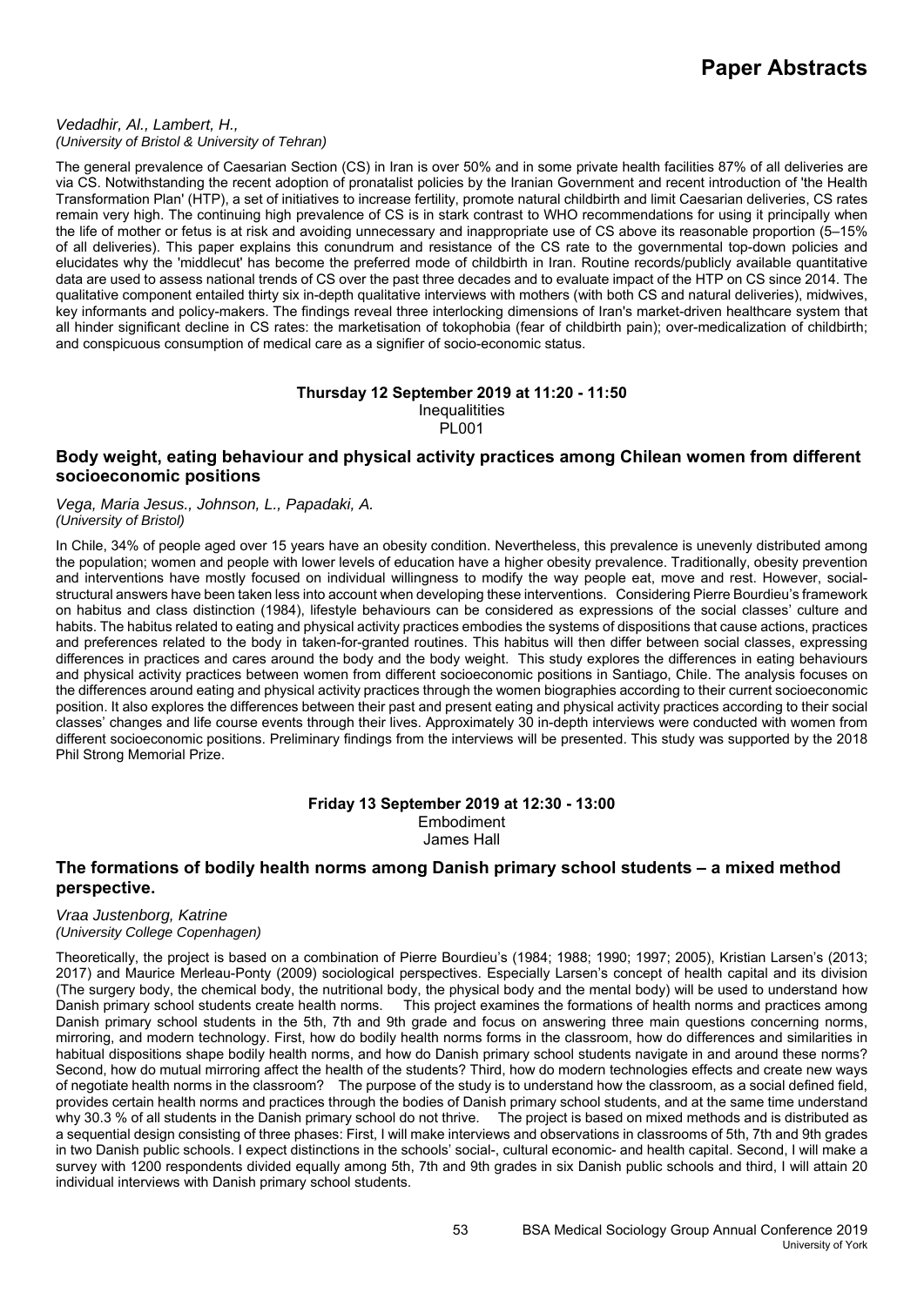*Vedadhir, Al., Lambert, H.,*
*(University of Bristol & University of Tehran)*

The general prevalence of Caesarian Section (CS) in Iran is over 50% and in some private health facilities 87% of all deliveries are via CS. Notwithstanding the recent adoption of pronatalist policies by the Iranian Government and recent introduction of 'the Health Transformation Plan' (HTP), a set of initiatives to increase fertility, promote natural childbirth and limit Caesarian deliveries, CS rates remain very high. The continuing high prevalence of CS is in stark contrast to WHO recommendations for using it principally when the life of mother or fetus is at risk and avoiding unnecessary and inappropriate use of CS above its reasonable proportion (5–15% of all deliveries). This paper explains this conundrum and resistance of the CS rate to the governmental top-down policies and elucidates why the 'middlecut' has become the preferred mode of childbirth in Iran. Routine records/publicly available quantitative data are used to assess national trends of CS over the past three decades and to evaluate impact of the HTP on CS since 2014. The qualitative component entailed thirty six in-depth qualitative interviews with mothers (with both CS and natural deliveries), midwives, key informants and policy-makers. The findings reveal three interlocking dimensions of Iran's market-driven healthcare system that all hinder significant decline in CS rates: the marketisation of tokophobia (fear of childbirth pain); over-medicalization of childbirth; and conspicuous consumption of medical care as a signifier of socio-economic status.

**Thursday 12 September 2019 at 11:20 - 11:50**
Inequalitities
PL001

### Body weight, eating behaviour and physical activity practices among Chilean women from different socioeconomic positions

*Vega, Maria Jesus., Johnson, L., Papadaki, A.*
*(University of Bristol)*

In Chile, 34% of people aged over 15 years have an obesity condition. Nevertheless, this prevalence is unevenly distributed among the population; women and people with lower levels of education have a higher obesity prevalence. Traditionally, obesity prevention and interventions have mostly focused on individual willingness to modify the way people eat, move and rest. However, social-structural answers have been taken less into account when developing these interventions. Considering Pierre Bourdieu's framework on habitus and class distinction (1984), lifestyle behaviours can be considered as expressions of the social classes' culture and habits. The habitus related to eating and physical activity practices embodies the systems of dispositions that cause actions, practices and preferences related to the body in taken-for-granted routines. This habitus will then differ between social classes, expressing differences in practices and cares around the body and the body weight. This study explores the differences in eating behaviours and physical activity practices between women from different socioeconomic positions in Santiago, Chile. The analysis focuses on the differences around eating and physical activity practices through the women biographies according to their current socioeconomic position. It also explores the differences between their past and present eating and physical activity practices according to their social classes' changes and life course events through their lives. Approximately 30 in-depth interviews were conducted with women from different socioeconomic positions. Preliminary findings from the interviews will be presented. This study was supported by the 2018 Phil Strong Memorial Prize.

**Friday 13 September 2019 at 12:30 - 13:00**
Embodiment
James Hall

### The formations of bodily health norms among Danish primary school students – a mixed method perspective.

*Vraa Justenborg, Katrine*
*(University College Copenhagen)*

Theoretically, the project is based on a combination of Pierre Bourdieu's (1984; 1988; 1990; 1997; 2005), Kristian Larsen's (2013; 2017) and Maurice Merleau-Ponty (2009) sociological perspectives. Especially Larsen's concept of health capital and its division (The surgery body, the chemical body, the nutritional body, the physical body and the mental body) will be used to understand how Danish primary school students create health norms. This project examines the formations of health norms and practices among Danish primary school students in the 5th, 7th and 9th grade and focus on answering three main questions concerning norms, mirroring, and modern technology. First, how do bodily health norms forms in the classroom, how do differences and similarities in habitual dispositions shape bodily health norms, and how do Danish primary school students navigate in and around these norms? Second, how do mutual mirroring affect the health of the students? Third, how do modern technologies effects and create new ways of negotiate health norms in the classroom? The purpose of the study is to understand how the classroom, as a social defined field, provides certain health norms and practices through the bodies of Danish primary school students, and at the same time understand why 30.3 % of all students in the Danish primary school do not thrive. The project is based on mixed methods and is distributed as a sequential design consisting of three phases: First, I will make interviews and observations in classrooms of 5th, 7th and 9th grades in two Danish public schools. I expect distinctions in the schools' social-, cultural economic- and health capital. Second, I will make a survey with 1200 respondents divided equally among 5th, 7th and 9th grades in six Danish public schools and third, I will attain 20 individual interviews with Danish primary school students.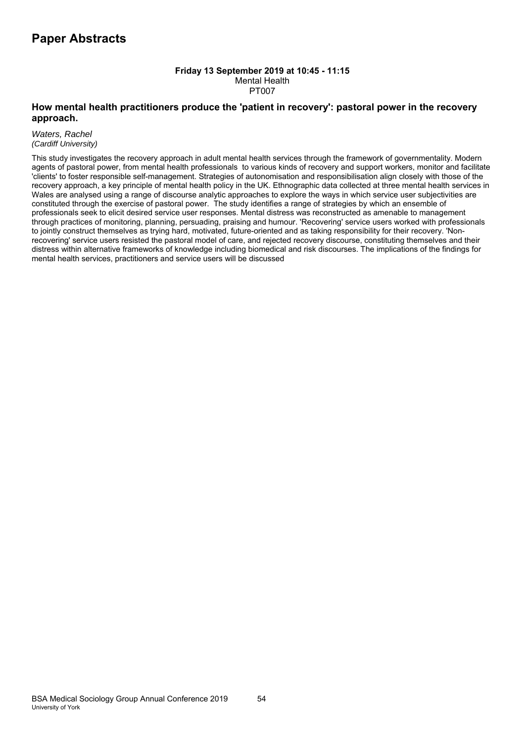# Paper Abstracts

**Friday 13 September 2019 at 10:45 - 11:15**
Mental Health
PT007

### How mental health practitioners produce the 'patient in recovery': pastoral power in the recovery approach.

*Waters, Rachel*
*(Cardiff University)*

This study investigates the recovery approach in adult mental health services through the framework of governmentality. Modern agents of pastoral power, from mental health professionals to various kinds of recovery and support workers, monitor and facilitate 'clients' to foster responsible self-management. Strategies of autonomisation and responsibilisation align closely with those of the recovery approach, a key principle of mental health policy in the UK. Ethnographic data collected at three mental health services in Wales are analysed using a range of discourse analytic approaches to explore the ways in which service user subjectivities are constituted through the exercise of pastoral power. The study identifies a range of strategies by which an ensemble of professionals seek to elicit desired service user responses. Mental distress was reconstructed as amenable to management through practices of monitoring, planning, persuading, praising and humour. 'Recovering' service users worked with professionals to jointly construct themselves as trying hard, motivated, future-oriented and as taking responsibility for their recovery. 'Non-recovering' service users resisted the pastoral model of care, and rejected recovery discourse, constituting themselves and their distress within alternative frameworks of knowledge including biomedical and risk discourses. The implications of the findings for mental health services, practitioners and service users will be discussed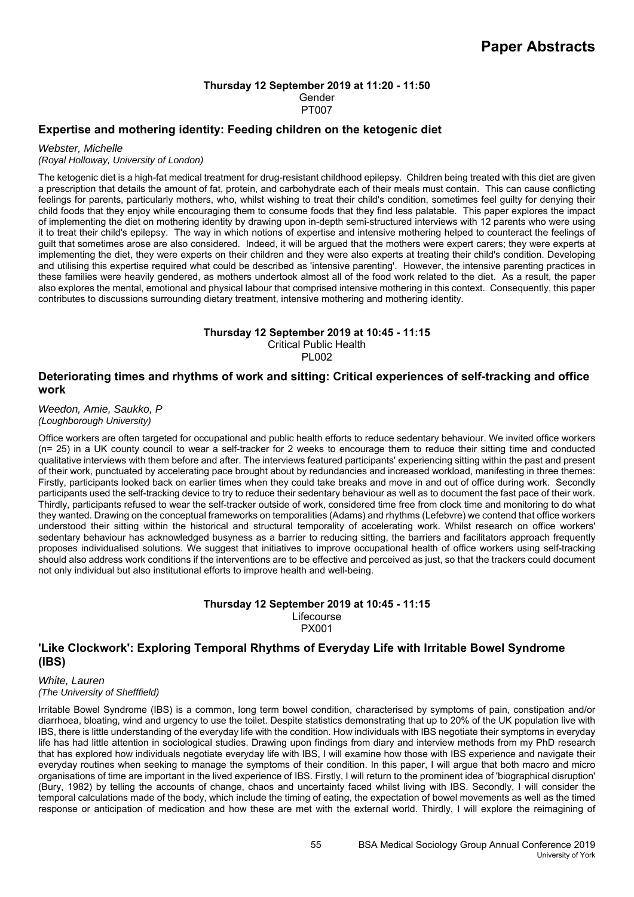**Thursday 12 September 2019 at 11:20 - 11:50**
Gender
PT007

## Expertise and mothering identity: Feeding children on the ketogenic diet

*Webster, Michelle*
*(Royal Holloway, University of London)*

The ketogenic diet is a high-fat medical treatment for drug-resistant childhood epilepsy. Children being treated with this diet are given a prescription that details the amount of fat, protein, and carbohydrate each of their meals must contain. This can cause conflicting feelings for parents, particularly mothers, who, whilst wishing to treat their child's condition, sometimes feel guilty for denying their child foods that they enjoy while encouraging them to consume foods that they find less palatable. This paper explores the impact of implementing the diet on mothering identity by drawing upon in-depth semi-structured interviews with 12 parents who were using it to treat their child's epilepsy. The way in which notions of expertise and intensive mothering helped to counteract the feelings of guilt that sometimes arose are also considered. Indeed, it will be argued that the mothers were expert carers; they were experts at implementing the diet, they were experts on their children and they were also experts at treating their child's condition. Developing and utilising this expertise required what could be described as 'intensive parenting'. However, the intensive parenting practices in these families were heavily gendered, as mothers undertook almost all of the food work related to the diet. As a result, the paper also explores the mental, emotional and physical labour that comprised intensive mothering in this context. Consequently, this paper contributes to discussions surrounding dietary treatment, intensive mothering and mothering identity.

**Thursday 12 September 2019 at 10:45 - 11:15**
Critical Public Health
PL002

## Deteriorating times and rhythms of work and sitting: Critical experiences of self-tracking and office work

*Weedon, Amie, Saukko, P*
*(Loughborough University)*

Office workers are often targeted for occupational and public health efforts to reduce sedentary behaviour. We invited office workers (n= 25) in a UK county council to wear a self-tracker for 2 weeks to encourage them to reduce their sitting time and conducted qualitative interviews with them before and after. The interviews featured participants' experiencing sitting within the past and present of their work, punctuated by accelerating pace brought about by redundancies and increased workload, manifesting in three themes: Firstly, participants looked back on earlier times when they could take breaks and move in and out of office during work. Secondly participants used the self-tracking device to try to reduce their sedentary behaviour as well as to document the fast pace of their work. Thirdly, participants refused to wear the self-tracker outside of work, considered time free from clock time and monitoring to do what they wanted. Drawing on the conceptual frameworks on temporalities (Adams) and rhythms (Lefebvre) we contend that office workers understood their sitting within the historical and structural temporality of accelerating work. Whilst research on office workers' sedentary behaviour has acknowledged busyness as a barrier to reducing sitting, the barriers and facilitators approach frequently proposes individualised solutions. We suggest that initiatives to improve occupational health of office workers using self-tracking should also address work conditions if the interventions are to be effective and perceived as just, so that the trackers could document not only individual but also institutional efforts to improve health and well-being.

**Thursday 12 September 2019 at 10:45 - 11:15**
Lifecourse
PX001

## 'Like Clockwork': Exploring Temporal Rhythms of Everyday Life with Irritable Bowel Syndrome (IBS)

*White, Lauren*
*(The University of Shefffield)*

Irritable Bowel Syndrome (IBS) is a common, long term bowel condition, characterised by symptoms of pain, constipation and/or diarrhoea, bloating, wind and urgency to use the toilet. Despite statistics demonstrating that up to 20% of the UK population live with IBS, there is little understanding of the everyday life with the condition. How individuals with IBS negotiate their symptoms in everyday life has had little attention in sociological studies. Drawing upon findings from diary and interview methods from my PhD research that has explored how individuals negotiate everyday life with IBS, I will examine how those with IBS experience and navigate their everyday routines when seeking to manage the symptoms of their condition. In this paper, I will argue that both macro and micro organisations of time are important in the lived experience of IBS. Firstly, I will return to the prominent idea of 'biographical disruption' (Bury, 1982) by telling the accounts of change, chaos and uncertainty faced whilst living with IBS. Secondly, I will consider the temporal calculations made of the body, which include the timing of eating, the expectation of bowel movements as well as the timed response or anticipation of medication and how these are met with the external world. Thirdly, I will explore the reimagining of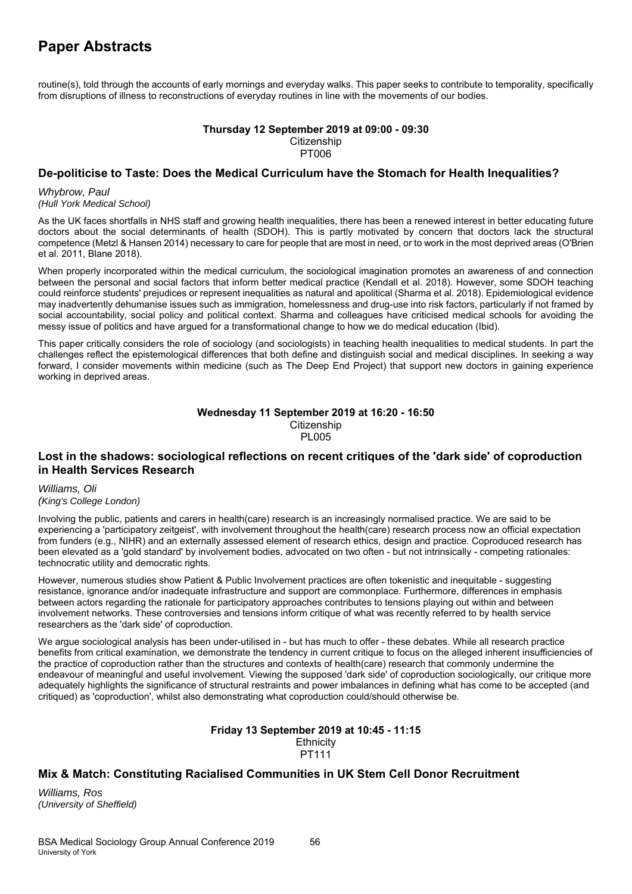routine(s), told through the accounts of early mornings and everyday walks. This paper seeks to contribute to temporality, specifically from disruptions of illness to reconstructions of everyday routines in line with the movements of our bodies.

**Thursday 12 September 2019 at 09:00 - 09:30**
Citizenship
PT006

### De-politicise to Taste: Does the Medical Curriculum have the Stomach for Health Inequalities?

*Whybrow, Paul*
*(Hull York Medical School)*

As the UK faces shortfalls in NHS staff and growing health inequalities, there has been a renewed interest in better educating future doctors about the social determinants of health (SDOH). This is partly motivated by concern that doctors lack the structural competence (Metzl & Hansen 2014) necessary to care for people that are most in need, or to work in the most deprived areas (O'Brien et al. 2011, Blane 2018).

When properly incorporated within the medical curriculum, the sociological imagination promotes an awareness of and connection between the personal and social factors that inform better medical practice (Kendall et al. 2018). However, some SDOH teaching could reinforce students' prejudices or represent inequalities as natural and apolitical (Sharma et al. 2018). Epidemiological evidence may inadvertently dehumanise issues such as immigration, homelessness and drug-use into risk factors, particularly if not framed by social accountability, social policy and political context. Sharma and colleagues have criticised medical schools for avoiding the messy issue of politics and have argued for a transformational change to how we do medical education (Ibid).

This paper critically considers the role of sociology (and sociologists) in teaching health inequalities to medical students. In part the challenges reflect the epistemological differences that both define and distinguish social and medical disciplines. In seeking a way forward, I consider movements within medicine (such as The Deep End Project) that support new doctors in gaining experience working in deprived areas.

**Wednesday 11 September 2019 at 16:20 - 16:50**
Citizenship
PL005

### Lost in the shadows: sociological reflections on recent critiques of the 'dark side' of coproduction in Health Services Research

*Williams, Oli*
*(King's College London)*

Involving the public, patients and carers in health(care) research is an increasingly normalised practice. We are said to be experiencing a 'participatory zeitgeist', with involvement throughout the health(care) research process now an official expectation from funders (e.g., NIHR) and an externally assessed element of research ethics, design and practice. Coproduced research has been elevated as a 'gold standard' by involvement bodies, advocated on two often - but not intrinsically - competing rationales: technocratic utility and democratic rights.

However, numerous studies show Patient & Public Involvement practices are often tokenistic and inequitable - suggesting resistance, ignorance and/or inadequate infrastructure and support are commonplace. Furthermore, differences in emphasis between actors regarding the rationale for participatory approaches contributes to tensions playing out within and between involvement networks. These controversies and tensions inform critique of what was recently referred to by health service researchers as the 'dark side' of coproduction.

We argue sociological analysis has been under-utilised in - but has much to offer - these debates. While all research practice benefits from critical examination, we demonstrate the tendency in current critique to focus on the alleged inherent insufficiencies of the practice of coproduction rather than the structures and contexts of health(care) research that commonly undermine the endeavour of meaningful and useful involvement. Viewing the supposed 'dark side' of coproduction sociologically, our critique more adequately highlights the significance of structural restraints and power imbalances in defining what has come to be accepted (and critiqued) as 'coproduction', whilst also demonstrating what coproduction could/should otherwise be.

**Friday 13 September 2019 at 10:45 - 11:15**
Ethnicity
PT111

### Mix & Match: Constituting Racialised Communities in UK Stem Cell Donor Recruitment

*Williams, Ros*
*(University of Sheffield)*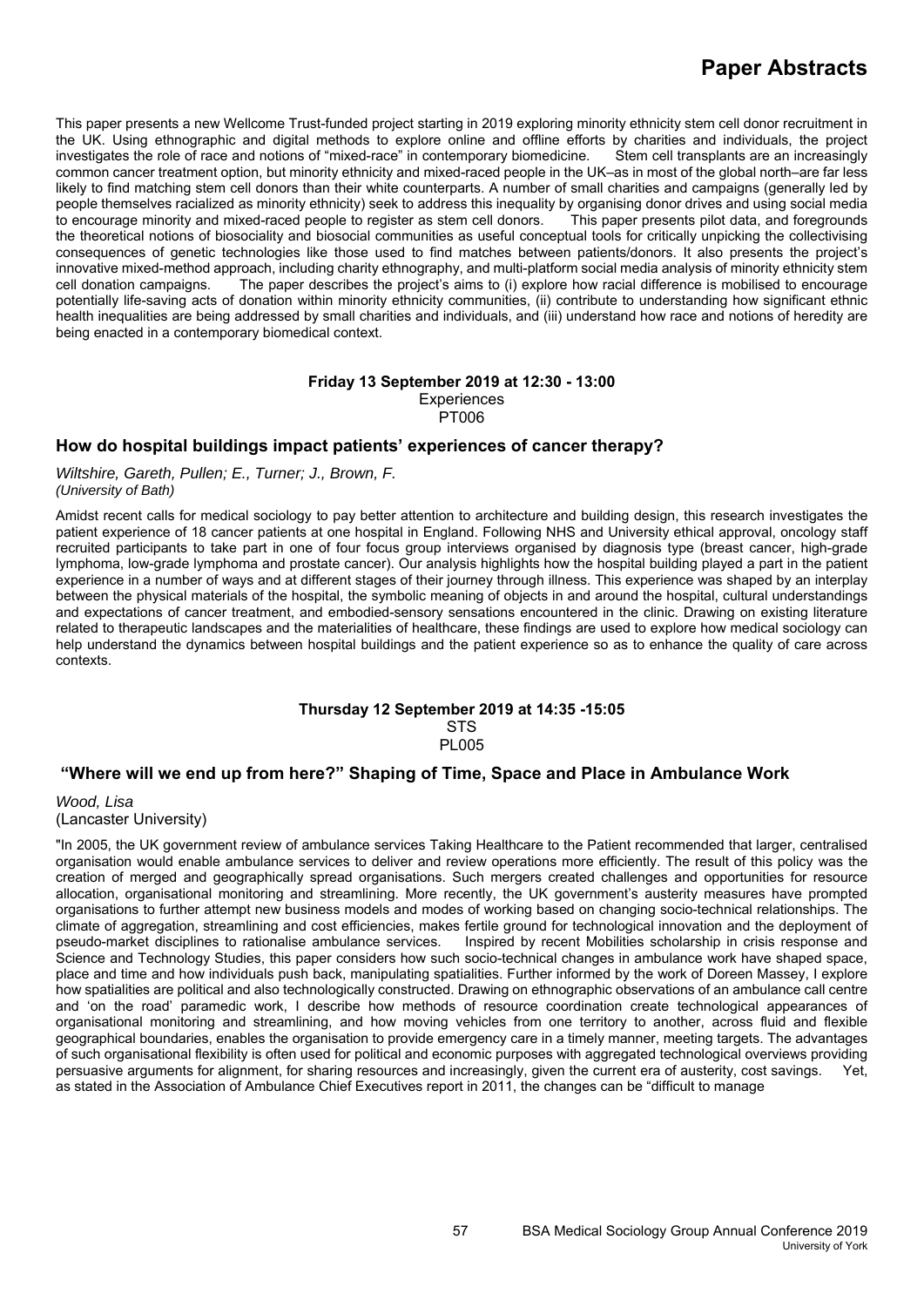This paper presents a new Wellcome Trust-funded project starting in 2019 exploring minority ethnicity stem cell donor recruitment in the UK. Using ethnographic and digital methods to explore online and offline efforts by charities and individuals, the project investigates the role of race and notions of "mixed-race" in contemporary biomedicine. Stem cell transplants are an increasingly common cancer treatment option, but minority ethnicity and mixed-raced people in the UK–as in most of the global north–are far less likely to find matching stem cell donors than their white counterparts. A number of small charities and campaigns (generally led by people themselves racialized as minority ethnicity) seek to address this inequality by organising donor drives and using social media to encourage minority and mixed-raced people to register as stem cell donors. This paper presents pilot data, and foregrounds the theoretical notions of biosociality and biosocial communities as useful conceptual tools for critically unpicking the collectivising consequences of genetic technologies like those used to find matches between patients/donors. It also presents the project's innovative mixed-method approach, including charity ethnography, and multi-platform social media analysis of minority ethnicity stem cell donation campaigns. The paper describes the project's aims to (i) explore how racial difference is mobilised to encourage potentially life-saving acts of donation within minority ethnicity communities, (ii) contribute to understanding how significant ethnic health inequalities are being addressed by small charities and individuals, and (iii) understand how race and notions of heredity are being enacted in a contemporary biomedical context.

**Friday 13 September 2019 at 12:30 - 13:00**
Experiences
PT006

### How do hospital buildings impact patients' experiences of cancer therapy?

*Wiltshire, Gareth, Pullen; E., Turner; J., Brown, F.*
*(University of Bath)*

Amidst recent calls for medical sociology to pay better attention to architecture and building design, this research investigates the patient experience of 18 cancer patients at one hospital in England. Following NHS and University ethical approval, oncology staff recruited participants to take part in one of four focus group interviews organised by diagnosis type (breast cancer, high-grade lymphoma, low-grade lymphoma and prostate cancer). Our analysis highlights how the hospital building played a part in the patient experience in a number of ways and at different stages of their journey through illness. This experience was shaped by an interplay between the physical materials of the hospital, the symbolic meaning of objects in and around the hospital, cultural understandings and expectations of cancer treatment, and embodied-sensory sensations encountered in the clinic. Drawing on existing literature related to therapeutic landscapes and the materialities of healthcare, these findings are used to explore how medical sociology can help understand the dynamics between hospital buildings and the patient experience so as to enhance the quality of care across contexts.

**Thursday 12 September 2019 at 14:35 -15:05**
STS
PL005

### "Where will we end up from here?" Shaping of Time, Space and Place in Ambulance Work

*Wood, Lisa*
(Lancaster University)

"In 2005, the UK government review of ambulance services Taking Healthcare to the Patient recommended that larger, centralised organisation would enable ambulance services to deliver and review operations more efficiently. The result of this policy was the creation of merged and geographically spread organisations. Such mergers created challenges and opportunities for resource allocation, organisational monitoring and streamlining. More recently, the UK government's austerity measures have prompted organisations to further attempt new business models and modes of working based on changing socio-technical relationships. The climate of aggregation, streamlining and cost efficiencies, makes fertile ground for technological innovation and the deployment of pseudo-market disciplines to rationalise ambulance services. Inspired by recent Mobilities scholarship in crisis response and Science and Technology Studies, this paper considers how such socio-technical changes in ambulance work have shaped space, place and time and how individuals push back, manipulating spatialities. Further informed by the work of Doreen Massey, I explore how spatialities are political and also technologically constructed. Drawing on ethnographic observations of an ambulance call centre and 'on the road' paramedic work, I describe how methods of resource coordination create technological appearances of organisational monitoring and streamlining, and how moving vehicles from one territory to another, across fluid and flexible geographical boundaries, enables the organisation to provide emergency care in a timely manner, meeting targets. The advantages of such organisational flexibility is often used for political and economic purposes with aggregated technological overviews providing persuasive arguments for alignment, for sharing resources and increasingly, given the current era of austerity, cost savings. Yet, as stated in the Association of Ambulance Chief Executives report in 2011, the changes can be "difficult to manage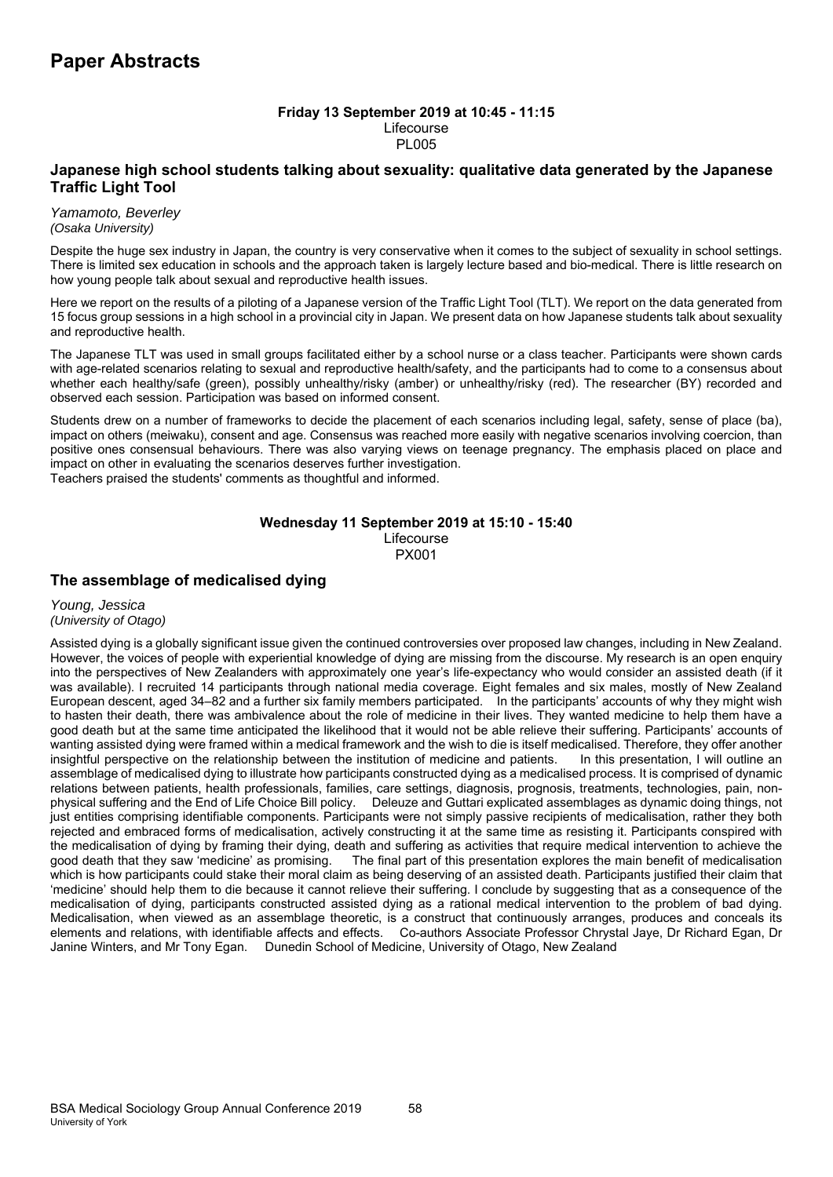# Paper Abstracts

**Friday 13 September 2019 at 10:45 - 11:15**
Lifecourse
PL005

### Japanese high school students talking about sexuality: qualitative data generated by the Japanese Traffic Light Tool

*Yamamoto, Beverley*
*(Osaka University)*

Despite the huge sex industry in Japan, the country is very conservative when it comes to the subject of sexuality in school settings. There is limited sex education in schools and the approach taken is largely lecture based and bio-medical. There is little research on how young people talk about sexual and reproductive health issues.

Here we report on the results of a piloting of a Japanese version of the Traffic Light Tool (TLT). We report on the data generated from 15 focus group sessions in a high school in a provincial city in Japan. We present data on how Japanese students talk about sexuality and reproductive health.

The Japanese TLT was used in small groups facilitated either by a school nurse or a class teacher. Participants were shown cards with age-related scenarios relating to sexual and reproductive health/safety, and the participants had to come to a consensus about whether each healthy/safe (green), possibly unhealthy/risky (amber) or unhealthy/risky (red). The researcher (BY) recorded and observed each session. Participation was based on informed consent.

Students drew on a number of frameworks to decide the placement of each scenarios including legal, safety, sense of place (ba), impact on others (meiwaku), consent and age. Consensus was reached more easily with negative scenarios involving coercion, than positive ones consensual behaviours. There was also varying views on teenage pregnancy. The emphasis placed on place and impact on other in evaluating the scenarios deserves further investigation.
Teachers praised the students' comments as thoughtful and informed.

**Wednesday 11 September 2019 at 15:10 - 15:40**
Lifecourse
PX001

### The assemblage of medicalised dying

*Young, Jessica*
*(University of Otago)*

Assisted dying is a globally significant issue given the continued controversies over proposed law changes, including in New Zealand. However, the voices of people with experiential knowledge of dying are missing from the discourse. My research is an open enquiry into the perspectives of New Zealanders with approximately one year's life-expectancy who would consider an assisted death (if it was available). I recruited 14 participants through national media coverage. Eight females and six males, mostly of New Zealand European descent, aged 34–82 and a further six family members participated. In the participants' accounts of why they might wish to hasten their death, there was ambivalence about the role of medicine in their lives. They wanted medicine to help them have a good death but at the same time anticipated the likelihood that it would not be able relieve their suffering. Participants' accounts of wanting assisted dying were framed within a medical framework and the wish to die is itself medicalised. Therefore, they offer another insightful perspective on the relationship between the institution of medicine and patients. In this presentation, I will outline an assemblage of medicalised dying to illustrate how participants constructed dying as a medicalised process. It is comprised of dynamic relations between patients, health professionals, families, care settings, diagnosis, prognosis, treatments, technologies, pain, non-physical suffering and the End of Life Choice Bill policy. Deleuze and Guttari explicated assemblages as dynamic doing things, not just entities comprising identifiable components. Participants were not simply passive recipients of medicalisation, rather they both rejected and embraced forms of medicalisation, actively constructing it at the same time as resisting it. Participants conspired with the medicalisation of dying by framing their dying, death and suffering as activities that require medical intervention to achieve the good death that they saw 'medicine' as promising. The final part of this presentation explores the main benefit of medicalisation which is how participants could stake their moral claim as being deserving of an assisted death. Participants justified their claim that 'medicine' should help them to die because it cannot relieve their suffering. I conclude by suggesting that as a consequence of the medicalisation of dying, participants constructed assisted dying as a rational medical intervention to the problem of bad dying. Medicalisation, when viewed as an assemblage theoretic, is a construct that continuously arranges, produces and conceals its elements and relations, with identifiable affects and effects. Co-authors Associate Professor Chrystal Jaye, Dr Richard Egan, Dr Janine Winters, and Mr Tony Egan. Dunedin School of Medicine, University of Otago, New Zealand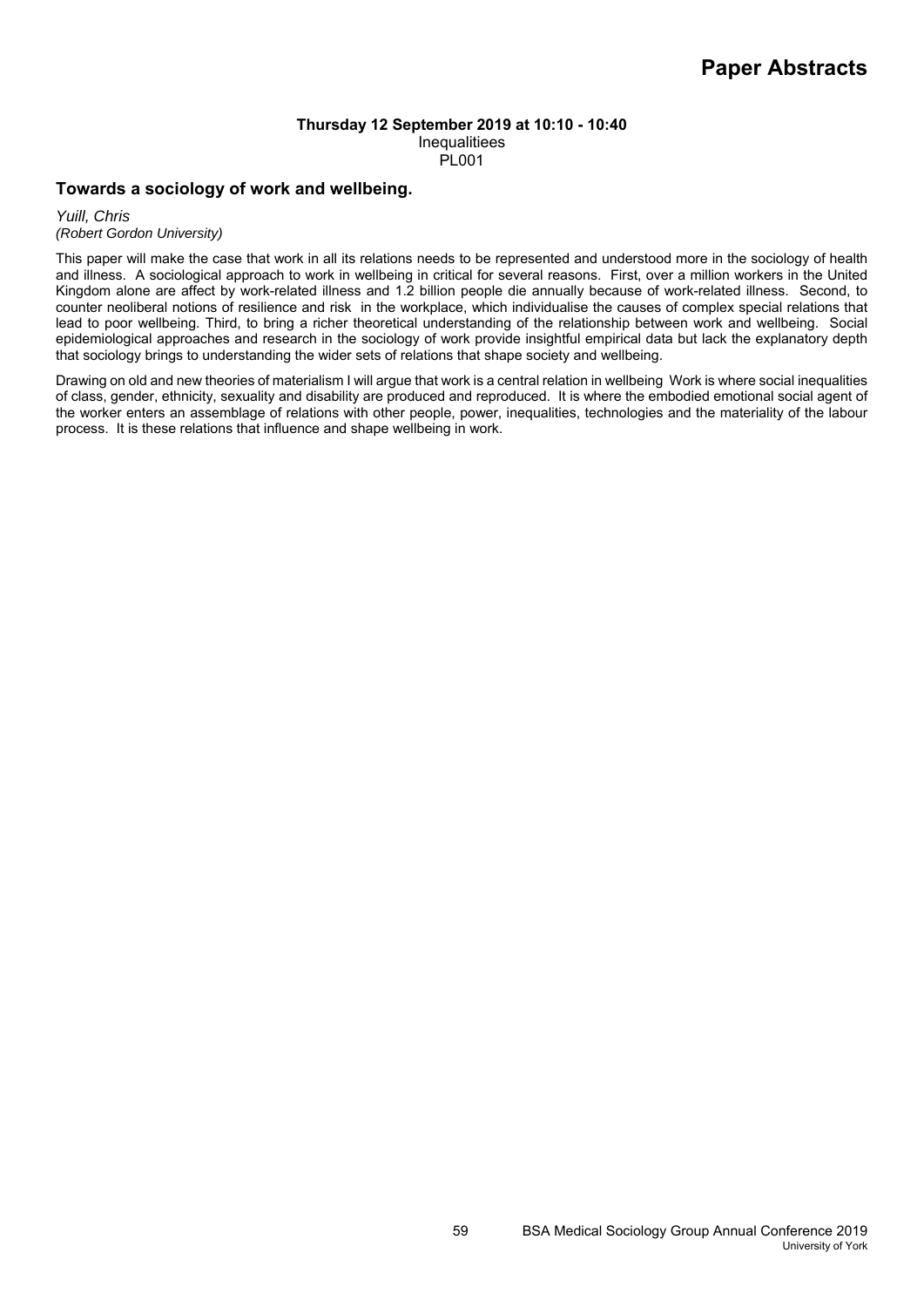**Thursday 12 September 2019 at 10:10 - 10:40**
Inequalitiees
PL001

## Towards a sociology of work and wellbeing.

*Yuill, Chris*
*(Robert Gordon University)*

This paper will make the case that work in all its relations needs to be represented and understood more in the sociology of health and illness. A sociological approach to work in wellbeing in critical for several reasons. First, over a million workers in the United Kingdom alone are affect by work-related illness and 1.2 billion people die annually because of work-related illness. Second, to counter neoliberal notions of resilience and risk in the workplace, which individualise the causes of complex special relations that lead to poor wellbeing. Third, to bring a richer theoretical understanding of the relationship between work and wellbeing. Social epidemiological approaches and research in the sociology of work provide insightful empirical data but lack the explanatory depth that sociology brings to understanding the wider sets of relations that shape society and wellbeing.

Drawing on old and new theories of materialism I will argue that work is a central relation in wellbeing Work is where social inequalities of class, gender, ethnicity, sexuality and disability are produced and reproduced. It is where the embodied emotional social agent of the worker enters an assemblage of relations with other people, power, inequalities, technologies and the materiality of the labour process. It is these relations that influence and shape wellbeing in work.